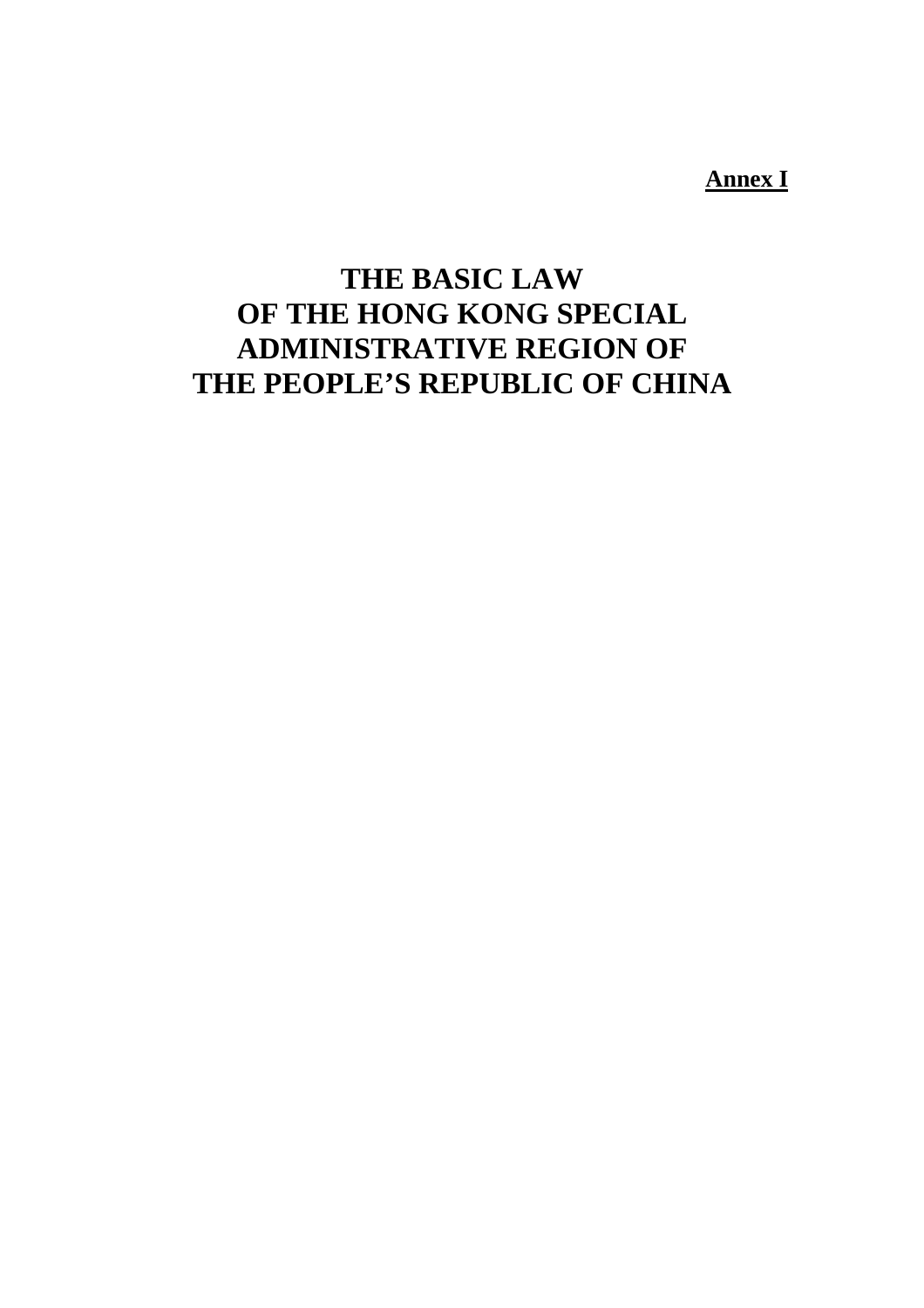**Annex I**

# THE BASIC LAW OF THE HONG KONG SPECIAL ADMINISTRATIVE REGION OF THE PEOPLE'S REPUBLIC OF CHINA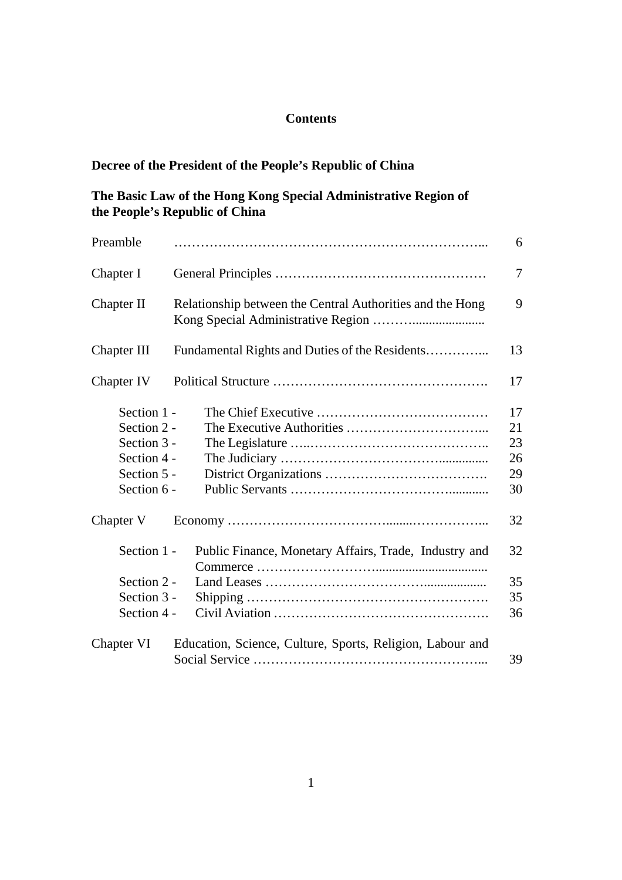# Contents

**Decree of the President of the People's Republic of China**

**The Basic Law of the Hong Kong Special Administrative Region of the People's Republic of China**

| | | |
|---|---|---|
| Preamble | | 6 |
| Chapter I | General Principles | 7 |
| Chapter II | Relationship between the Central Authorities and the Hong Kong Special Administrative Region | 9 |
| Chapter III | Fundamental Rights and Duties of the Residents | 13 |
| Chapter IV | Political Structure | 17 |
| Section 1 - | The Chief Executive | 17 |
| Section 2 - | The Executive Authorities | 21 |
| Section 3 - | The Legislature | 23 |
| Section 4 - | The Judiciary | 26 |
| Section 5 - | District Organizations | 29 |
| Section 6 - | Public Servants | 30 |
| Chapter V | Economy | 32 |
| Section 1 - | Public Finance, Monetary Affairs, Trade, Industry and Commerce | 32 |
| Section 2 - | Land Leases | 35 |
| Section 3 - | Shipping | 35 |
| Section 4 - | Civil Aviation | 36 |
| Chapter VI | Education, Science, Culture, Sports, Religion, Labour and Social Service | 39 |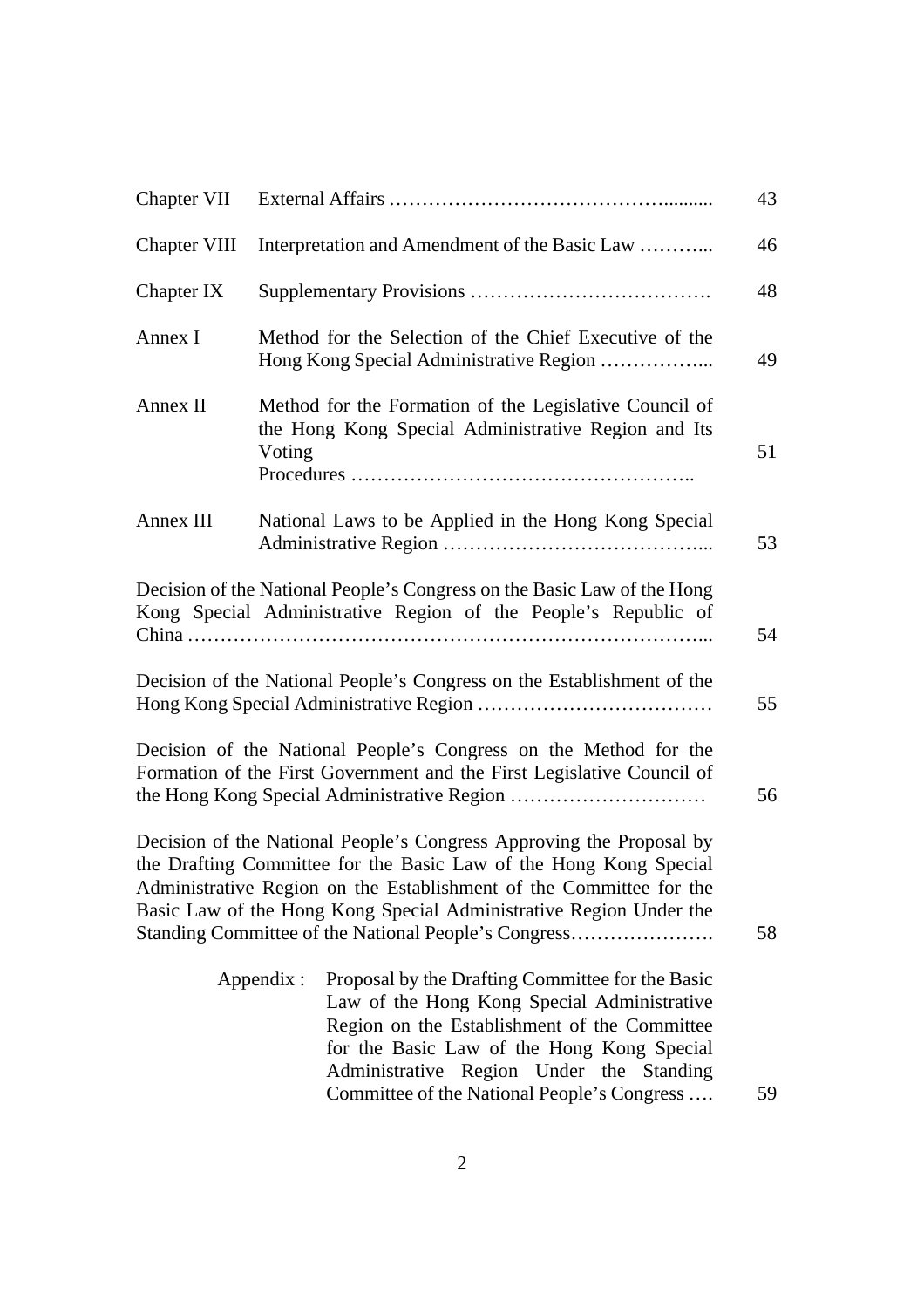| | | |
|---|---|---|
| Chapter VII | External Affairs ……………………………………......... | 43 |
| Chapter VIII | Interpretation and Amendment of the Basic Law ………... | 46 |
| Chapter IX | Supplementary Provisions ………………………………. | 48 |
| Annex I | Method for the Selection of the Chief Executive of the Hong Kong Special Administrative Region ……………... | 49 |
| Annex II | Method for the Formation of the Legislative Council of the Hong Kong Special Administrative Region and Its Voting Procedures …………………………………………….. | 51 |
| Annex III | National Laws to be Applied in the Hong Kong Special Administrative Region …………………………………... | 53 |

Decision of the National People's Congress on the Basic Law of the Hong Kong Special Administrative Region of the People's Republic of China ……………………………………………………………………... 54

Decision of the National People's Congress on the Establishment of the Hong Kong Special Administrative Region ……………………………… 55

Decision of the National People's Congress on the Method for the Formation of the First Government and the First Legislative Council of the Hong Kong Special Administrative Region ………………………… 56

Decision of the National People's Congress Approving the Proposal by the Drafting Committee for the Basic Law of the Hong Kong Special Administrative Region on the Establishment of the Committee for the Basic Law of the Hong Kong Special Administrative Region Under the Standing Committee of the National People's Congress…………………. 58

Appendix : Proposal by the Drafting Committee for the Basic Law of the Hong Kong Special Administrative Region on the Establishment of the Committee for the Basic Law of the Hong Kong Special Administrative Region Under the Standing Committee of the National People's Congress …. 59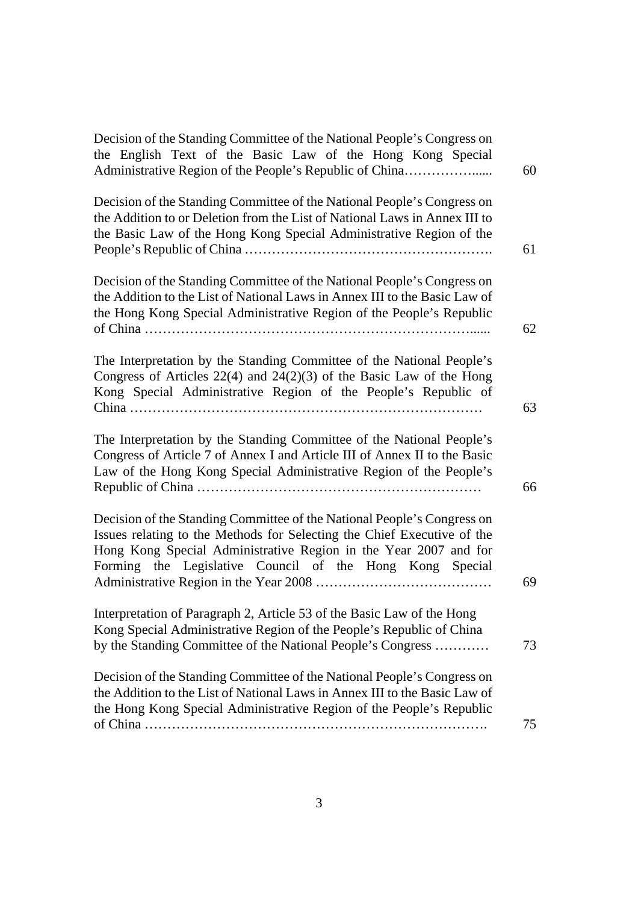| | |
|---|---|
| Decision of the Standing Committee of the National People's Congress on the English Text of the Basic Law of the Hong Kong Special Administrative Region of the People's Republic of China……………...... | 60 |
| Decision of the Standing Committee of the National People's Congress on the Addition to or Deletion from the List of National Laws in Annex III to the Basic Law of the Hong Kong Special Administrative Region of the People's Republic of China ………………………………………………. | 61 |
| Decision of the Standing Committee of the National People's Congress on the Addition to the List of National Laws in Annex III to the Basic Law of the Hong Kong Special Administrative Region of the People's Republic of China …………………………………………………………...... | 62 |
| The Interpretation by the Standing Committee of the National People's Congress of Articles 22(4) and 24(2)(3) of the Basic Law of the Hong Kong Special Administrative Region of the People's Republic of China ………………………………………………………………… | 63 |
| The Interpretation by the Standing Committee of the National People's Congress of Article 7 of Annex I and Article III of Annex II to the Basic Law of the Hong Kong Special Administrative Region of the People's Republic of China …………………………………………………… | 66 |
| Decision of the Standing Committee of the National People's Congress on Issues relating to the Methods for Selecting the Chief Executive of the Hong Kong Special Administrative Region in the Year 2007 and for Forming the Legislative Council of the Hong Kong Special Administrative Region in the Year 2008 ………………………………… | 69 |
| Interpretation of Paragraph 2, Article 53 of the Basic Law of the Hong Kong Special Administrative Region of the People's Republic of China by the Standing Committee of the National People's Congress ………… | 73 |
| Decision of the Standing Committee of the National People's Congress on the Addition to the List of National Laws in Annex III to the Basic Law of the Hong Kong Special Administrative Region of the People's Republic of China ……………………………………………………………. | 75 |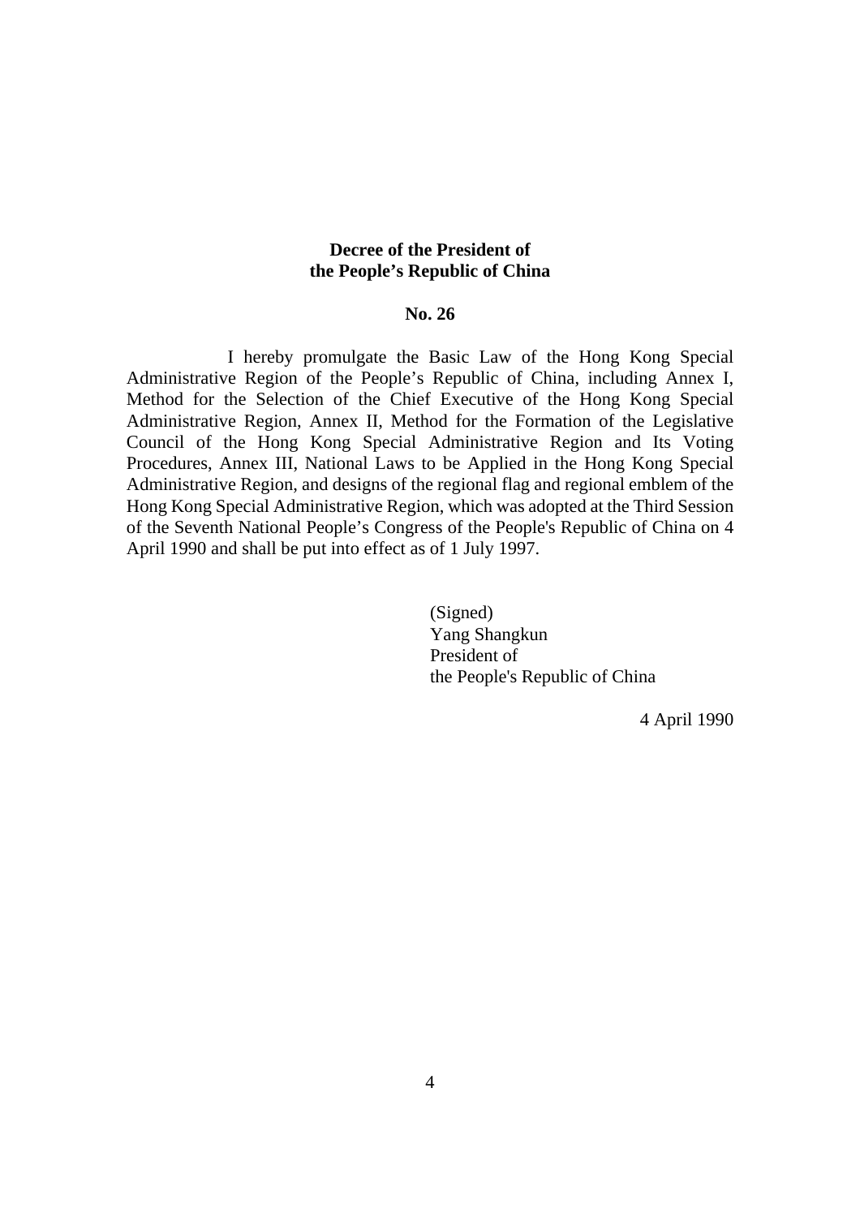**Decree of the President of the People's Republic of China**

**No. 26**

I hereby promulgate the Basic Law of the Hong Kong Special Administrative Region of the People's Republic of China, including Annex I, Method for the Selection of the Chief Executive of the Hong Kong Special Administrative Region, Annex II, Method for the Formation of the Legislative Council of the Hong Kong Special Administrative Region and Its Voting Procedures, Annex III, National Laws to be Applied in the Hong Kong Special Administrative Region, and designs of the regional flag and regional emblem of the Hong Kong Special Administrative Region, which was adopted at the Third Session of the Seventh National People's Congress of the People's Republic of China on 4 April 1990 and shall be put into effect as of 1 July 1997.

(Signed)
Yang Shangkun
President of
the People's Republic of China

4 April 1990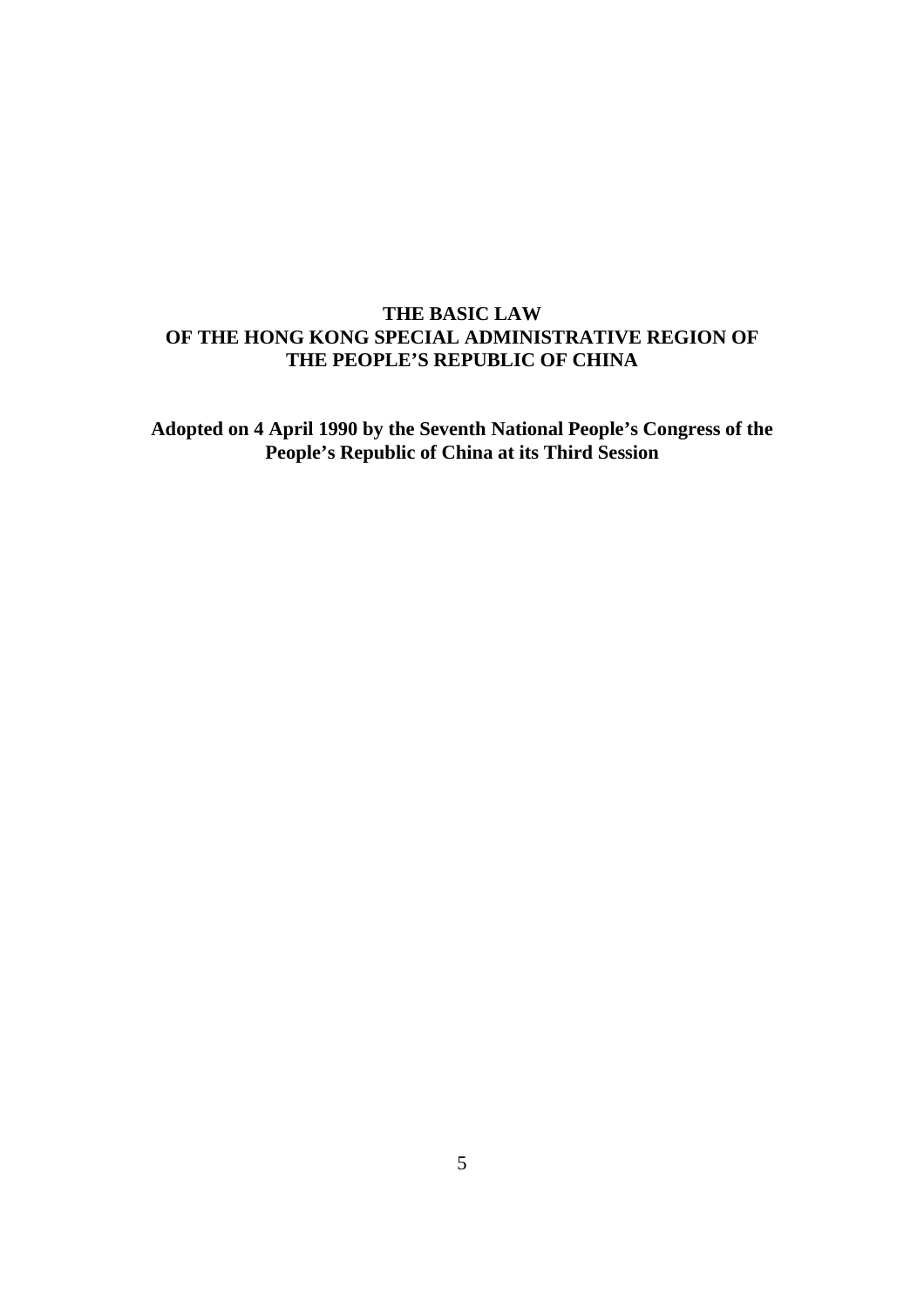# THE BASIC LAW OF THE HONG KONG SPECIAL ADMINISTRATIVE REGION OF THE PEOPLE'S REPUBLIC OF CHINA

**Adopted on 4 April 1990 by the Seventh National People's Congress of the People's Republic of China at its Third Session**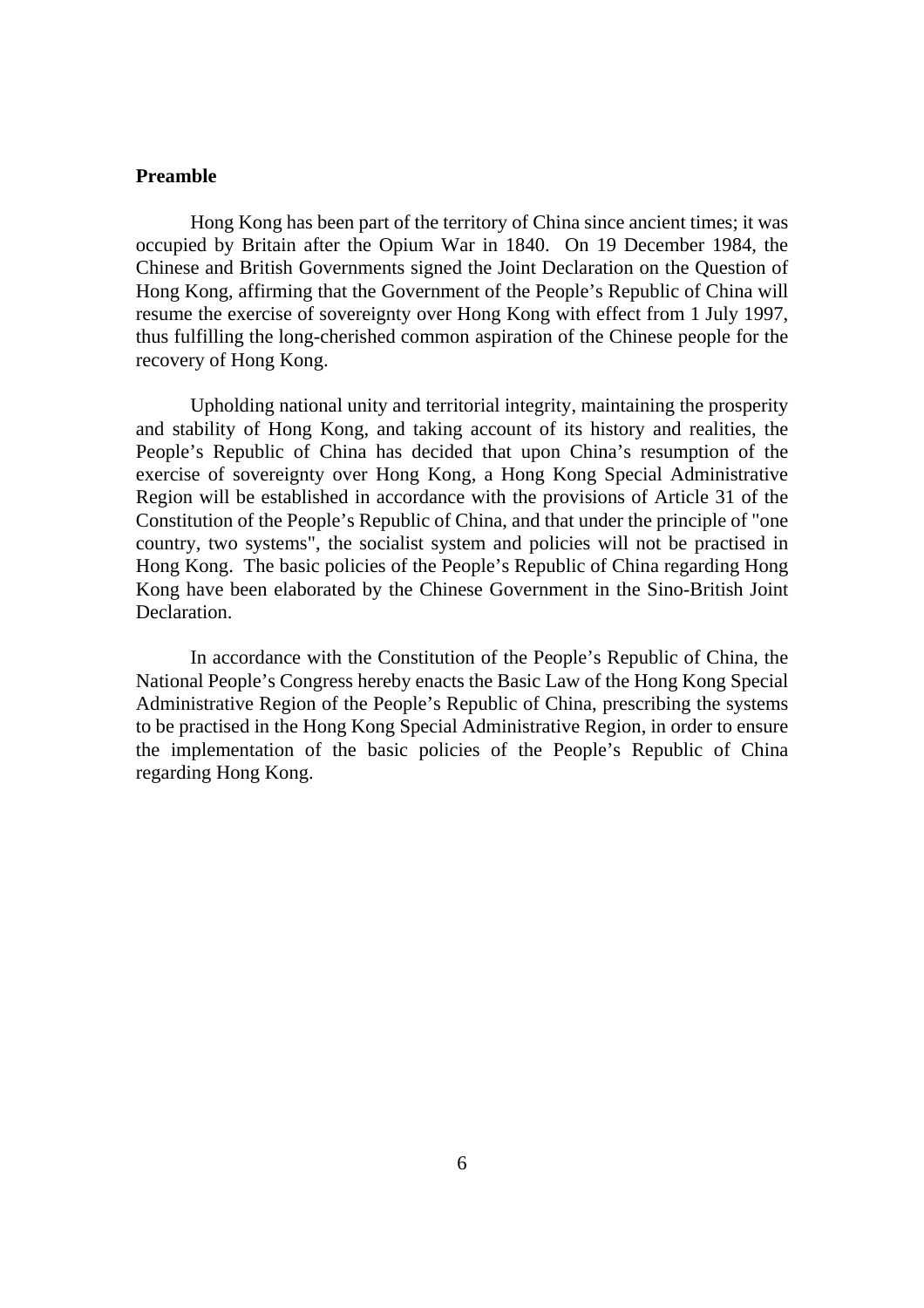**Preamble**

Hong Kong has been part of the territory of China since ancient times; it was occupied by Britain after the Opium War in 1840. On 19 December 1984, the Chinese and British Governments signed the Joint Declaration on the Question of Hong Kong, affirming that the Government of the People's Republic of China will resume the exercise of sovereignty over Hong Kong with effect from 1 July 1997, thus fulfilling the long-cherished common aspiration of the Chinese people for the recovery of Hong Kong.

Upholding national unity and territorial integrity, maintaining the prosperity and stability of Hong Kong, and taking account of its history and realities, the People's Republic of China has decided that upon China's resumption of the exercise of sovereignty over Hong Kong, a Hong Kong Special Administrative Region will be established in accordance with the provisions of Article 31 of the Constitution of the People's Republic of China, and that under the principle of "one country, two systems", the socialist system and policies will not be practised in Hong Kong. The basic policies of the People's Republic of China regarding Hong Kong have been elaborated by the Chinese Government in the Sino-British Joint Declaration.

In accordance with the Constitution of the People's Republic of China, the National People's Congress hereby enacts the Basic Law of the Hong Kong Special Administrative Region of the People's Republic of China, prescribing the systems to be practised in the Hong Kong Special Administrative Region, in order to ensure the implementation of the basic policies of the People's Republic of China regarding Hong Kong.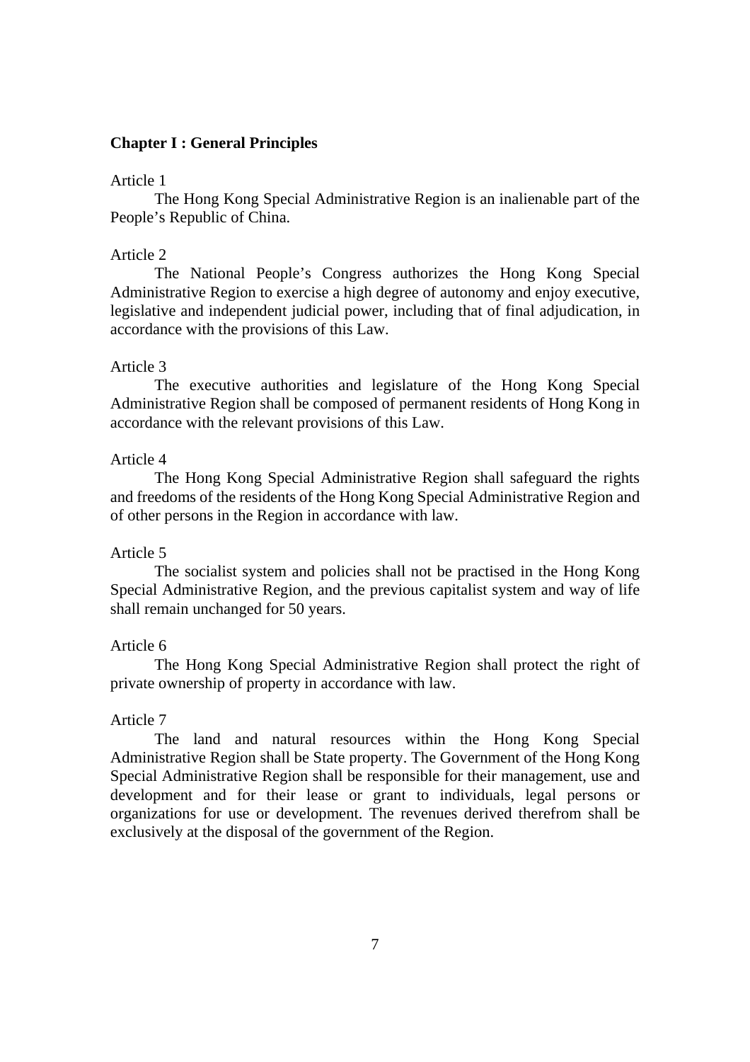## Chapter I : General Principles

Article 1

The Hong Kong Special Administrative Region is an inalienable part of the People's Republic of China.

Article 2

The National People's Congress authorizes the Hong Kong Special Administrative Region to exercise a high degree of autonomy and enjoy executive, legislative and independent judicial power, including that of final adjudication, in accordance with the provisions of this Law.

Article 3

The executive authorities and legislature of the Hong Kong Special Administrative Region shall be composed of permanent residents of Hong Kong in accordance with the relevant provisions of this Law.

Article 4

The Hong Kong Special Administrative Region shall safeguard the rights and freedoms of the residents of the Hong Kong Special Administrative Region and of other persons in the Region in accordance with law.

Article 5

The socialist system and policies shall not be practised in the Hong Kong Special Administrative Region, and the previous capitalist system and way of life shall remain unchanged for 50 years.

Article 6

The Hong Kong Special Administrative Region shall protect the right of private ownership of property in accordance with law.

Article 7

The land and natural resources within the Hong Kong Special Administrative Region shall be State property. The Government of the Hong Kong Special Administrative Region shall be responsible for their management, use and development and for their lease or grant to individuals, legal persons or organizations for use or development. The revenues derived therefrom shall be exclusively at the disposal of the government of the Region.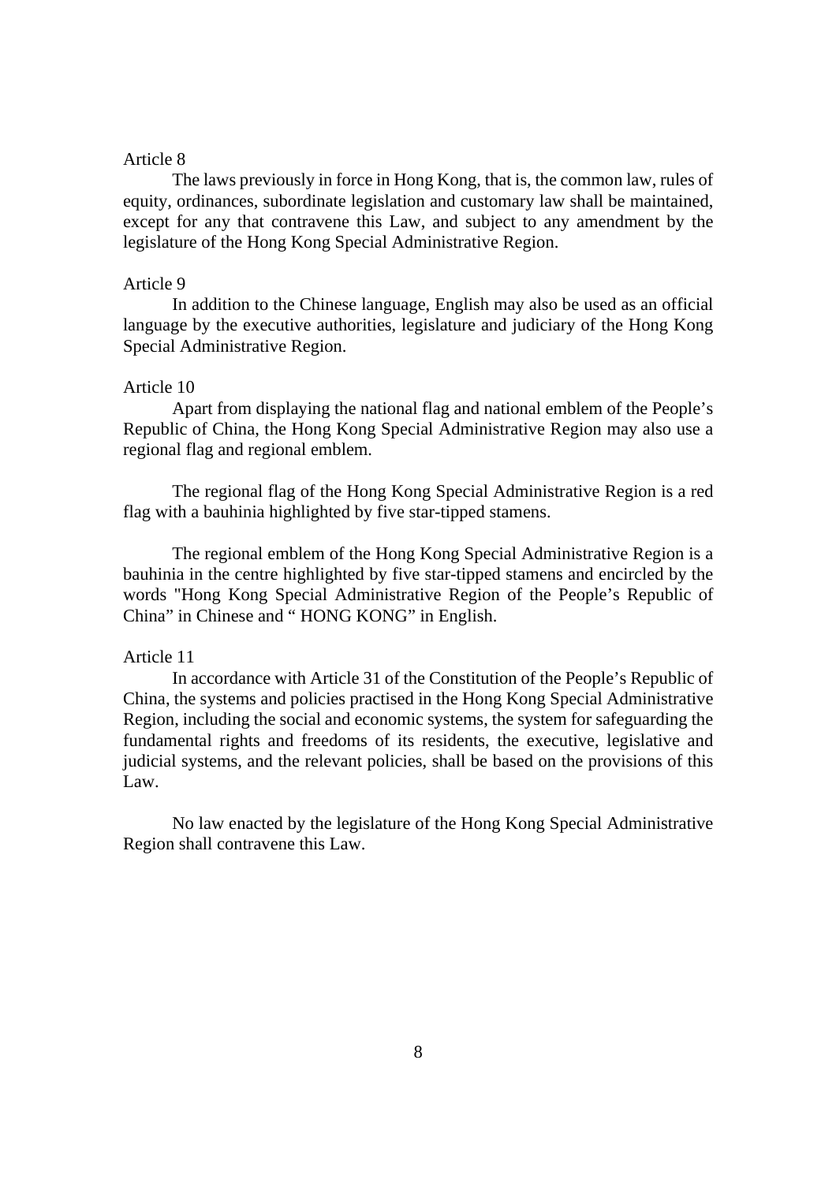Article 8

The laws previously in force in Hong Kong, that is, the common law, rules of equity, ordinances, subordinate legislation and customary law shall be maintained, except for any that contravene this Law, and subject to any amendment by the legislature of the Hong Kong Special Administrative Region.

Article 9

In addition to the Chinese language, English may also be used as an official language by the executive authorities, legislature and judiciary of the Hong Kong Special Administrative Region.

Article 10

Apart from displaying the national flag and national emblem of the People's Republic of China, the Hong Kong Special Administrative Region may also use a regional flag and regional emblem.

The regional flag of the Hong Kong Special Administrative Region is a red flag with a bauhinia highlighted by five star-tipped stamens.

The regional emblem of the Hong Kong Special Administrative Region is a bauhinia in the centre highlighted by five star-tipped stamens and encircled by the words "Hong Kong Special Administrative Region of the People's Republic of China" in Chinese and " HONG KONG" in English.

Article 11

In accordance with Article 31 of the Constitution of the People's Republic of China, the systems and policies practised in the Hong Kong Special Administrative Region, including the social and economic systems, the system for safeguarding the fundamental rights and freedoms of its residents, the executive, legislative and judicial systems, and the relevant policies, shall be based on the provisions of this Law.

No law enacted by the legislature of the Hong Kong Special Administrative Region shall contravene this Law.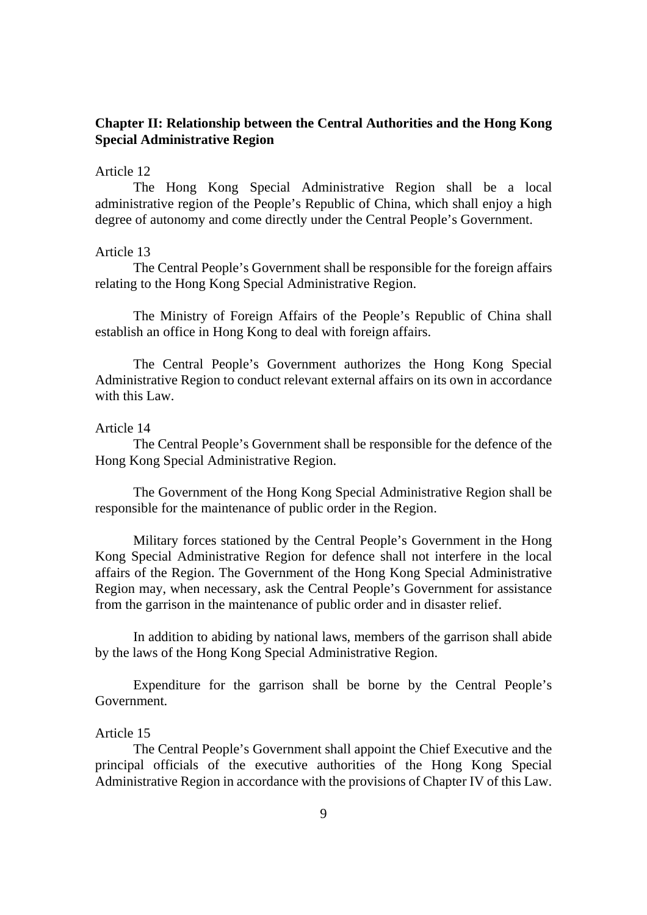## Chapter II: Relationship between the Central Authorities and the Hong Kong Special Administrative Region

Article 12

The Hong Kong Special Administrative Region shall be a local administrative region of the People's Republic of China, which shall enjoy a high degree of autonomy and come directly under the Central People's Government.

Article 13

The Central People's Government shall be responsible for the foreign affairs relating to the Hong Kong Special Administrative Region.

The Ministry of Foreign Affairs of the People's Republic of China shall establish an office in Hong Kong to deal with foreign affairs.

The Central People's Government authorizes the Hong Kong Special Administrative Region to conduct relevant external affairs on its own in accordance with this Law.

Article 14

The Central People's Government shall be responsible for the defence of the Hong Kong Special Administrative Region.

The Government of the Hong Kong Special Administrative Region shall be responsible for the maintenance of public order in the Region.

Military forces stationed by the Central People's Government in the Hong Kong Special Administrative Region for defence shall not interfere in the local affairs of the Region. The Government of the Hong Kong Special Administrative Region may, when necessary, ask the Central People's Government for assistance from the garrison in the maintenance of public order and in disaster relief.

In addition to abiding by national laws, members of the garrison shall abide by the laws of the Hong Kong Special Administrative Region.

Expenditure for the garrison shall be borne by the Central People's Government.

Article 15

The Central People's Government shall appoint the Chief Executive and the principal officials of the executive authorities of the Hong Kong Special Administrative Region in accordance with the provisions of Chapter IV of this Law.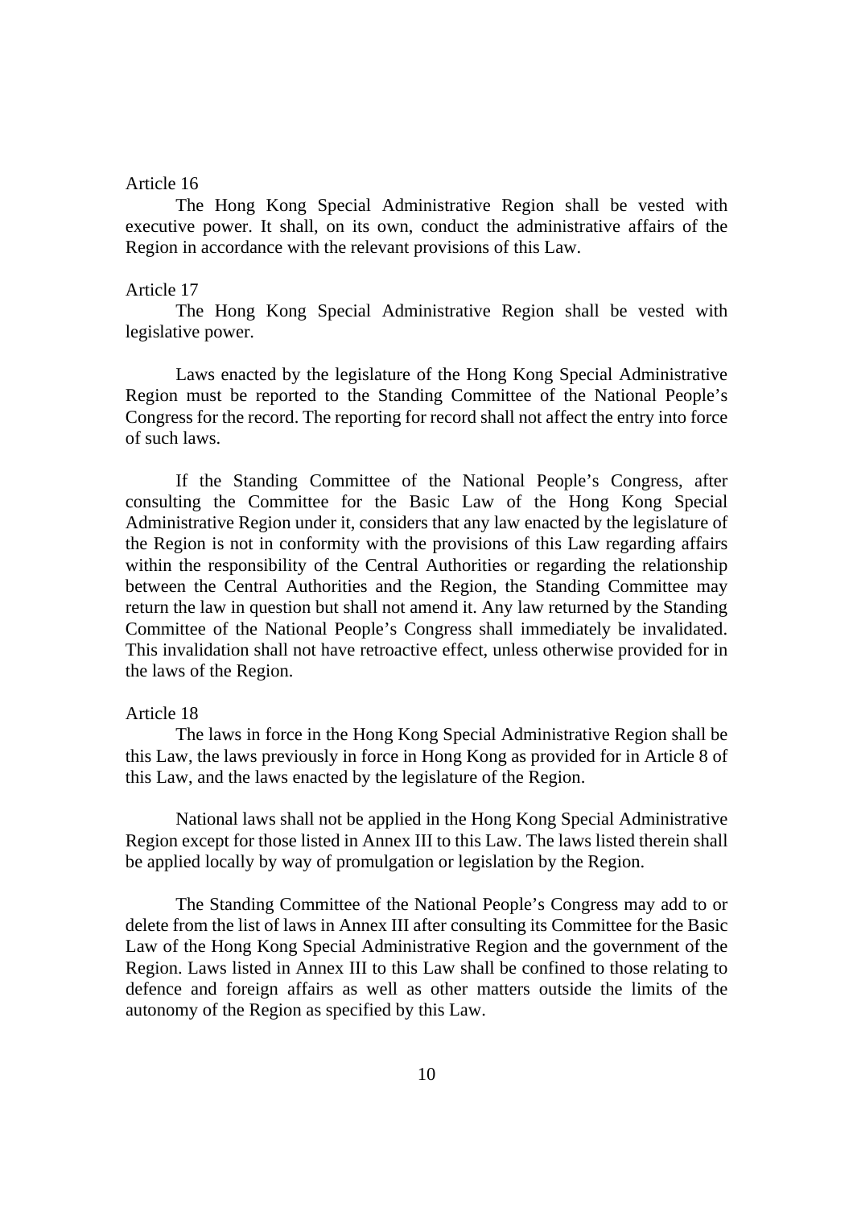Article 16

The Hong Kong Special Administrative Region shall be vested with executive power. It shall, on its own, conduct the administrative affairs of the Region in accordance with the relevant provisions of this Law.

Article 17

The Hong Kong Special Administrative Region shall be vested with legislative power.

Laws enacted by the legislature of the Hong Kong Special Administrative Region must be reported to the Standing Committee of the National People's Congress for the record. The reporting for record shall not affect the entry into force of such laws.

If the Standing Committee of the National People's Congress, after consulting the Committee for the Basic Law of the Hong Kong Special Administrative Region under it, considers that any law enacted by the legislature of the Region is not in conformity with the provisions of this Law regarding affairs within the responsibility of the Central Authorities or regarding the relationship between the Central Authorities and the Region, the Standing Committee may return the law in question but shall not amend it. Any law returned by the Standing Committee of the National People's Congress shall immediately be invalidated. This invalidation shall not have retroactive effect, unless otherwise provided for in the laws of the Region.

Article 18

The laws in force in the Hong Kong Special Administrative Region shall be this Law, the laws previously in force in Hong Kong as provided for in Article 8 of this Law, and the laws enacted by the legislature of the Region.

National laws shall not be applied in the Hong Kong Special Administrative Region except for those listed in Annex III to this Law. The laws listed therein shall be applied locally by way of promulgation or legislation by the Region.

The Standing Committee of the National People's Congress may add to or delete from the list of laws in Annex III after consulting its Committee for the Basic Law of the Hong Kong Special Administrative Region and the government of the Region. Laws listed in Annex III to this Law shall be confined to those relating to defence and foreign affairs as well as other matters outside the limits of the autonomy of the Region as specified by this Law.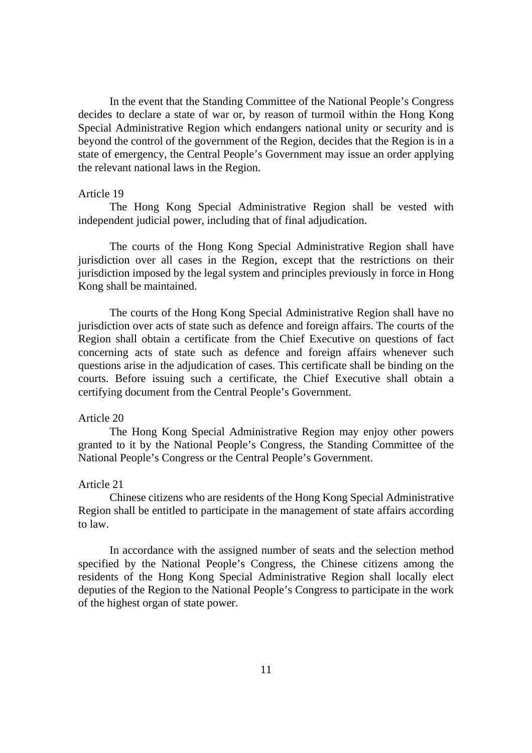In the event that the Standing Committee of the National People's Congress decides to declare a state of war or, by reason of turmoil within the Hong Kong Special Administrative Region which endangers national unity or security and is beyond the control of the government of the Region, decides that the Region is in a state of emergency, the Central People's Government may issue an order applying the relevant national laws in the Region.

Article 19

The Hong Kong Special Administrative Region shall be vested with independent judicial power, including that of final adjudication.

The courts of the Hong Kong Special Administrative Region shall have jurisdiction over all cases in the Region, except that the restrictions on their jurisdiction imposed by the legal system and principles previously in force in Hong Kong shall be maintained.

The courts of the Hong Kong Special Administrative Region shall have no jurisdiction over acts of state such as defence and foreign affairs. The courts of the Region shall obtain a certificate from the Chief Executive on questions of fact concerning acts of state such as defence and foreign affairs whenever such questions arise in the adjudication of cases. This certificate shall be binding on the courts. Before issuing such a certificate, the Chief Executive shall obtain a certifying document from the Central People's Government.

Article 20

The Hong Kong Special Administrative Region may enjoy other powers granted to it by the National People's Congress, the Standing Committee of the National People's Congress or the Central People's Government.

Article 21

Chinese citizens who are residents of the Hong Kong Special Administrative Region shall be entitled to participate in the management of state affairs according to law.

In accordance with the assigned number of seats and the selection method specified by the National People's Congress, the Chinese citizens among the residents of the Hong Kong Special Administrative Region shall locally elect deputies of the Region to the National People's Congress to participate in the work of the highest organ of state power.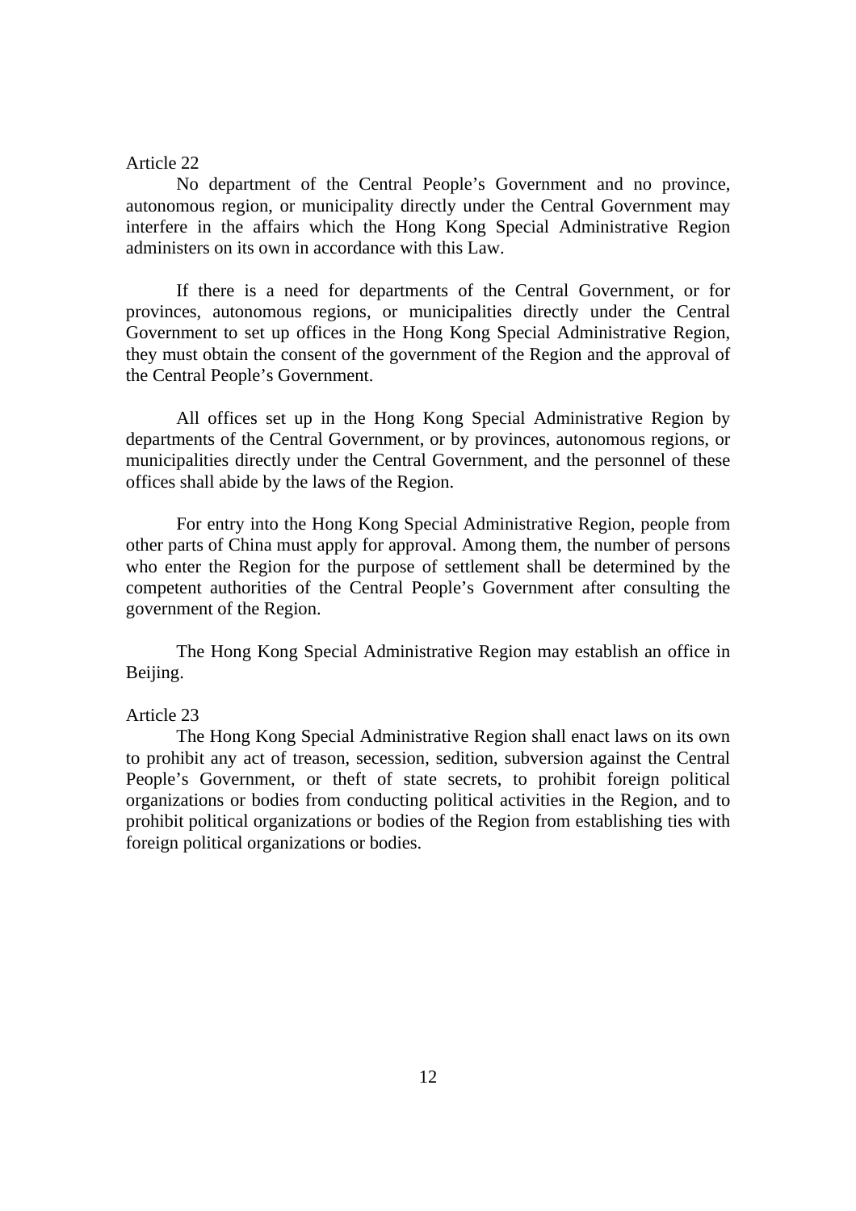Article 22

No department of the Central People's Government and no province, autonomous region, or municipality directly under the Central Government may interfere in the affairs which the Hong Kong Special Administrative Region administers on its own in accordance with this Law.

If there is a need for departments of the Central Government, or for provinces, autonomous regions, or municipalities directly under the Central Government to set up offices in the Hong Kong Special Administrative Region, they must obtain the consent of the government of the Region and the approval of the Central People's Government.

All offices set up in the Hong Kong Special Administrative Region by departments of the Central Government, or by provinces, autonomous regions, or municipalities directly under the Central Government, and the personnel of these offices shall abide by the laws of the Region.

For entry into the Hong Kong Special Administrative Region, people from other parts of China must apply for approval. Among them, the number of persons who enter the Region for the purpose of settlement shall be determined by the competent authorities of the Central People's Government after consulting the government of the Region.

The Hong Kong Special Administrative Region may establish an office in Beijing.

Article 23

The Hong Kong Special Administrative Region shall enact laws on its own to prohibit any act of treason, secession, sedition, subversion against the Central People's Government, or theft of state secrets, to prohibit foreign political organizations or bodies from conducting political activities in the Region, and to prohibit political organizations or bodies of the Region from establishing ties with foreign political organizations or bodies.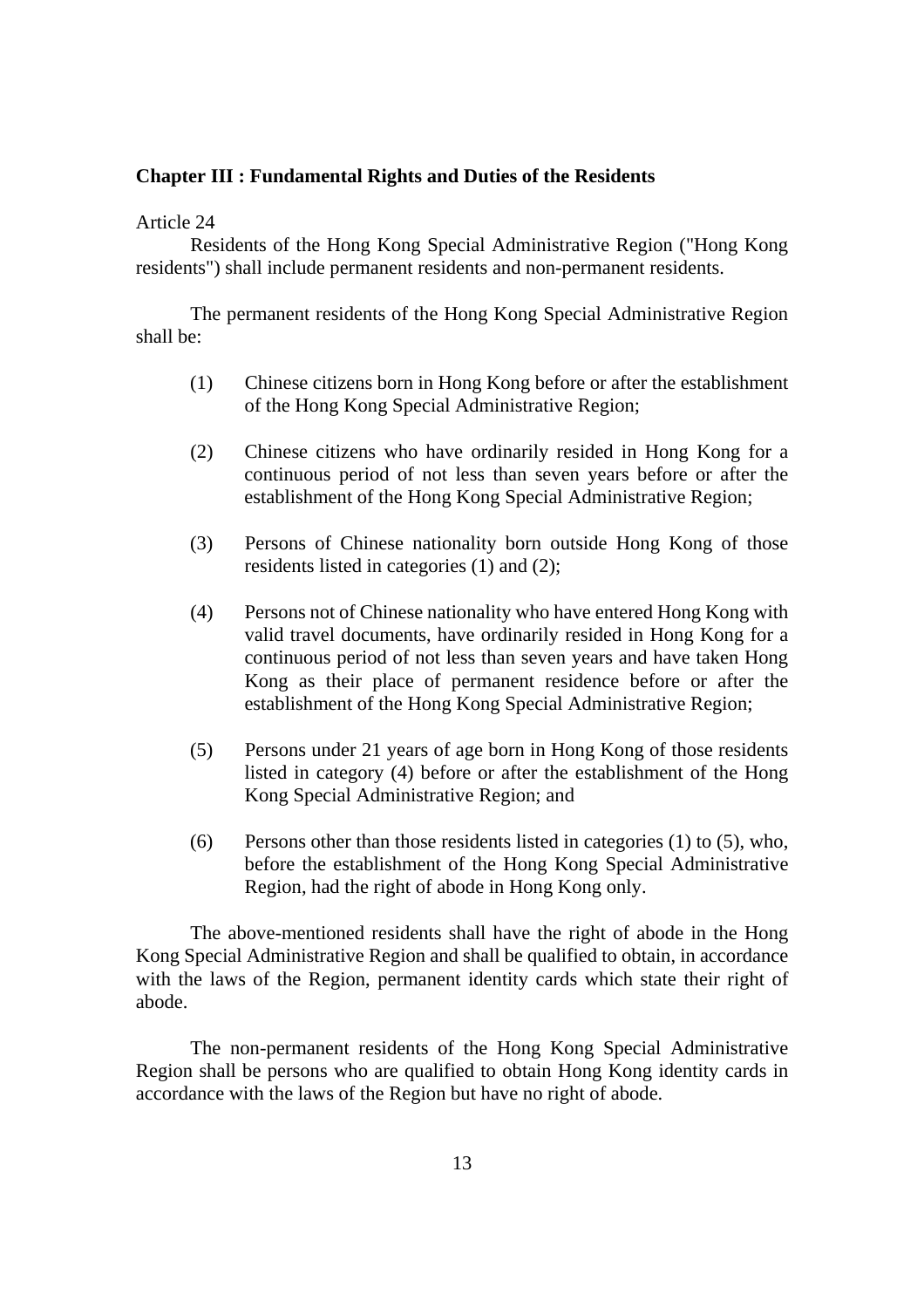## Chapter III : Fundamental Rights and Duties of the Residents

Article 24

Residents of the Hong Kong Special Administrative Region ("Hong Kong residents") shall include permanent residents and non-permanent residents.

The permanent residents of the Hong Kong Special Administrative Region shall be:

(1) Chinese citizens born in Hong Kong before or after the establishment of the Hong Kong Special Administrative Region;

(2) Chinese citizens who have ordinarily resided in Hong Kong for a continuous period of not less than seven years before or after the establishment of the Hong Kong Special Administrative Region;

(3) Persons of Chinese nationality born outside Hong Kong of those residents listed in categories (1) and (2);

(4) Persons not of Chinese nationality who have entered Hong Kong with valid travel documents, have ordinarily resided in Hong Kong for a continuous period of not less than seven years and have taken Hong Kong as their place of permanent residence before or after the establishment of the Hong Kong Special Administrative Region;

(5) Persons under 21 years of age born in Hong Kong of those residents listed in category (4) before or after the establishment of the Hong Kong Special Administrative Region; and

(6) Persons other than those residents listed in categories (1) to (5), who, before the establishment of the Hong Kong Special Administrative Region, had the right of abode in Hong Kong only.

The above-mentioned residents shall have the right of abode in the Hong Kong Special Administrative Region and shall be qualified to obtain, in accordance with the laws of the Region, permanent identity cards which state their right of abode.

The non-permanent residents of the Hong Kong Special Administrative Region shall be persons who are qualified to obtain Hong Kong identity cards in accordance with the laws of the Region but have no right of abode.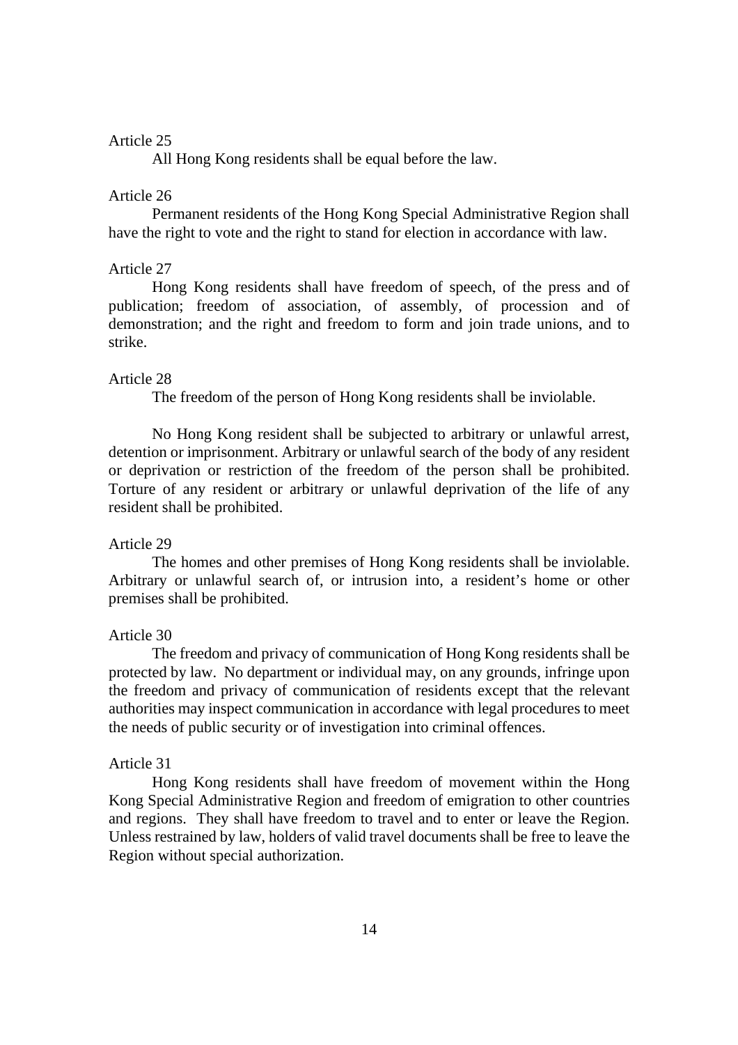Article 25

All Hong Kong residents shall be equal before the law.

Article 26

Permanent residents of the Hong Kong Special Administrative Region shall have the right to vote and the right to stand for election in accordance with law.

Article 27

Hong Kong residents shall have freedom of speech, of the press and of publication; freedom of association, of assembly, of procession and of demonstration; and the right and freedom to form and join trade unions, and to strike.

Article 28

The freedom of the person of Hong Kong residents shall be inviolable.

No Hong Kong resident shall be subjected to arbitrary or unlawful arrest, detention or imprisonment. Arbitrary or unlawful search of the body of any resident or deprivation or restriction of the freedom of the person shall be prohibited. Torture of any resident or arbitrary or unlawful deprivation of the life of any resident shall be prohibited.

Article 29

The homes and other premises of Hong Kong residents shall be inviolable. Arbitrary or unlawful search of, or intrusion into, a resident's home or other premises shall be prohibited.

Article 30

The freedom and privacy of communication of Hong Kong residents shall be protected by law. No department or individual may, on any grounds, infringe upon the freedom and privacy of communication of residents except that the relevant authorities may inspect communication in accordance with legal procedures to meet the needs of public security or of investigation into criminal offences.

Article 31

Hong Kong residents shall have freedom of movement within the Hong Kong Special Administrative Region and freedom of emigration to other countries and regions. They shall have freedom to travel and to enter or leave the Region. Unless restrained by law, holders of valid travel documents shall be free to leave the Region without special authorization.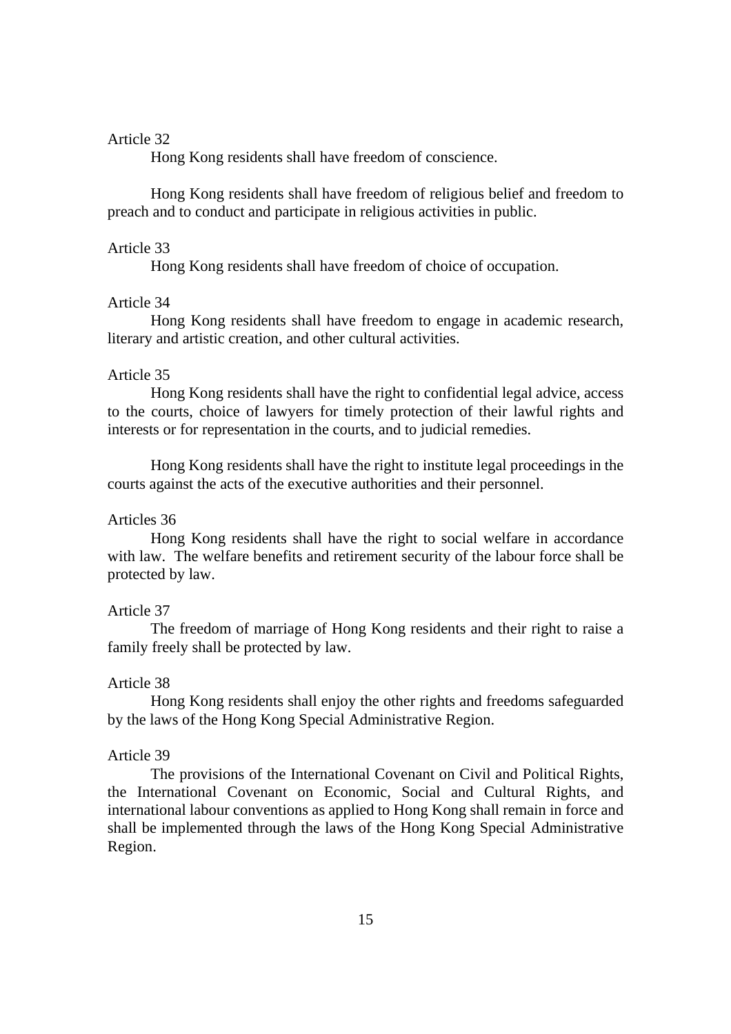Article 32

Hong Kong residents shall have freedom of conscience.

Hong Kong residents shall have freedom of religious belief and freedom to preach and to conduct and participate in religious activities in public.

Article 33

Hong Kong residents shall have freedom of choice of occupation.

Article 34

Hong Kong residents shall have freedom to engage in academic research, literary and artistic creation, and other cultural activities.

Article 35

Hong Kong residents shall have the right to confidential legal advice, access to the courts, choice of lawyers for timely protection of their lawful rights and interests or for representation in the courts, and to judicial remedies.

Hong Kong residents shall have the right to institute legal proceedings in the courts against the acts of the executive authorities and their personnel.

Articles 36

Hong Kong residents shall have the right to social welfare in accordance with law. The welfare benefits and retirement security of the labour force shall be protected by law.

Article 37

The freedom of marriage of Hong Kong residents and their right to raise a family freely shall be protected by law.

Article 38

Hong Kong residents shall enjoy the other rights and freedoms safeguarded by the laws of the Hong Kong Special Administrative Region.

Article 39

The provisions of the International Covenant on Civil and Political Rights, the International Covenant on Economic, Social and Cultural Rights, and international labour conventions as applied to Hong Kong shall remain in force and shall be implemented through the laws of the Hong Kong Special Administrative Region.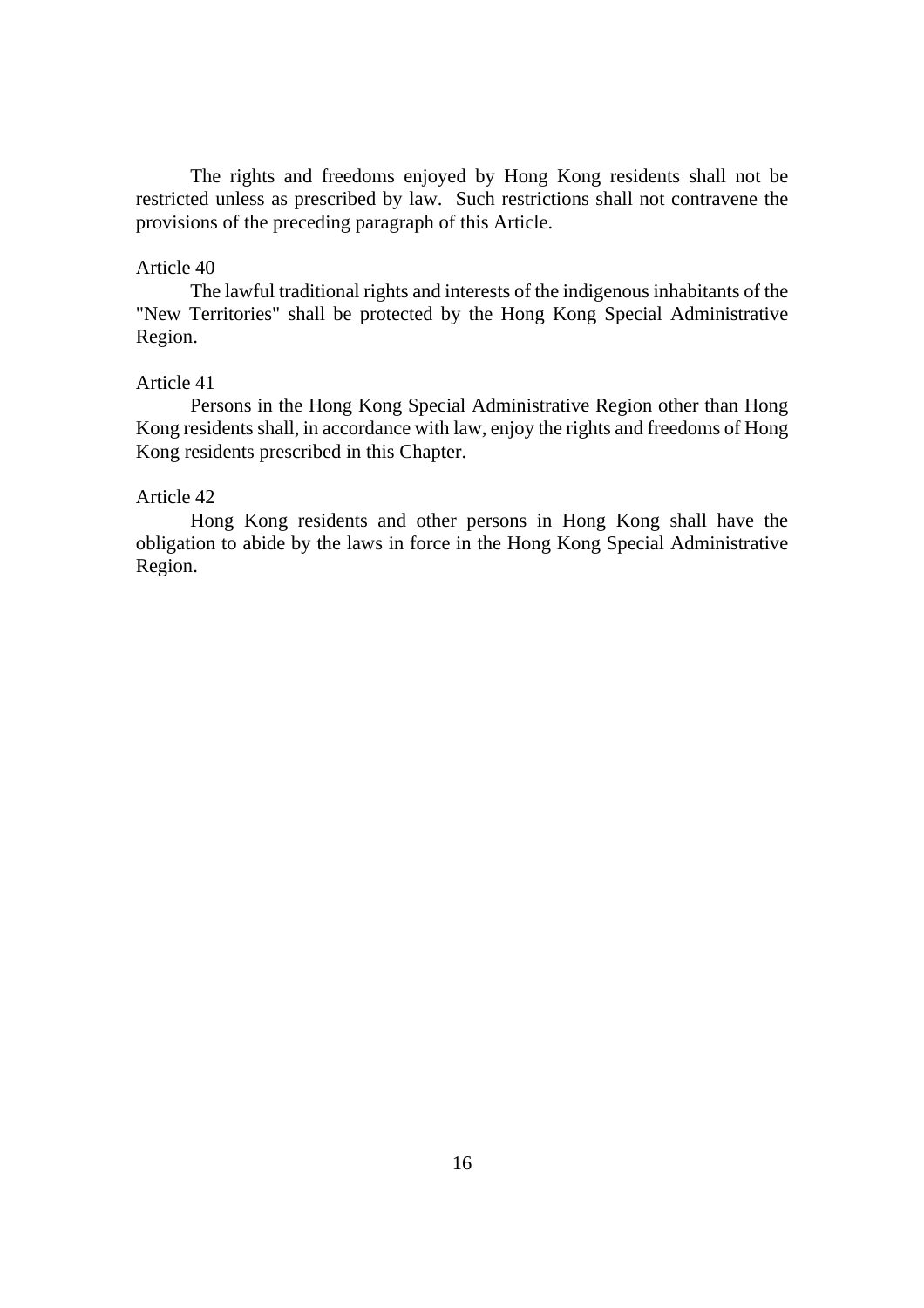The rights and freedoms enjoyed by Hong Kong residents shall not be restricted unless as prescribed by law. Such restrictions shall not contravene the provisions of the preceding paragraph of this Article.

Article 40

The lawful traditional rights and interests of the indigenous inhabitants of the "New Territories" shall be protected by the Hong Kong Special Administrative Region.

Article 41

Persons in the Hong Kong Special Administrative Region other than Hong Kong residents shall, in accordance with law, enjoy the rights and freedoms of Hong Kong residents prescribed in this Chapter.

Article 42

Hong Kong residents and other persons in Hong Kong shall have the obligation to abide by the laws in force in the Hong Kong Special Administrative Region.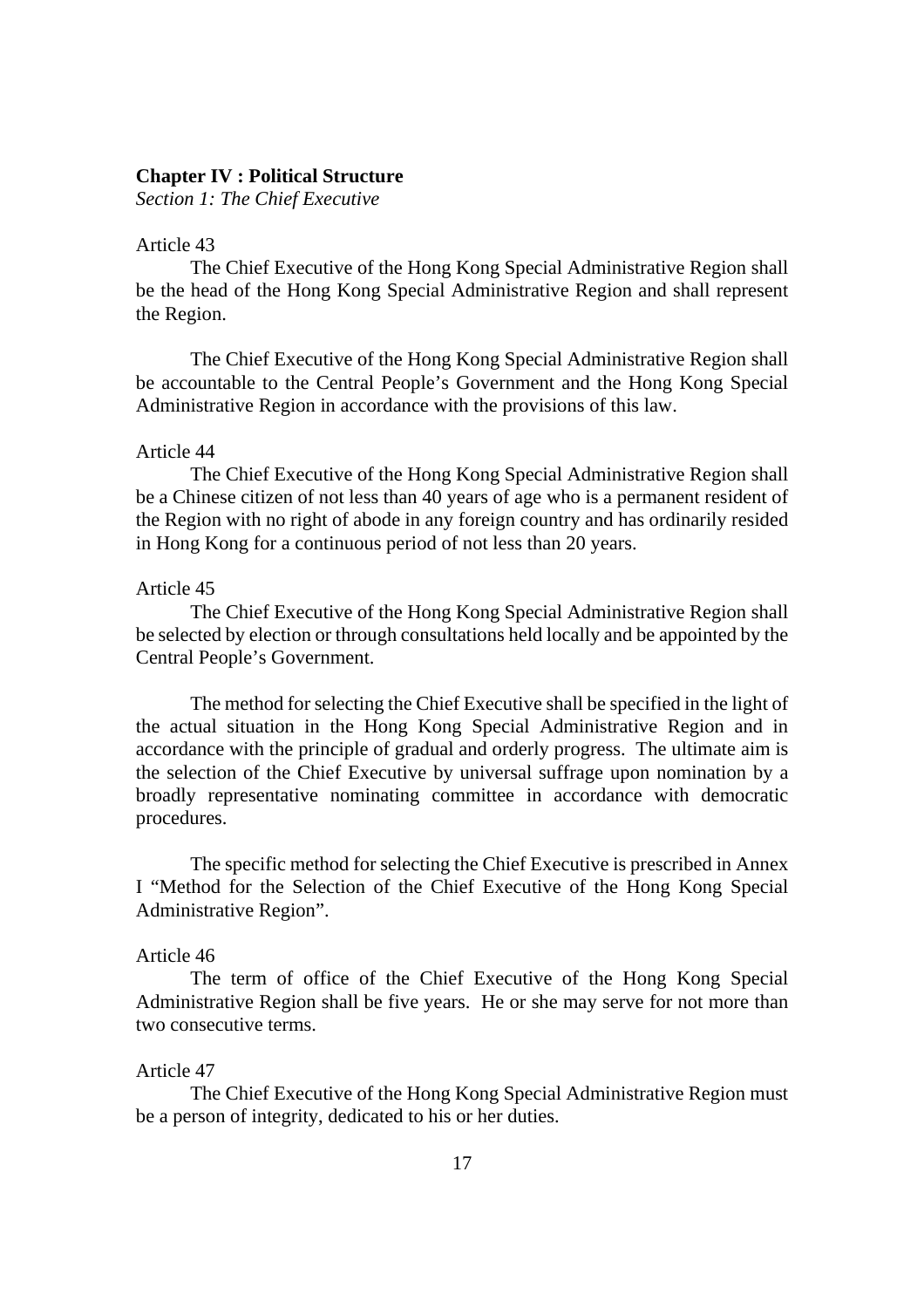## Chapter IV : Political Structure

*Section 1: The Chief Executive*

Article 43

The Chief Executive of the Hong Kong Special Administrative Region shall be the head of the Hong Kong Special Administrative Region and shall represent the Region.

The Chief Executive of the Hong Kong Special Administrative Region shall be accountable to the Central People's Government and the Hong Kong Special Administrative Region in accordance with the provisions of this law.

Article 44

The Chief Executive of the Hong Kong Special Administrative Region shall be a Chinese citizen of not less than 40 years of age who is a permanent resident of the Region with no right of abode in any foreign country and has ordinarily resided in Hong Kong for a continuous period of not less than 20 years.

Article 45

The Chief Executive of the Hong Kong Special Administrative Region shall be selected by election or through consultations held locally and be appointed by the Central People's Government.

The method for selecting the Chief Executive shall be specified in the light of the actual situation in the Hong Kong Special Administrative Region and in accordance with the principle of gradual and orderly progress. The ultimate aim is the selection of the Chief Executive by universal suffrage upon nomination by a broadly representative nominating committee in accordance with democratic procedures.

The specific method for selecting the Chief Executive is prescribed in Annex I "Method for the Selection of the Chief Executive of the Hong Kong Special Administrative Region".

Article 46

The term of office of the Chief Executive of the Hong Kong Special Administrative Region shall be five years. He or she may serve for not more than two consecutive terms.

Article 47

The Chief Executive of the Hong Kong Special Administrative Region must be a person of integrity, dedicated to his or her duties.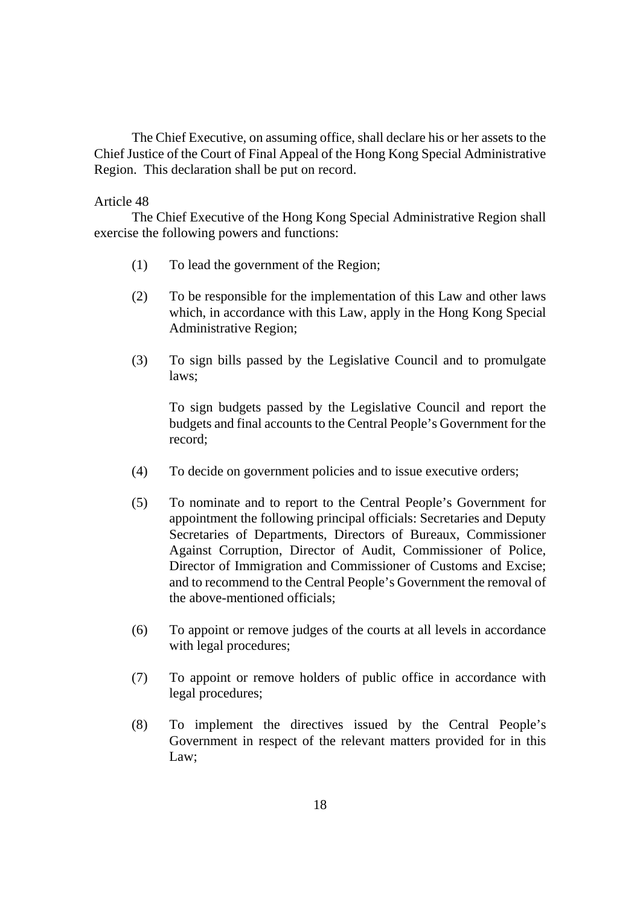The Chief Executive, on assuming office, shall declare his or her assets to the Chief Justice of the Court of Final Appeal of the Hong Kong Special Administrative Region. This declaration shall be put on record.

Article 48

The Chief Executive of the Hong Kong Special Administrative Region shall exercise the following powers and functions:

(1) To lead the government of the Region;

(2) To be responsible for the implementation of this Law and other laws which, in accordance with this Law, apply in the Hong Kong Special Administrative Region;

(3) To sign bills passed by the Legislative Council and to promulgate laws;

To sign budgets passed by the Legislative Council and report the budgets and final accounts to the Central People's Government for the record;

(4) To decide on government policies and to issue executive orders;

(5) To nominate and to report to the Central People's Government for appointment the following principal officials: Secretaries and Deputy Secretaries of Departments, Directors of Bureaux, Commissioner Against Corruption, Director of Audit, Commissioner of Police, Director of Immigration and Commissioner of Customs and Excise; and to recommend to the Central People's Government the removal of the above-mentioned officials;

(6) To appoint or remove judges of the courts at all levels in accordance with legal procedures;

(7) To appoint or remove holders of public office in accordance with legal procedures;

(8) To implement the directives issued by the Central People's Government in respect of the relevant matters provided for in this Law;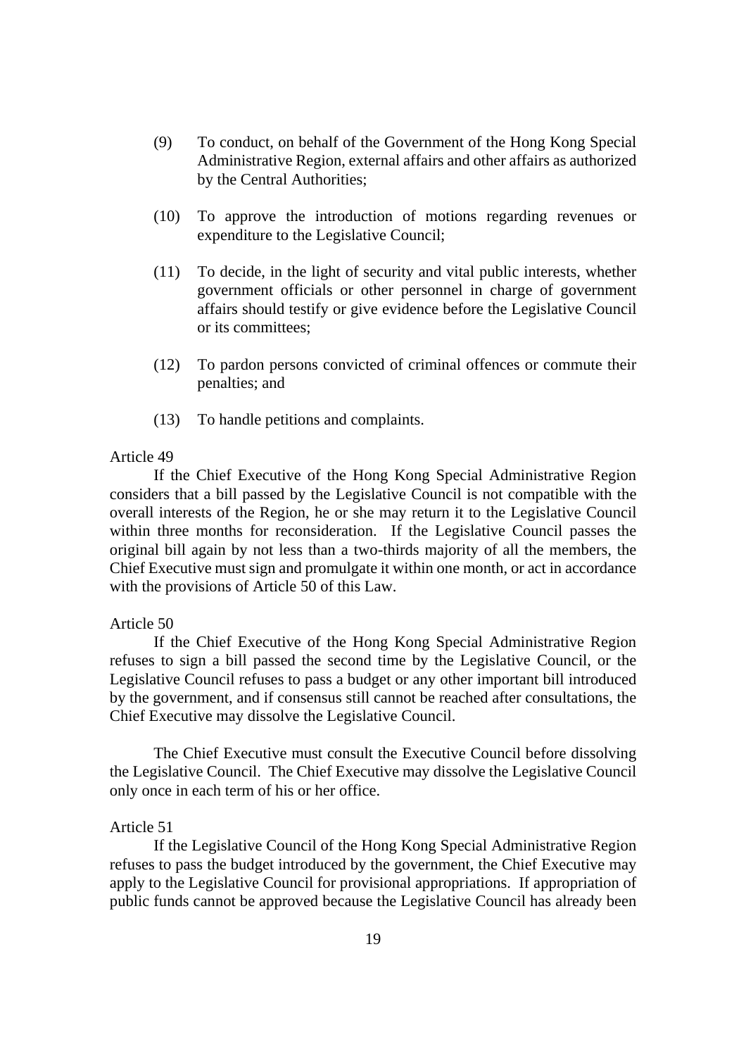(9) To conduct, on behalf of the Government of the Hong Kong Special Administrative Region, external affairs and other affairs as authorized by the Central Authorities;

(10) To approve the introduction of motions regarding revenues or expenditure to the Legislative Council;

(11) To decide, in the light of security and vital public interests, whether government officials or other personnel in charge of government affairs should testify or give evidence before the Legislative Council or its committees;

(12) To pardon persons convicted of criminal offences or commute their penalties; and

(13) To handle petitions and complaints.

Article 49

If the Chief Executive of the Hong Kong Special Administrative Region considers that a bill passed by the Legislative Council is not compatible with the overall interests of the Region, he or she may return it to the Legislative Council within three months for reconsideration. If the Legislative Council passes the original bill again by not less than a two-thirds majority of all the members, the Chief Executive must sign and promulgate it within one month, or act in accordance with the provisions of Article 50 of this Law.

Article 50

If the Chief Executive of the Hong Kong Special Administrative Region refuses to sign a bill passed the second time by the Legislative Council, or the Legislative Council refuses to pass a budget or any other important bill introduced by the government, and if consensus still cannot be reached after consultations, the Chief Executive may dissolve the Legislative Council.

The Chief Executive must consult the Executive Council before dissolving the Legislative Council. The Chief Executive may dissolve the Legislative Council only once in each term of his or her office.

Article 51

If the Legislative Council of the Hong Kong Special Administrative Region refuses to pass the budget introduced by the government, the Chief Executive may apply to the Legislative Council for provisional appropriations. If appropriation of public funds cannot be approved because the Legislative Council has already been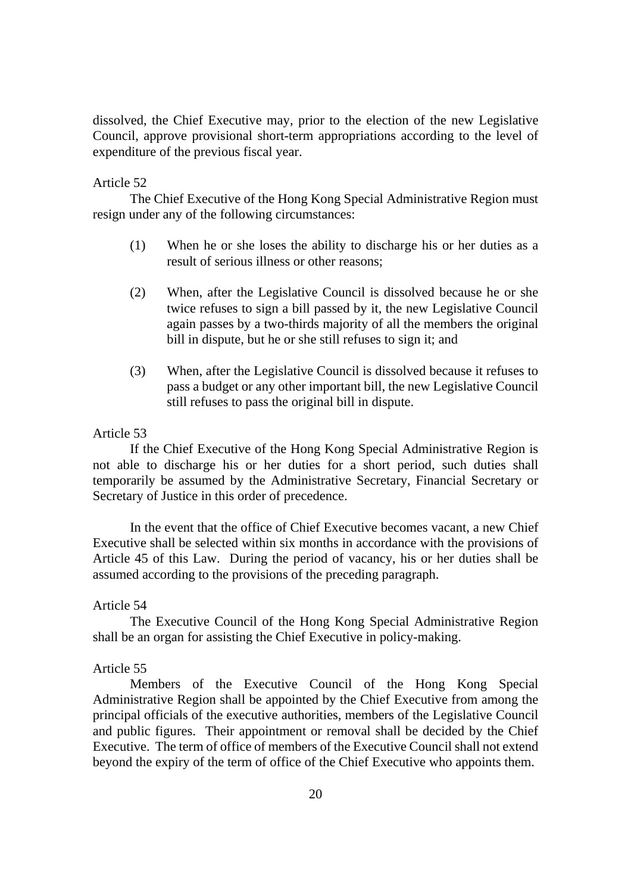dissolved, the Chief Executive may, prior to the election of the new Legislative Council, approve provisional short-term appropriations according to the level of expenditure of the previous fiscal year.

Article 52

The Chief Executive of the Hong Kong Special Administrative Region must resign under any of the following circumstances:

(1) When he or she loses the ability to discharge his or her duties as a result of serious illness or other reasons;

(2) When, after the Legislative Council is dissolved because he or she twice refuses to sign a bill passed by it, the new Legislative Council again passes by a two-thirds majority of all the members the original bill in dispute, but he or she still refuses to sign it; and

(3) When, after the Legislative Council is dissolved because it refuses to pass a budget or any other important bill, the new Legislative Council still refuses to pass the original bill in dispute.

Article 53

If the Chief Executive of the Hong Kong Special Administrative Region is not able to discharge his or her duties for a short period, such duties shall temporarily be assumed by the Administrative Secretary, Financial Secretary or Secretary of Justice in this order of precedence.

In the event that the office of Chief Executive becomes vacant, a new Chief Executive shall be selected within six months in accordance with the provisions of Article 45 of this Law. During the period of vacancy, his or her duties shall be assumed according to the provisions of the preceding paragraph.

Article 54

The Executive Council of the Hong Kong Special Administrative Region shall be an organ for assisting the Chief Executive in policy-making.

Article 55

Members of the Executive Council of the Hong Kong Special Administrative Region shall be appointed by the Chief Executive from among the principal officials of the executive authorities, members of the Legislative Council and public figures. Their appointment or removal shall be decided by the Chief Executive. The term of office of members of the Executive Council shall not extend beyond the expiry of the term of office of the Chief Executive who appoints them.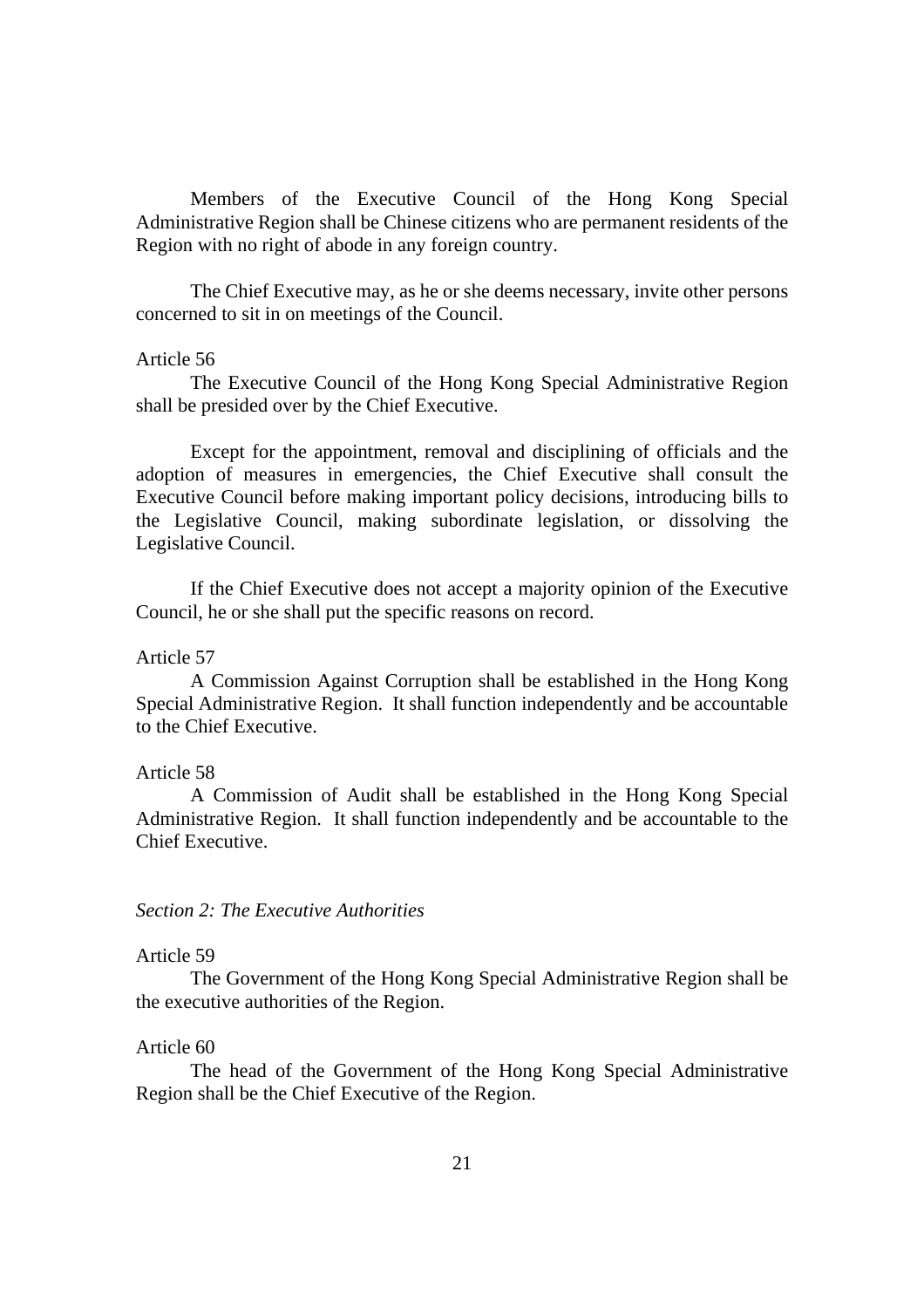Members of the Executive Council of the Hong Kong Special Administrative Region shall be Chinese citizens who are permanent residents of the Region with no right of abode in any foreign country.

The Chief Executive may, as he or she deems necessary, invite other persons concerned to sit in on meetings of the Council.

Article 56

The Executive Council of the Hong Kong Special Administrative Region shall be presided over by the Chief Executive.

Except for the appointment, removal and disciplining of officials and the adoption of measures in emergencies, the Chief Executive shall consult the Executive Council before making important policy decisions, introducing bills to the Legislative Council, making subordinate legislation, or dissolving the Legislative Council.

If the Chief Executive does not accept a majority opinion of the Executive Council, he or she shall put the specific reasons on record.

Article 57

A Commission Against Corruption shall be established in the Hong Kong Special Administrative Region. It shall function independently and be accountable to the Chief Executive.

Article 58

A Commission of Audit shall be established in the Hong Kong Special Administrative Region. It shall function independently and be accountable to the Chief Executive.

*Section 2: The Executive Authorities*

Article 59

The Government of the Hong Kong Special Administrative Region shall be the executive authorities of the Region.

Article 60

The head of the Government of the Hong Kong Special Administrative Region shall be the Chief Executive of the Region.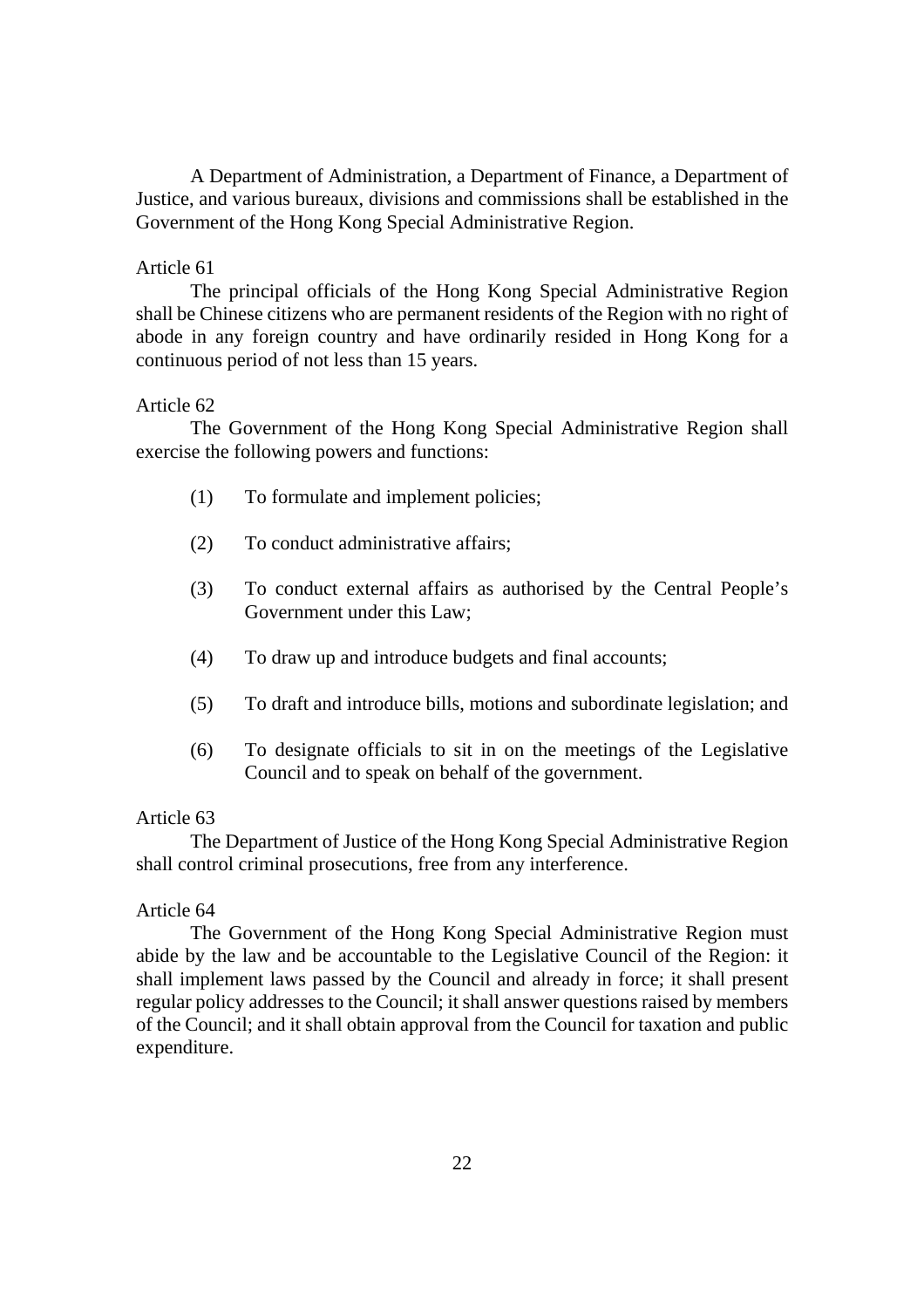A Department of Administration, a Department of Finance, a Department of Justice, and various bureaux, divisions and commissions shall be established in the Government of the Hong Kong Special Administrative Region.

Article 61

The principal officials of the Hong Kong Special Administrative Region shall be Chinese citizens who are permanent residents of the Region with no right of abode in any foreign country and have ordinarily resided in Hong Kong for a continuous period of not less than 15 years.

Article 62

The Government of the Hong Kong Special Administrative Region shall exercise the following powers and functions:

(1) To formulate and implement policies;

(2) To conduct administrative affairs;

(3) To conduct external affairs as authorised by the Central People's Government under this Law;

(4) To draw up and introduce budgets and final accounts;

(5) To draft and introduce bills, motions and subordinate legislation; and

(6) To designate officials to sit in on the meetings of the Legislative Council and to speak on behalf of the government.

Article 63

The Department of Justice of the Hong Kong Special Administrative Region shall control criminal prosecutions, free from any interference.

Article 64

The Government of the Hong Kong Special Administrative Region must abide by the law and be accountable to the Legislative Council of the Region: it shall implement laws passed by the Council and already in force; it shall present regular policy addresses to the Council; it shall answer questions raised by members of the Council; and it shall obtain approval from the Council for taxation and public expenditure.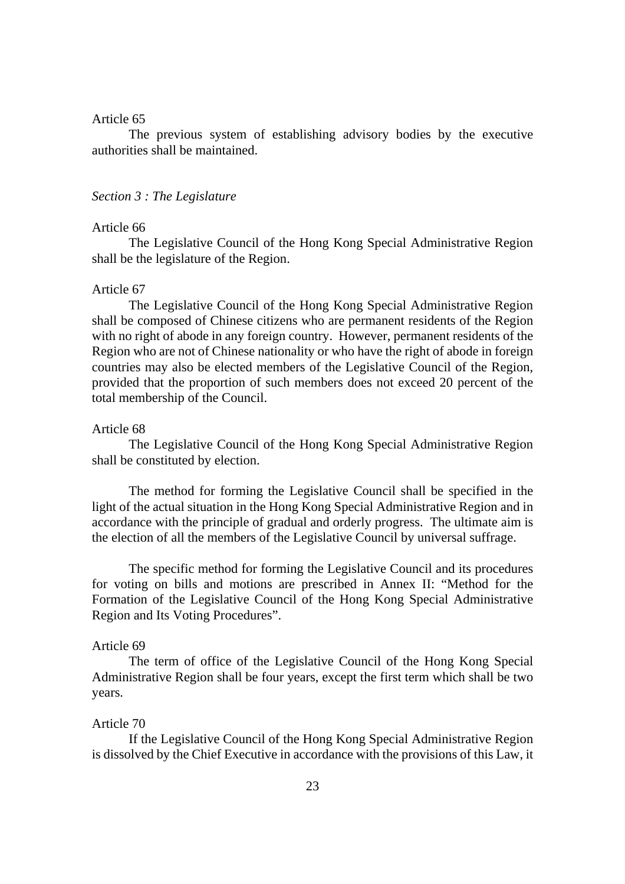Article 65

The previous system of establishing advisory bodies by the executive authorities shall be maintained.

*Section 3 : The Legislature*

Article 66

The Legislative Council of the Hong Kong Special Administrative Region shall be the legislature of the Region.

Article 67

The Legislative Council of the Hong Kong Special Administrative Region shall be composed of Chinese citizens who are permanent residents of the Region with no right of abode in any foreign country. However, permanent residents of the Region who are not of Chinese nationality or who have the right of abode in foreign countries may also be elected members of the Legislative Council of the Region, provided that the proportion of such members does not exceed 20 percent of the total membership of the Council.

Article 68

The Legislative Council of the Hong Kong Special Administrative Region shall be constituted by election.

The method for forming the Legislative Council shall be specified in the light of the actual situation in the Hong Kong Special Administrative Region and in accordance with the principle of gradual and orderly progress. The ultimate aim is the election of all the members of the Legislative Council by universal suffrage.

The specific method for forming the Legislative Council and its procedures for voting on bills and motions are prescribed in Annex II: "Method for the Formation of the Legislative Council of the Hong Kong Special Administrative Region and Its Voting Procedures".

Article 69

The term of office of the Legislative Council of the Hong Kong Special Administrative Region shall be four years, except the first term which shall be two years.

Article 70

If the Legislative Council of the Hong Kong Special Administrative Region is dissolved by the Chief Executive in accordance with the provisions of this Law, it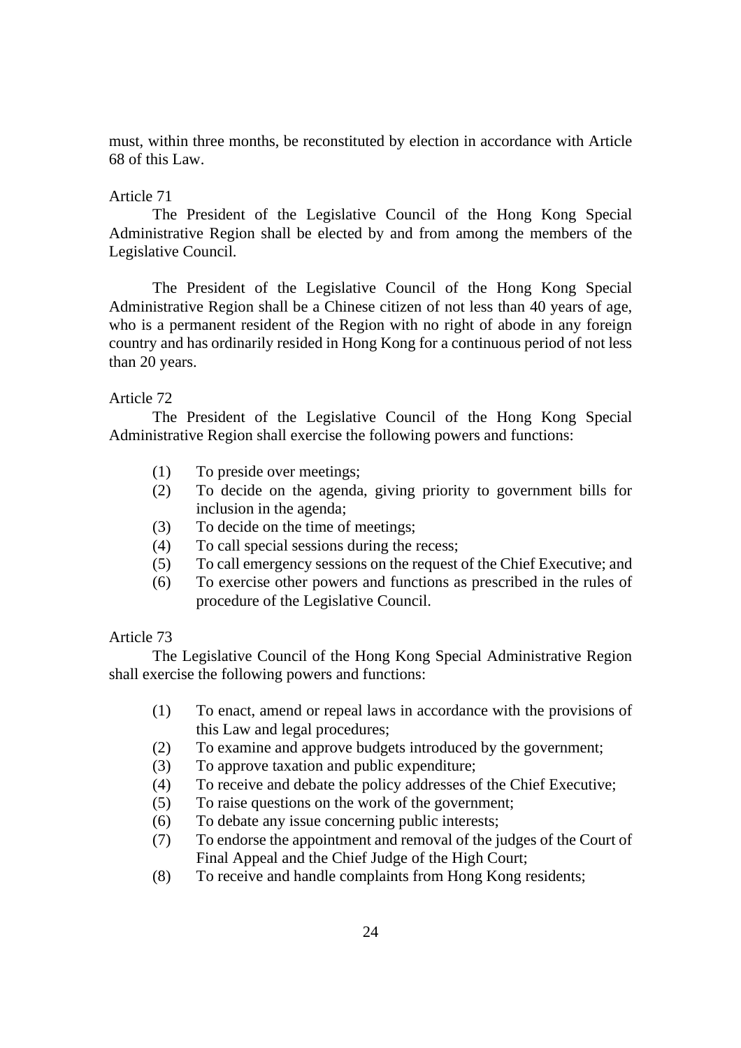must, within three months, be reconstituted by election in accordance with Article 68 of this Law.

Article 71

The President of the Legislative Council of the Hong Kong Special Administrative Region shall be elected by and from among the members of the Legislative Council.

The President of the Legislative Council of the Hong Kong Special Administrative Region shall be a Chinese citizen of not less than 40 years of age, who is a permanent resident of the Region with no right of abode in any foreign country and has ordinarily resided in Hong Kong for a continuous period of not less than 20 years.

Article 72

The President of the Legislative Council of the Hong Kong Special Administrative Region shall exercise the following powers and functions:

(1) To preside over meetings;
(2) To decide on the agenda, giving priority to government bills for inclusion in the agenda;
(3) To decide on the time of meetings;
(4) To call special sessions during the recess;
(5) To call emergency sessions on the request of the Chief Executive; and
(6) To exercise other powers and functions as prescribed in the rules of procedure of the Legislative Council.

Article 73

The Legislative Council of the Hong Kong Special Administrative Region shall exercise the following powers and functions:

(1) To enact, amend or repeal laws in accordance with the provisions of this Law and legal procedures;
(2) To examine and approve budgets introduced by the government;
(3) To approve taxation and public expenditure;
(4) To receive and debate the policy addresses of the Chief Executive;
(5) To raise questions on the work of the government;
(6) To debate any issue concerning public interests;
(7) To endorse the appointment and removal of the judges of the Court of Final Appeal and the Chief Judge of the High Court;
(8) To receive and handle complaints from Hong Kong residents;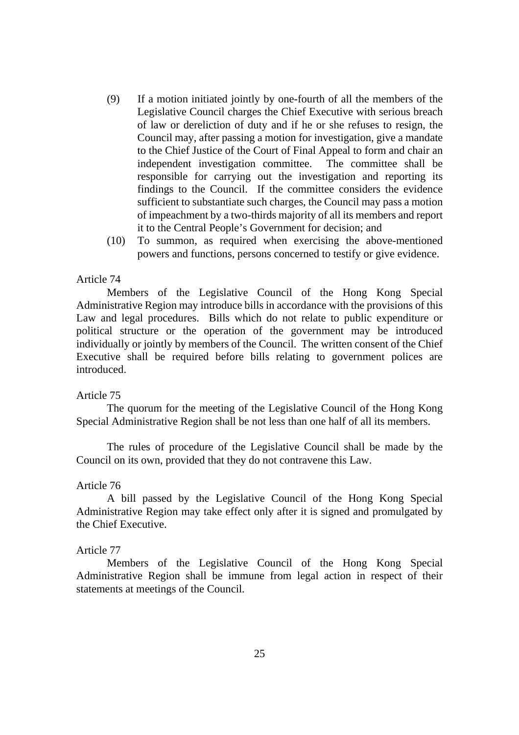(9) If a motion initiated jointly by one-fourth of all the members of the Legislative Council charges the Chief Executive with serious breach of law or dereliction of duty and if he or she refuses to resign, the Council may, after passing a motion for investigation, give a mandate to the Chief Justice of the Court of Final Appeal to form and chair an independent investigation committee. The committee shall be responsible for carrying out the investigation and reporting its findings to the Council. If the committee considers the evidence sufficient to substantiate such charges, the Council may pass a motion of impeachment by a two-thirds majority of all its members and report it to the Central People's Government for decision; and

(10) To summon, as required when exercising the above-mentioned powers and functions, persons concerned to testify or give evidence.

Article 74

Members of the Legislative Council of the Hong Kong Special Administrative Region may introduce bills in accordance with the provisions of this Law and legal procedures. Bills which do not relate to public expenditure or political structure or the operation of the government may be introduced individually or jointly by members of the Council. The written consent of the Chief Executive shall be required before bills relating to government polices are introduced.

Article 75

The quorum for the meeting of the Legislative Council of the Hong Kong Special Administrative Region shall be not less than one half of all its members.

The rules of procedure of the Legislative Council shall be made by the Council on its own, provided that they do not contravene this Law.

Article 76

A bill passed by the Legislative Council of the Hong Kong Special Administrative Region may take effect only after it is signed and promulgated by the Chief Executive.

Article 77

Members of the Legislative Council of the Hong Kong Special Administrative Region shall be immune from legal action in respect of their statements at meetings of the Council.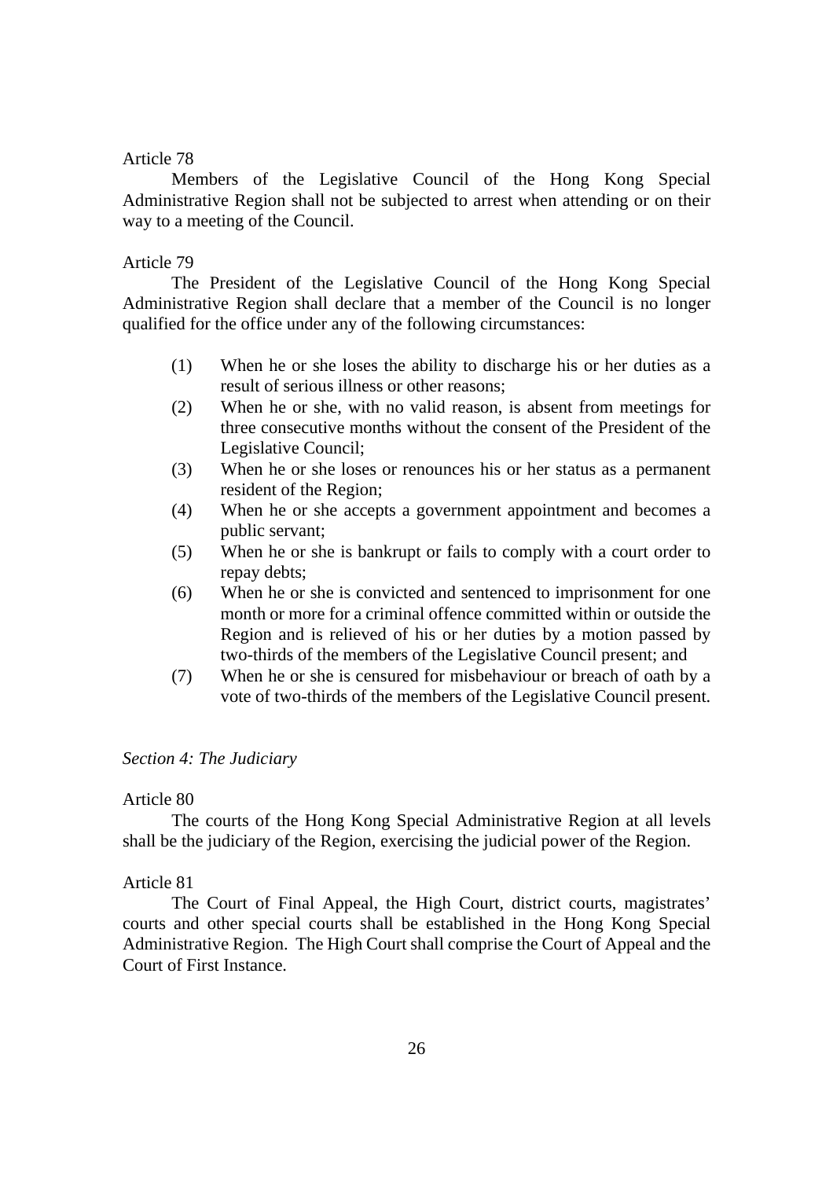Article 78

Members of the Legislative Council of the Hong Kong Special Administrative Region shall not be subjected to arrest when attending or on their way to a meeting of the Council.

Article 79

The President of the Legislative Council of the Hong Kong Special Administrative Region shall declare that a member of the Council is no longer qualified for the office under any of the following circumstances:

(1) When he or she loses the ability to discharge his or her duties as a result of serious illness or other reasons;

(2) When he or she, with no valid reason, is absent from meetings for three consecutive months without the consent of the President of the Legislative Council;

(3) When he or she loses or renounces his or her status as a permanent resident of the Region;

(4) When he or she accepts a government appointment and becomes a public servant;

(5) When he or she is bankrupt or fails to comply with a court order to repay debts;

(6) When he or she is convicted and sentenced to imprisonment for one month or more for a criminal offence committed within or outside the Region and is relieved of his or her duties by a motion passed by two-thirds of the members of the Legislative Council present; and

(7) When he or she is censured for misbehaviour or breach of oath by a vote of two-thirds of the members of the Legislative Council present.

*Section 4: The Judiciary*

Article 80

The courts of the Hong Kong Special Administrative Region at all levels shall be the judiciary of the Region, exercising the judicial power of the Region.

Article 81

The Court of Final Appeal, the High Court, district courts, magistrates' courts and other special courts shall be established in the Hong Kong Special Administrative Region. The High Court shall comprise the Court of Appeal and the Court of First Instance.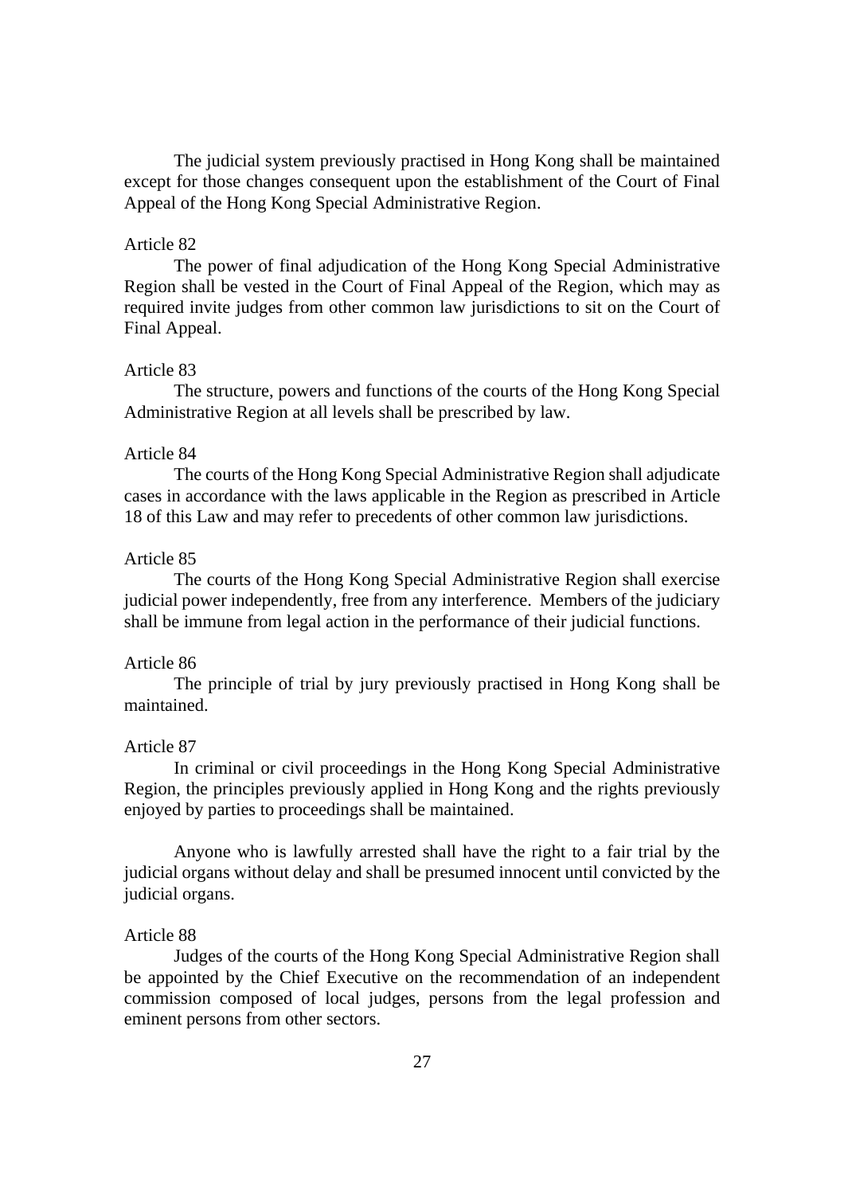The judicial system previously practised in Hong Kong shall be maintained except for those changes consequent upon the establishment of the Court of Final Appeal of the Hong Kong Special Administrative Region.

Article 82

The power of final adjudication of the Hong Kong Special Administrative Region shall be vested in the Court of Final Appeal of the Region, which may as required invite judges from other common law jurisdictions to sit on the Court of Final Appeal.

Article 83

The structure, powers and functions of the courts of the Hong Kong Special Administrative Region at all levels shall be prescribed by law.

Article 84

The courts of the Hong Kong Special Administrative Region shall adjudicate cases in accordance with the laws applicable in the Region as prescribed in Article 18 of this Law and may refer to precedents of other common law jurisdictions.

Article 85

The courts of the Hong Kong Special Administrative Region shall exercise judicial power independently, free from any interference. Members of the judiciary shall be immune from legal action in the performance of their judicial functions.

Article 86

The principle of trial by jury previously practised in Hong Kong shall be maintained.

Article 87

In criminal or civil proceedings in the Hong Kong Special Administrative Region, the principles previously applied in Hong Kong and the rights previously enjoyed by parties to proceedings shall be maintained.

Anyone who is lawfully arrested shall have the right to a fair trial by the judicial organs without delay and shall be presumed innocent until convicted by the judicial organs.

Article 88

Judges of the courts of the Hong Kong Special Administrative Region shall be appointed by the Chief Executive on the recommendation of an independent commission composed of local judges, persons from the legal profession and eminent persons from other sectors.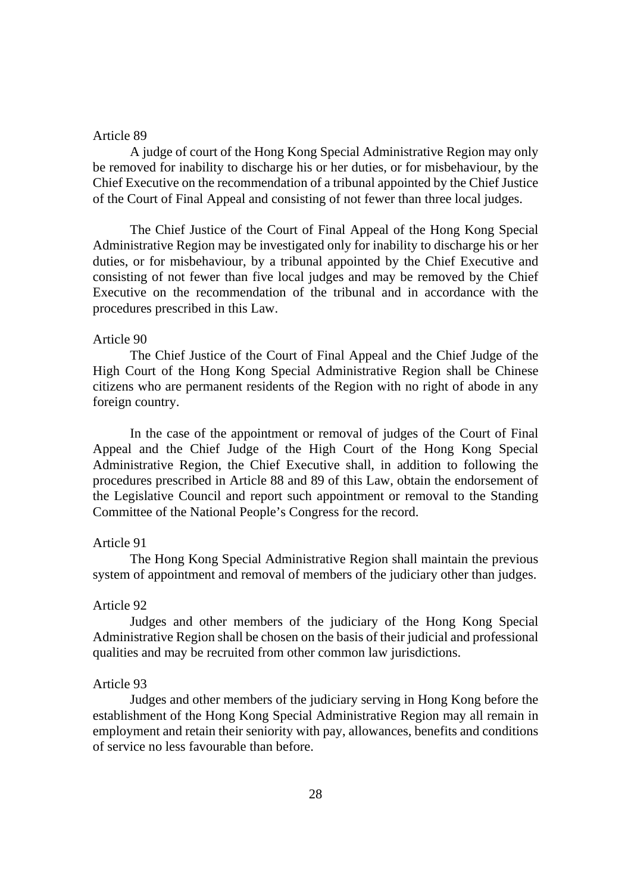Article 89

A judge of court of the Hong Kong Special Administrative Region may only be removed for inability to discharge his or her duties, or for misbehaviour, by the Chief Executive on the recommendation of a tribunal appointed by the Chief Justice of the Court of Final Appeal and consisting of not fewer than three local judges.

The Chief Justice of the Court of Final Appeal of the Hong Kong Special Administrative Region may be investigated only for inability to discharge his or her duties, or for misbehaviour, by a tribunal appointed by the Chief Executive and consisting of not fewer than five local judges and may be removed by the Chief Executive on the recommendation of the tribunal and in accordance with the procedures prescribed in this Law.

Article 90

The Chief Justice of the Court of Final Appeal and the Chief Judge of the High Court of the Hong Kong Special Administrative Region shall be Chinese citizens who are permanent residents of the Region with no right of abode in any foreign country.

In the case of the appointment or removal of judges of the Court of Final Appeal and the Chief Judge of the High Court of the Hong Kong Special Administrative Region, the Chief Executive shall, in addition to following the procedures prescribed in Article 88 and 89 of this Law, obtain the endorsement of the Legislative Council and report such appointment or removal to the Standing Committee of the National People's Congress for the record.

Article 91

The Hong Kong Special Administrative Region shall maintain the previous system of appointment and removal of members of the judiciary other than judges.

Article 92

Judges and other members of the judiciary of the Hong Kong Special Administrative Region shall be chosen on the basis of their judicial and professional qualities and may be recruited from other common law jurisdictions.

Article 93

Judges and other members of the judiciary serving in Hong Kong before the establishment of the Hong Kong Special Administrative Region may all remain in employment and retain their seniority with pay, allowances, benefits and conditions of service no less favourable than before.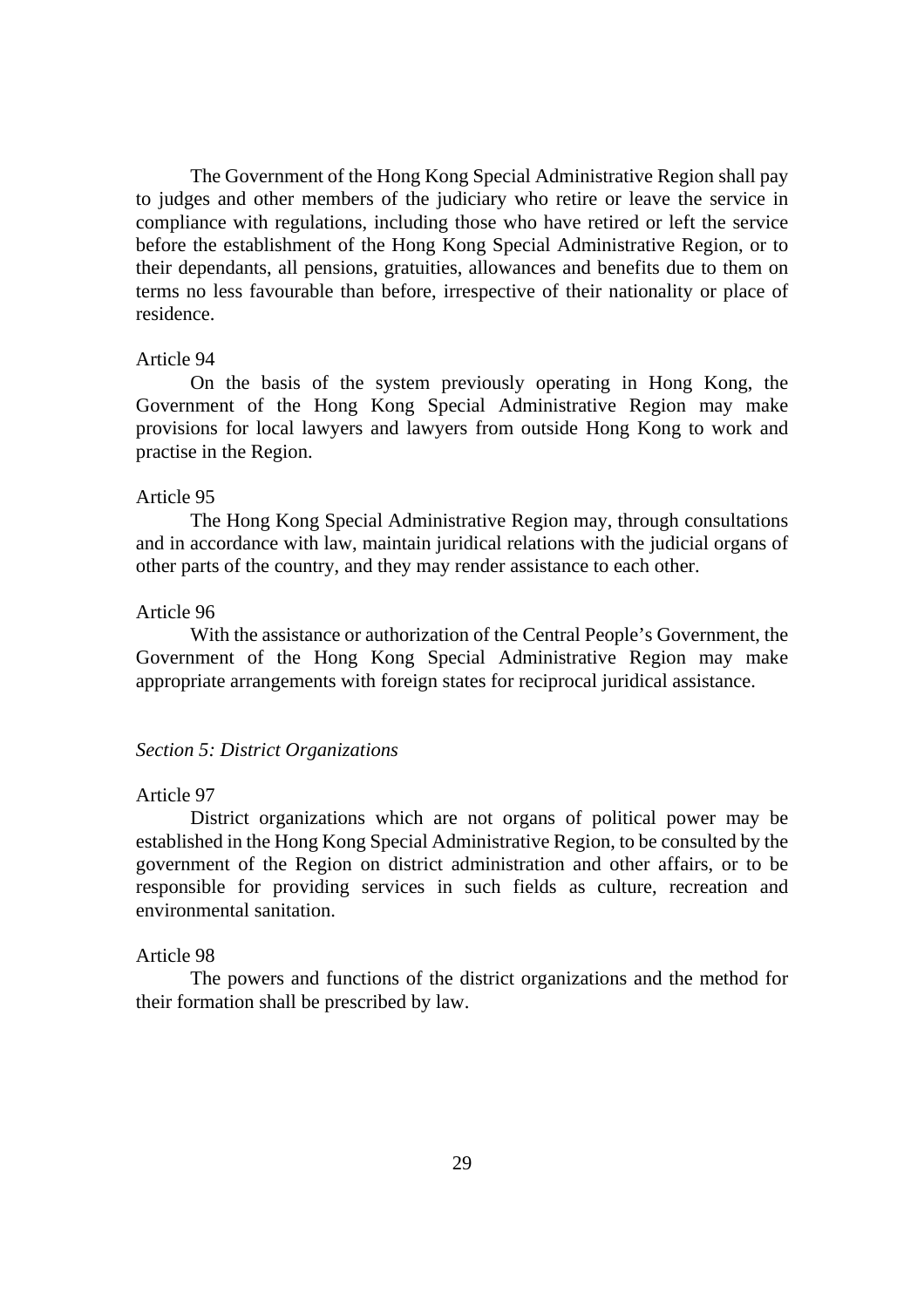The Government of the Hong Kong Special Administrative Region shall pay to judges and other members of the judiciary who retire or leave the service in compliance with regulations, including those who have retired or left the service before the establishment of the Hong Kong Special Administrative Region, or to their dependants, all pensions, gratuities, allowances and benefits due to them on terms no less favourable than before, irrespective of their nationality or place of residence.

Article 94

On the basis of the system previously operating in Hong Kong, the Government of the Hong Kong Special Administrative Region may make provisions for local lawyers and lawyers from outside Hong Kong to work and practise in the Region.

Article 95

The Hong Kong Special Administrative Region may, through consultations and in accordance with law, maintain juridical relations with the judicial organs of other parts of the country, and they may render assistance to each other.

Article 96

With the assistance or authorization of the Central People's Government, the Government of the Hong Kong Special Administrative Region may make appropriate arrangements with foreign states for reciprocal juridical assistance.

*Section 5: District Organizations*

Article 97

District organizations which are not organs of political power may be established in the Hong Kong Special Administrative Region, to be consulted by the government of the Region on district administration and other affairs, or to be responsible for providing services in such fields as culture, recreation and environmental sanitation.

Article 98

The powers and functions of the district organizations and the method for their formation shall be prescribed by law.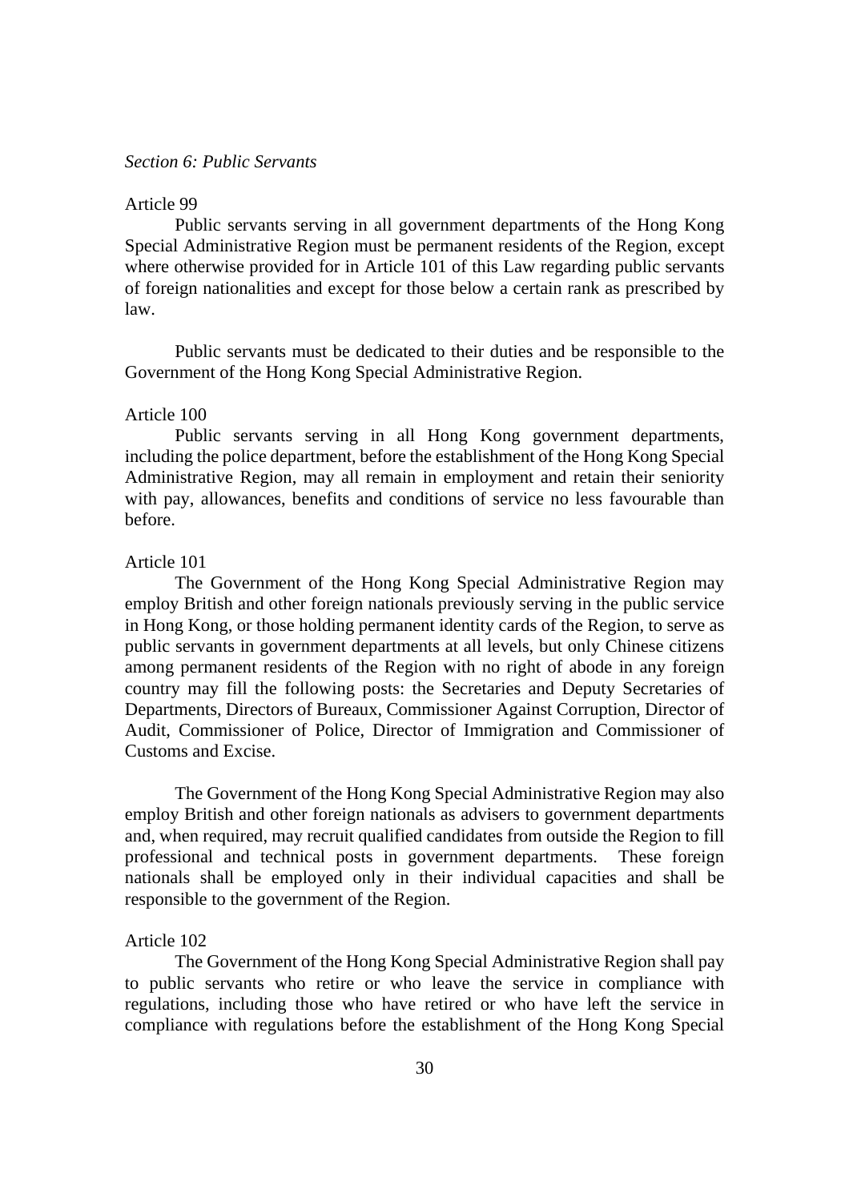*Section 6: Public Servants*

Article 99

Public servants serving in all government departments of the Hong Kong Special Administrative Region must be permanent residents of the Region, except where otherwise provided for in Article 101 of this Law regarding public servants of foreign nationalities and except for those below a certain rank as prescribed by law.

Public servants must be dedicated to their duties and be responsible to the Government of the Hong Kong Special Administrative Region.

Article 100

Public servants serving in all Hong Kong government departments, including the police department, before the establishment of the Hong Kong Special Administrative Region, may all remain in employment and retain their seniority with pay, allowances, benefits and conditions of service no less favourable than before.

Article 101

The Government of the Hong Kong Special Administrative Region may employ British and other foreign nationals previously serving in the public service in Hong Kong, or those holding permanent identity cards of the Region, to serve as public servants in government departments at all levels, but only Chinese citizens among permanent residents of the Region with no right of abode in any foreign country may fill the following posts: the Secretaries and Deputy Secretaries of Departments, Directors of Bureaux, Commissioner Against Corruption, Director of Audit, Commissioner of Police, Director of Immigration and Commissioner of Customs and Excise.

The Government of the Hong Kong Special Administrative Region may also employ British and other foreign nationals as advisers to government departments and, when required, may recruit qualified candidates from outside the Region to fill professional and technical posts in government departments. These foreign nationals shall be employed only in their individual capacities and shall be responsible to the government of the Region.

Article 102

The Government of the Hong Kong Special Administrative Region shall pay to public servants who retire or who leave the service in compliance with regulations, including those who have retired or who have left the service in compliance with regulations before the establishment of the Hong Kong Special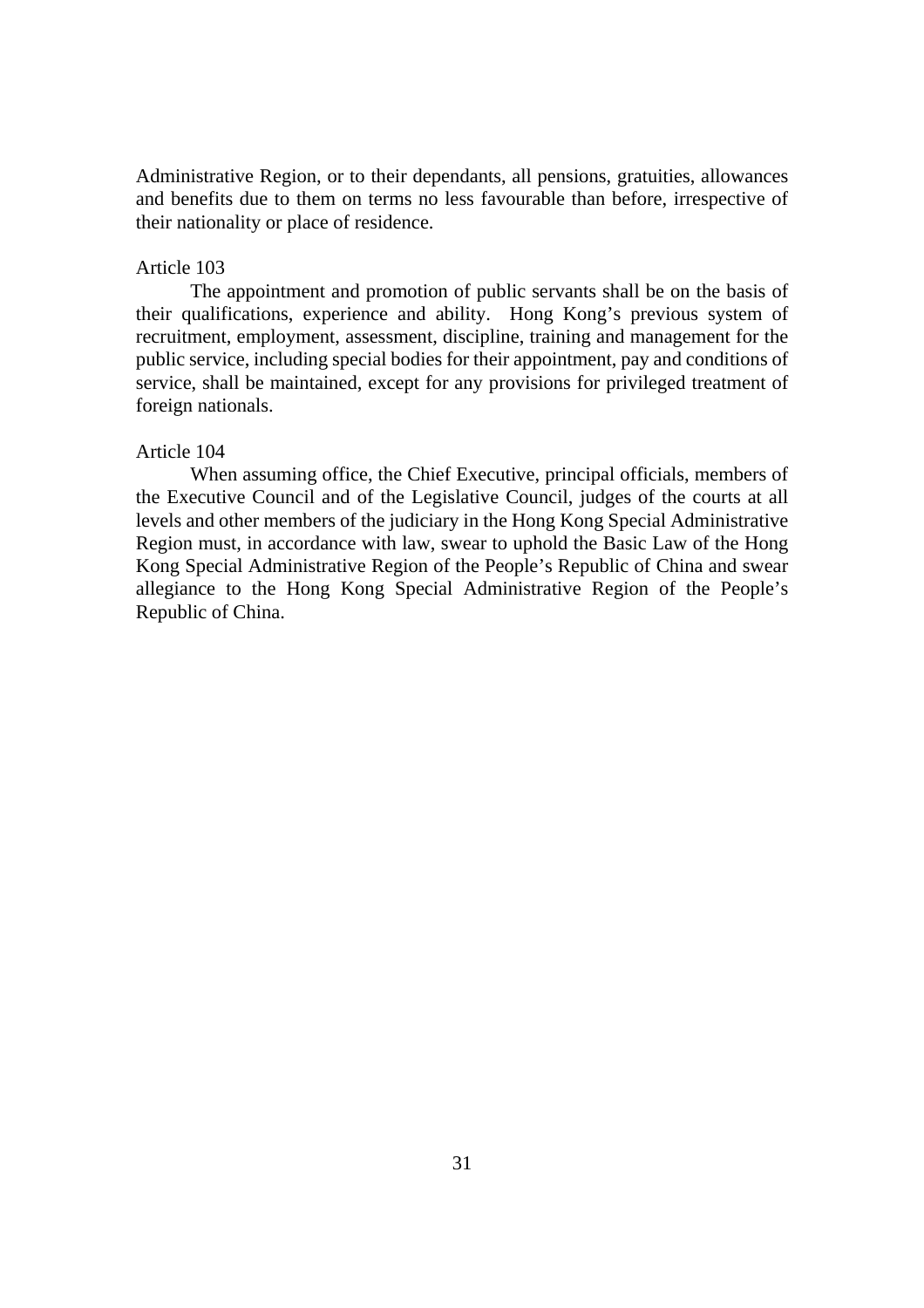Administrative Region, or to their dependants, all pensions, gratuities, allowances and benefits due to them on terms no less favourable than before, irrespective of their nationality or place of residence.

Article 103

The appointment and promotion of public servants shall be on the basis of their qualifications, experience and ability. Hong Kong's previous system of recruitment, employment, assessment, discipline, training and management for the public service, including special bodies for their appointment, pay and conditions of service, shall be maintained, except for any provisions for privileged treatment of foreign nationals.

Article 104

When assuming office, the Chief Executive, principal officials, members of the Executive Council and of the Legislative Council, judges of the courts at all levels and other members of the judiciary in the Hong Kong Special Administrative Region must, in accordance with law, swear to uphold the Basic Law of the Hong Kong Special Administrative Region of the People's Republic of China and swear allegiance to the Hong Kong Special Administrative Region of the People's Republic of China.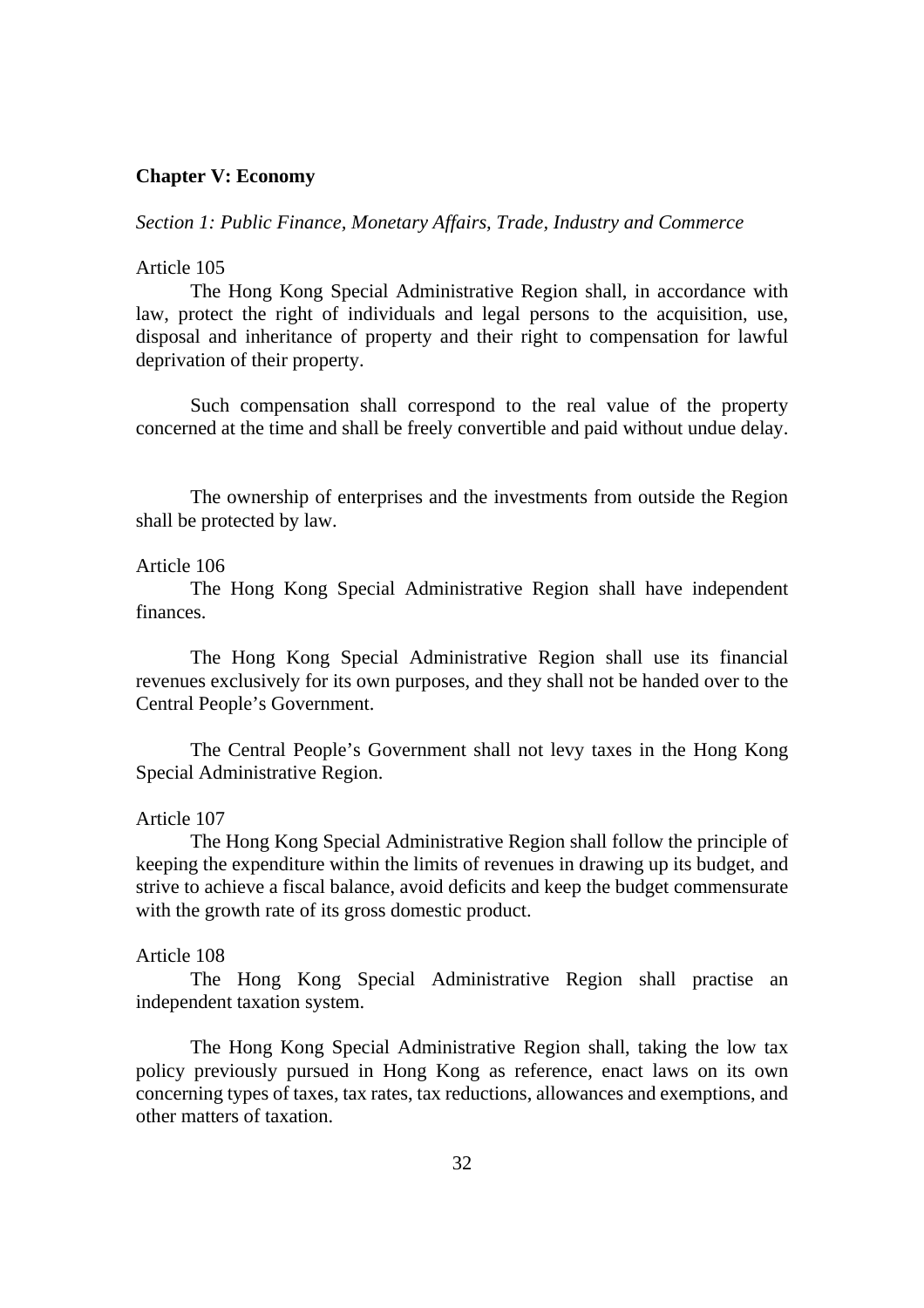## Chapter V: Economy

### *Section 1: Public Finance, Monetary Affairs, Trade, Industry and Commerce*

Article 105

The Hong Kong Special Administrative Region shall, in accordance with law, protect the right of individuals and legal persons to the acquisition, use, disposal and inheritance of property and their right to compensation for lawful deprivation of their property.

Such compensation shall correspond to the real value of the property concerned at the time and shall be freely convertible and paid without undue delay.

The ownership of enterprises and the investments from outside the Region shall be protected by law.

Article 106

The Hong Kong Special Administrative Region shall have independent finances.

The Hong Kong Special Administrative Region shall use its financial revenues exclusively for its own purposes, and they shall not be handed over to the Central People's Government.

The Central People's Government shall not levy taxes in the Hong Kong Special Administrative Region.

Article 107

The Hong Kong Special Administrative Region shall follow the principle of keeping the expenditure within the limits of revenues in drawing up its budget, and strive to achieve a fiscal balance, avoid deficits and keep the budget commensurate with the growth rate of its gross domestic product.

Article 108

The Hong Kong Special Administrative Region shall practise an independent taxation system.

The Hong Kong Special Administrative Region shall, taking the low tax policy previously pursued in Hong Kong as reference, enact laws on its own concerning types of taxes, tax rates, tax reductions, allowances and exemptions, and other matters of taxation.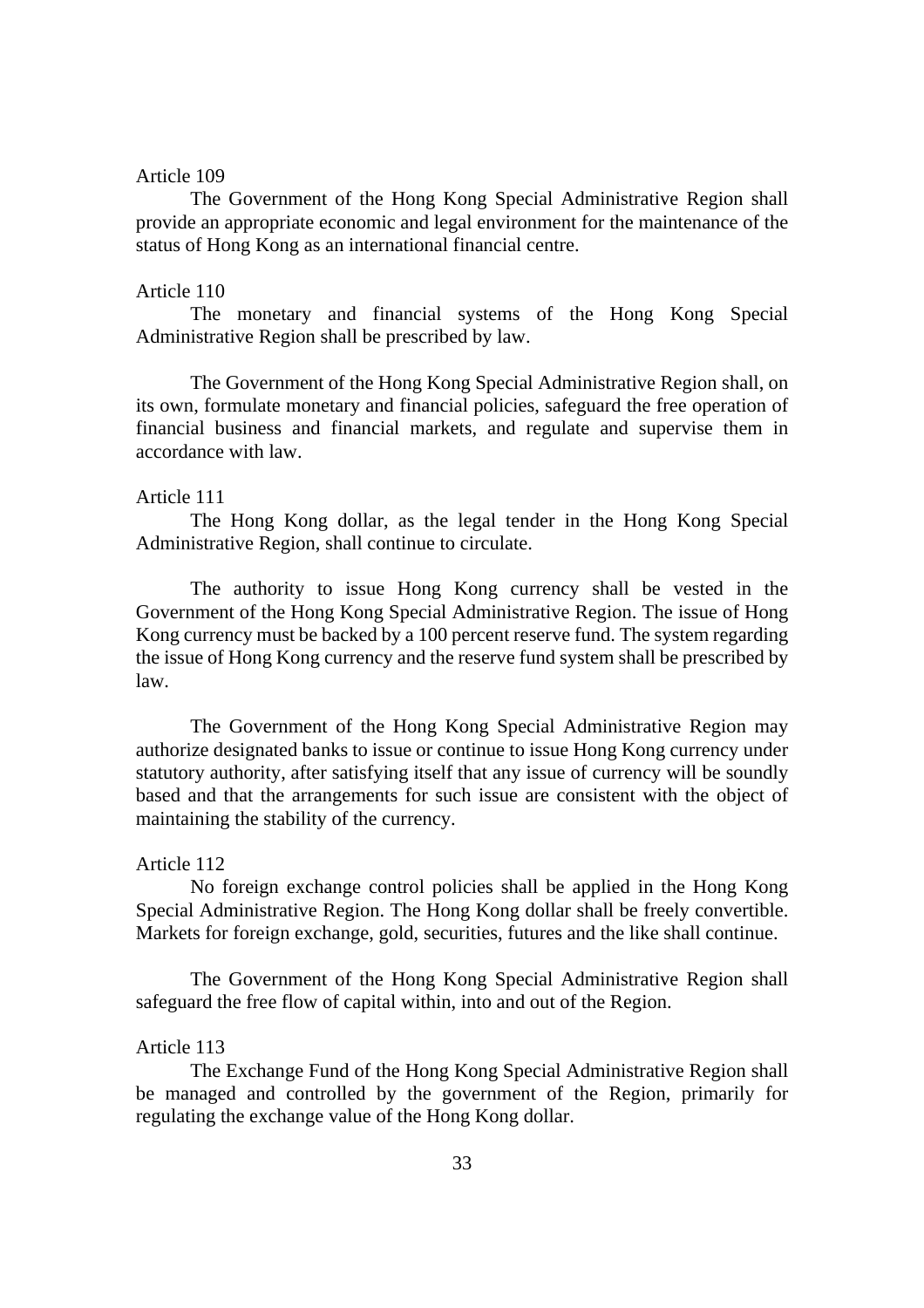Article 109

The Government of the Hong Kong Special Administrative Region shall provide an appropriate economic and legal environment for the maintenance of the status of Hong Kong as an international financial centre.

Article 110

The monetary and financial systems of the Hong Kong Special Administrative Region shall be prescribed by law.

The Government of the Hong Kong Special Administrative Region shall, on its own, formulate monetary and financial policies, safeguard the free operation of financial business and financial markets, and regulate and supervise them in accordance with law.

Article 111

The Hong Kong dollar, as the legal tender in the Hong Kong Special Administrative Region, shall continue to circulate.

The authority to issue Hong Kong currency shall be vested in the Government of the Hong Kong Special Administrative Region. The issue of Hong Kong currency must be backed by a 100 percent reserve fund. The system regarding the issue of Hong Kong currency and the reserve fund system shall be prescribed by law.

The Government of the Hong Kong Special Administrative Region may authorize designated banks to issue or continue to issue Hong Kong currency under statutory authority, after satisfying itself that any issue of currency will be soundly based and that the arrangements for such issue are consistent with the object of maintaining the stability of the currency.

Article 112

No foreign exchange control policies shall be applied in the Hong Kong Special Administrative Region. The Hong Kong dollar shall be freely convertible. Markets for foreign exchange, gold, securities, futures and the like shall continue.

The Government of the Hong Kong Special Administrative Region shall safeguard the free flow of capital within, into and out of the Region.

Article 113

The Exchange Fund of the Hong Kong Special Administrative Region shall be managed and controlled by the government of the Region, primarily for regulating the exchange value of the Hong Kong dollar.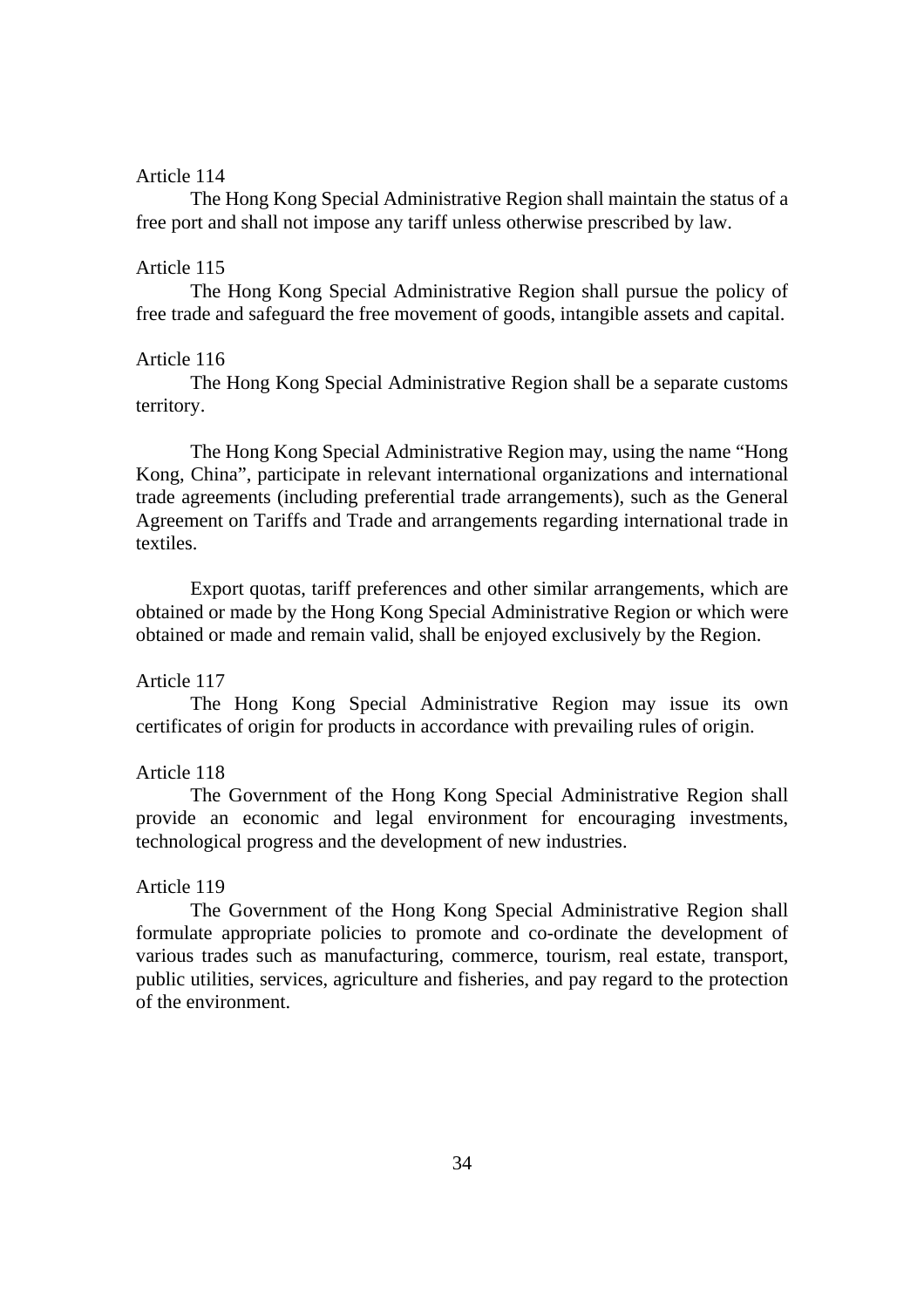Article 114

The Hong Kong Special Administrative Region shall maintain the status of a free port and shall not impose any tariff unless otherwise prescribed by law.

Article 115

The Hong Kong Special Administrative Region shall pursue the policy of free trade and safeguard the free movement of goods, intangible assets and capital.

Article 116

The Hong Kong Special Administrative Region shall be a separate customs territory.

The Hong Kong Special Administrative Region may, using the name "Hong Kong, China", participate in relevant international organizations and international trade agreements (including preferential trade arrangements), such as the General Agreement on Tariffs and Trade and arrangements regarding international trade in textiles.

Export quotas, tariff preferences and other similar arrangements, which are obtained or made by the Hong Kong Special Administrative Region or which were obtained or made and remain valid, shall be enjoyed exclusively by the Region.

Article 117

The Hong Kong Special Administrative Region may issue its own certificates of origin for products in accordance with prevailing rules of origin.

Article 118

The Government of the Hong Kong Special Administrative Region shall provide an economic and legal environment for encouraging investments, technological progress and the development of new industries.

Article 119

The Government of the Hong Kong Special Administrative Region shall formulate appropriate policies to promote and co-ordinate the development of various trades such as manufacturing, commerce, tourism, real estate, transport, public utilities, services, agriculture and fisheries, and pay regard to the protection of the environment.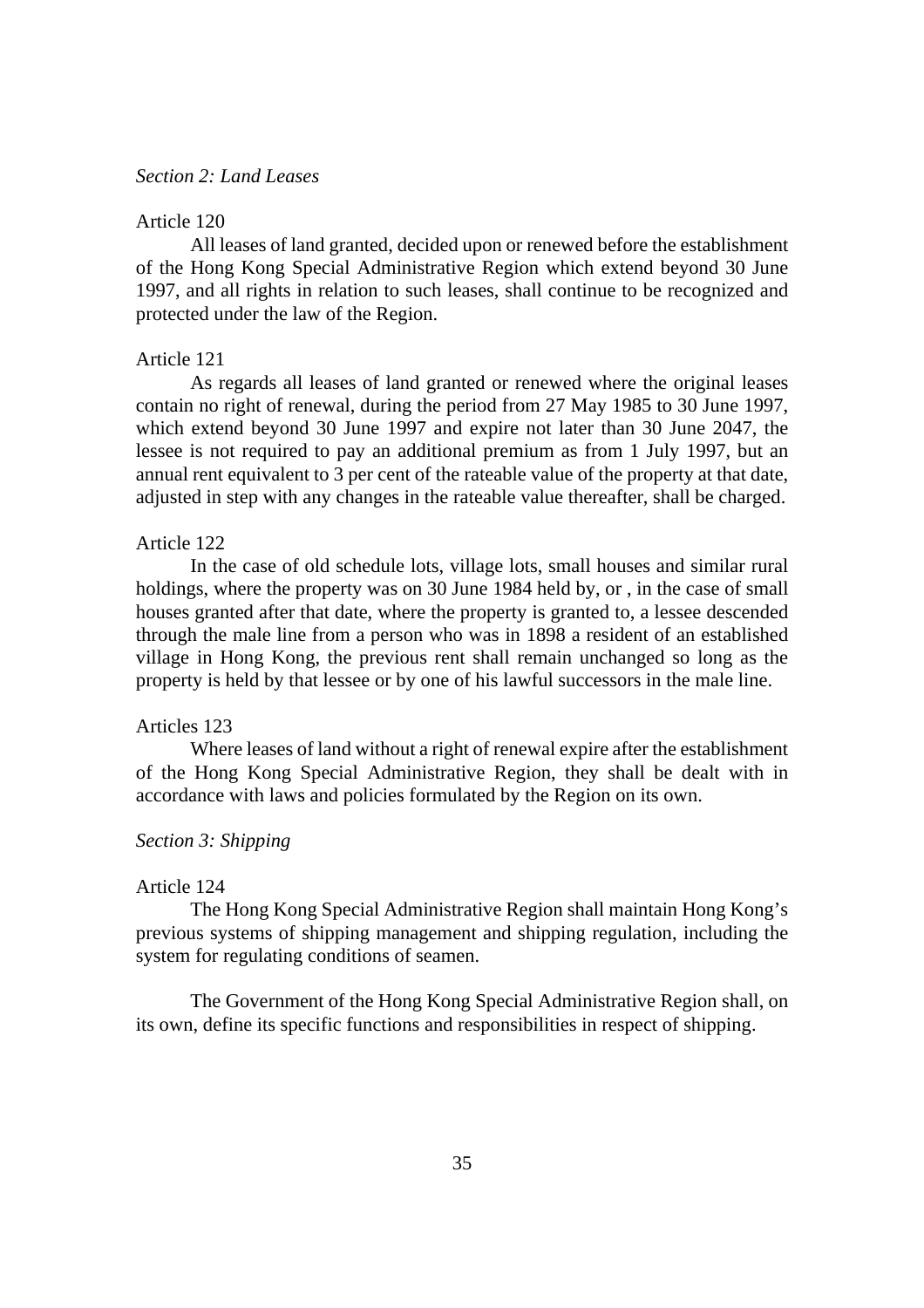*Section 2: Land Leases*

Article 120

All leases of land granted, decided upon or renewed before the establishment of the Hong Kong Special Administrative Region which extend beyond 30 June 1997, and all rights in relation to such leases, shall continue to be recognized and protected under the law of the Region.

Article 121

As regards all leases of land granted or renewed where the original leases contain no right of renewal, during the period from 27 May 1985 to 30 June 1997, which extend beyond 30 June 1997 and expire not later than 30 June 2047, the lessee is not required to pay an additional premium as from 1 July 1997, but an annual rent equivalent to 3 per cent of the rateable value of the property at that date, adjusted in step with any changes in the rateable value thereafter, shall be charged.

Article 122

In the case of old schedule lots, village lots, small houses and similar rural holdings, where the property was on 30 June 1984 held by, or , in the case of small houses granted after that date, where the property is granted to, a lessee descended through the male line from a person who was in 1898 a resident of an established village in Hong Kong, the previous rent shall remain unchanged so long as the property is held by that lessee or by one of his lawful successors in the male line.

Articles 123

Where leases of land without a right of renewal expire after the establishment of the Hong Kong Special Administrative Region, they shall be dealt with in accordance with laws and policies formulated by the Region on its own.

*Section 3: Shipping*

Article 124

The Hong Kong Special Administrative Region shall maintain Hong Kong's previous systems of shipping management and shipping regulation, including the system for regulating conditions of seamen.

The Government of the Hong Kong Special Administrative Region shall, on its own, define its specific functions and responsibilities in respect of shipping.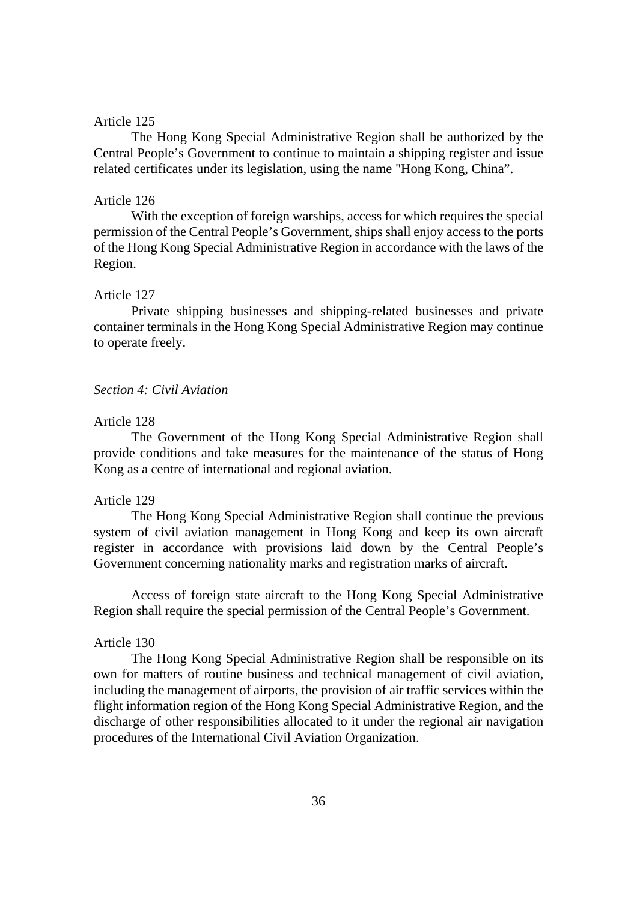Article 125

The Hong Kong Special Administrative Region shall be authorized by the Central People's Government to continue to maintain a shipping register and issue related certificates under its legislation, using the name "Hong Kong, China".

Article 126

With the exception of foreign warships, access for which requires the special permission of the Central People's Government, ships shall enjoy access to the ports of the Hong Kong Special Administrative Region in accordance with the laws of the Region.

Article 127

Private shipping businesses and shipping-related businesses and private container terminals in the Hong Kong Special Administrative Region may continue to operate freely.

*Section 4: Civil Aviation*

Article 128

The Government of the Hong Kong Special Administrative Region shall provide conditions and take measures for the maintenance of the status of Hong Kong as a centre of international and regional aviation.

Article 129

The Hong Kong Special Administrative Region shall continue the previous system of civil aviation management in Hong Kong and keep its own aircraft register in accordance with provisions laid down by the Central People's Government concerning nationality marks and registration marks of aircraft.

Access of foreign state aircraft to the Hong Kong Special Administrative Region shall require the special permission of the Central People's Government.

Article 130

The Hong Kong Special Administrative Region shall be responsible on its own for matters of routine business and technical management of civil aviation, including the management of airports, the provision of air traffic services within the flight information region of the Hong Kong Special Administrative Region, and the discharge of other responsibilities allocated to it under the regional air navigation procedures of the International Civil Aviation Organization.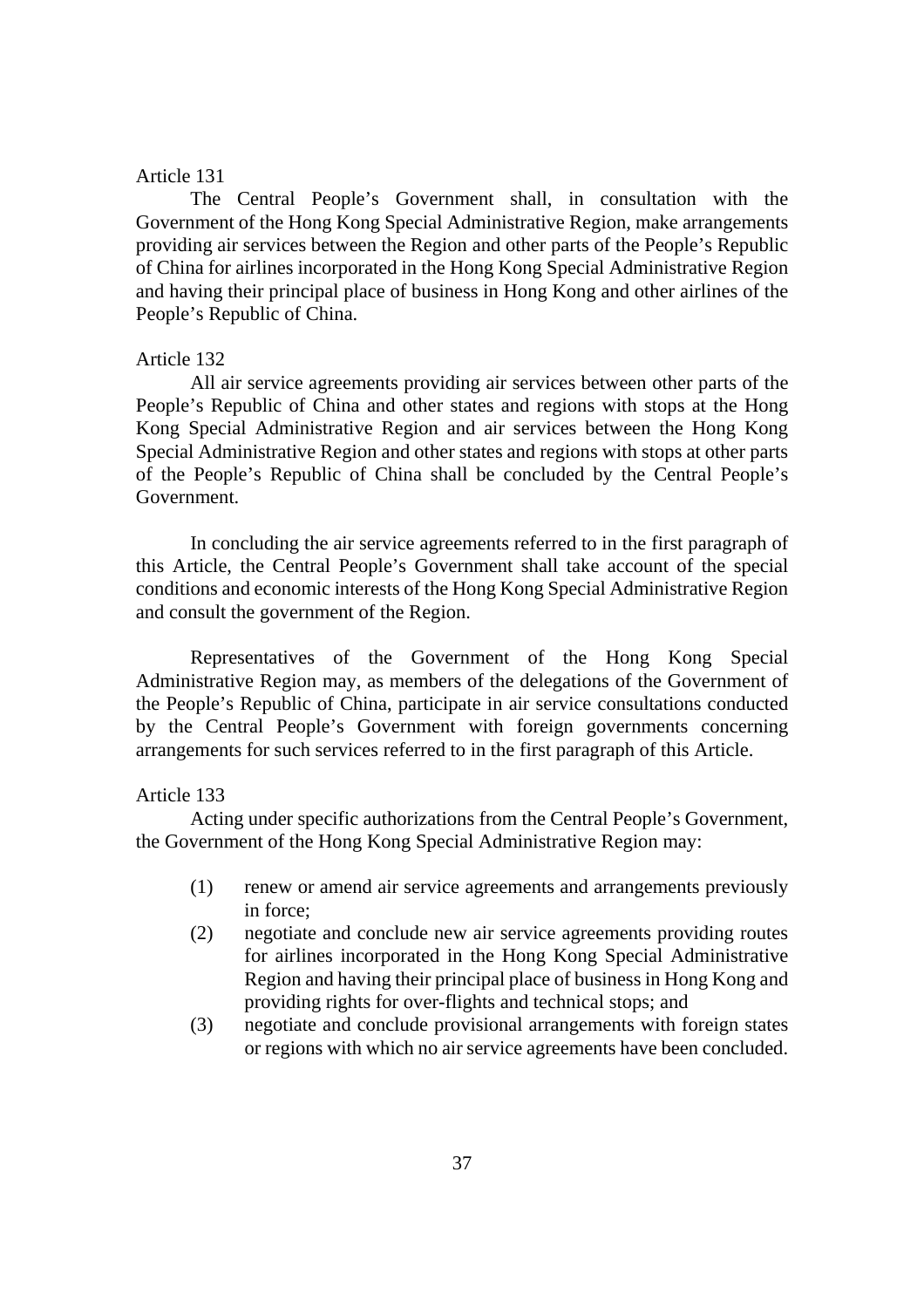Article 131

The Central People's Government shall, in consultation with the Government of the Hong Kong Special Administrative Region, make arrangements providing air services between the Region and other parts of the People's Republic of China for airlines incorporated in the Hong Kong Special Administrative Region and having their principal place of business in Hong Kong and other airlines of the People's Republic of China.

Article 132

All air service agreements providing air services between other parts of the People's Republic of China and other states and regions with stops at the Hong Kong Special Administrative Region and air services between the Hong Kong Special Administrative Region and other states and regions with stops at other parts of the People's Republic of China shall be concluded by the Central People's Government.

In concluding the air service agreements referred to in the first paragraph of this Article, the Central People's Government shall take account of the special conditions and economic interests of the Hong Kong Special Administrative Region and consult the government of the Region.

Representatives of the Government of the Hong Kong Special Administrative Region may, as members of the delegations of the Government of the People's Republic of China, participate in air service consultations conducted by the Central People's Government with foreign governments concerning arrangements for such services referred to in the first paragraph of this Article.

Article 133

Acting under specific authorizations from the Central People's Government, the Government of the Hong Kong Special Administrative Region may:

(1) renew or amend air service agreements and arrangements previously in force;

(2) negotiate and conclude new air service agreements providing routes for airlines incorporated in the Hong Kong Special Administrative Region and having their principal place of business in Hong Kong and providing rights for over-flights and technical stops; and

(3) negotiate and conclude provisional arrangements with foreign states or regions with which no air service agreements have been concluded.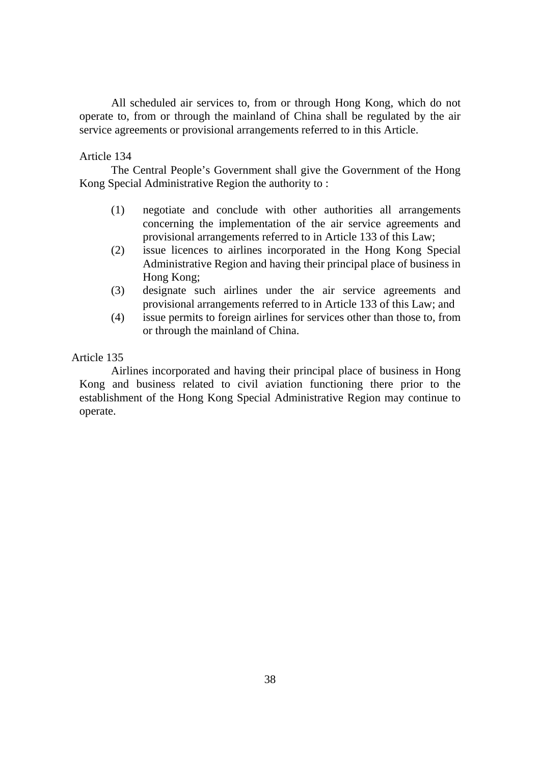All scheduled air services to, from or through Hong Kong, which do not operate to, from or through the mainland of China shall be regulated by the air service agreements or provisional arrangements referred to in this Article.

Article 134

The Central People's Government shall give the Government of the Hong Kong Special Administrative Region the authority to :

(1) negotiate and conclude with other authorities all arrangements concerning the implementation of the air service agreements and provisional arrangements referred to in Article 133 of this Law;

(2) issue licences to airlines incorporated in the Hong Kong Special Administrative Region and having their principal place of business in Hong Kong;

(3) designate such airlines under the air service agreements and provisional arrangements referred to in Article 133 of this Law; and

(4) issue permits to foreign airlines for services other than those to, from or through the mainland of China.

Article 135

Airlines incorporated and having their principal place of business in Hong Kong and business related to civil aviation functioning there prior to the establishment of the Hong Kong Special Administrative Region may continue to operate.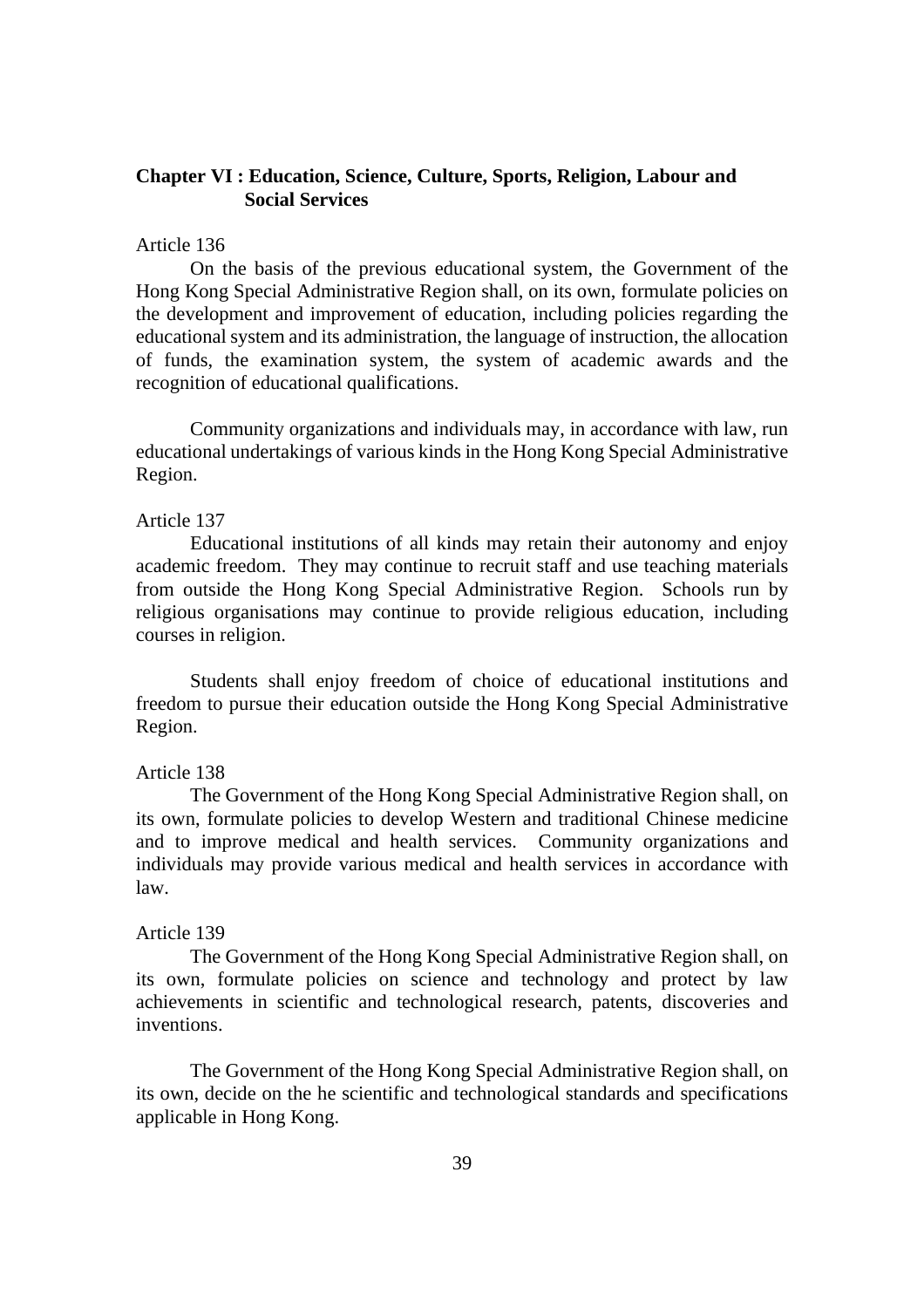## Chapter VI : Education, Science, Culture, Sports, Religion, Labour and Social Services

Article 136

On the basis of the previous educational system, the Government of the Hong Kong Special Administrative Region shall, on its own, formulate policies on the development and improvement of education, including policies regarding the educational system and its administration, the language of instruction, the allocation of funds, the examination system, the system of academic awards and the recognition of educational qualifications.

Community organizations and individuals may, in accordance with law, run educational undertakings of various kinds in the Hong Kong Special Administrative Region.

Article 137

Educational institutions of all kinds may retain their autonomy and enjoy academic freedom. They may continue to recruit staff and use teaching materials from outside the Hong Kong Special Administrative Region. Schools run by religious organisations may continue to provide religious education, including courses in religion.

Students shall enjoy freedom of choice of educational institutions and freedom to pursue their education outside the Hong Kong Special Administrative Region.

Article 138

The Government of the Hong Kong Special Administrative Region shall, on its own, formulate policies to develop Western and traditional Chinese medicine and to improve medical and health services. Community organizations and individuals may provide various medical and health services in accordance with law.

Article 139

The Government of the Hong Kong Special Administrative Region shall, on its own, formulate policies on science and technology and protect by law achievements in scientific and technological research, patents, discoveries and inventions.

The Government of the Hong Kong Special Administrative Region shall, on its own, decide on the he scientific and technological standards and specifications applicable in Hong Kong.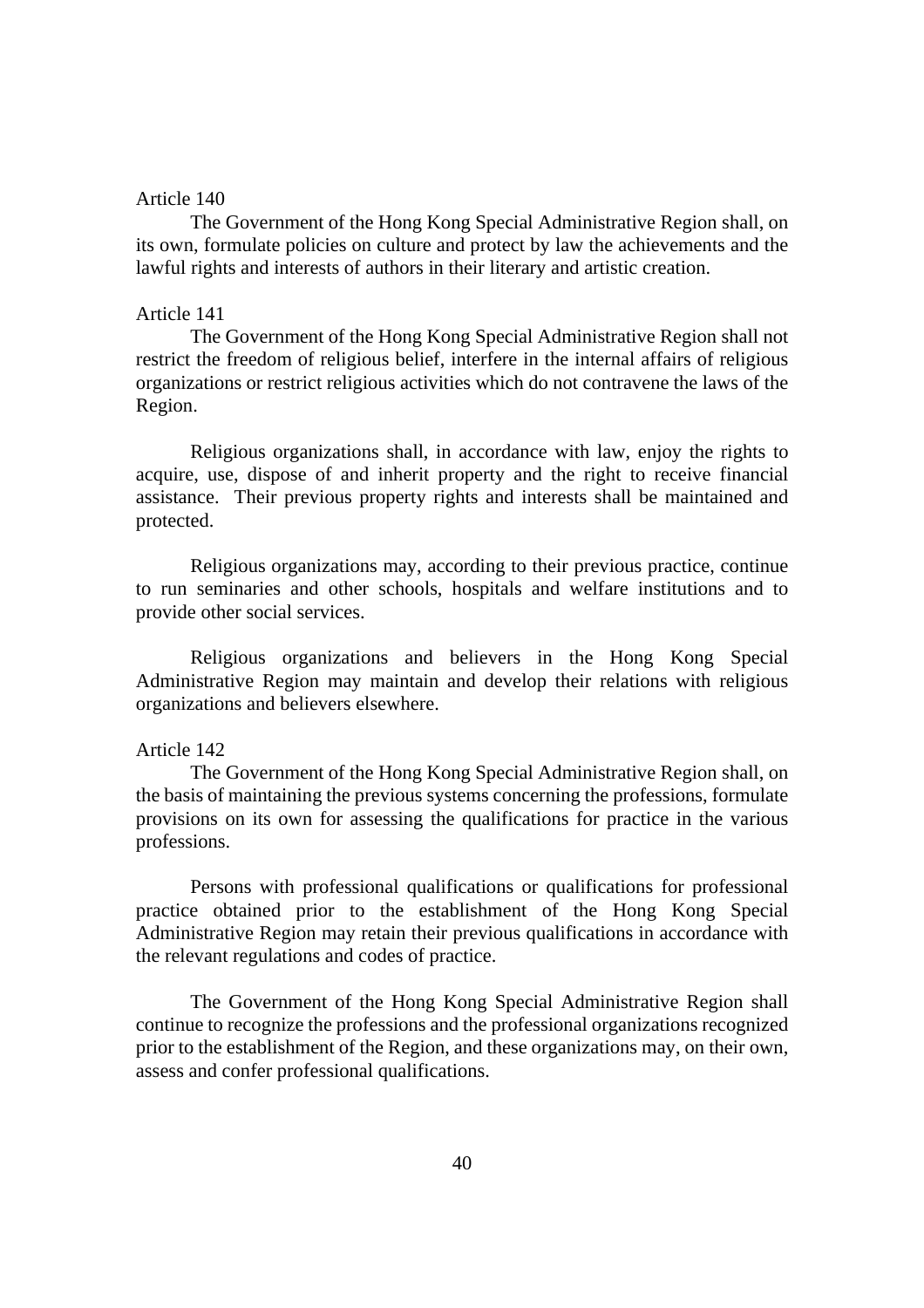Article 140

The Government of the Hong Kong Special Administrative Region shall, on its own, formulate policies on culture and protect by law the achievements and the lawful rights and interests of authors in their literary and artistic creation.

Article 141

The Government of the Hong Kong Special Administrative Region shall not restrict the freedom of religious belief, interfere in the internal affairs of religious organizations or restrict religious activities which do not contravene the laws of the Region.

Religious organizations shall, in accordance with law, enjoy the rights to acquire, use, dispose of and inherit property and the right to receive financial assistance. Their previous property rights and interests shall be maintained and protected.

Religious organizations may, according to their previous practice, continue to run seminaries and other schools, hospitals and welfare institutions and to provide other social services.

Religious organizations and believers in the Hong Kong Special Administrative Region may maintain and develop their relations with religious organizations and believers elsewhere.

Article 142

The Government of the Hong Kong Special Administrative Region shall, on the basis of maintaining the previous systems concerning the professions, formulate provisions on its own for assessing the qualifications for practice in the various professions.

Persons with professional qualifications or qualifications for professional practice obtained prior to the establishment of the Hong Kong Special Administrative Region may retain their previous qualifications in accordance with the relevant regulations and codes of practice.

The Government of the Hong Kong Special Administrative Region shall continue to recognize the professions and the professional organizations recognized prior to the establishment of the Region, and these organizations may, on their own, assess and confer professional qualifications.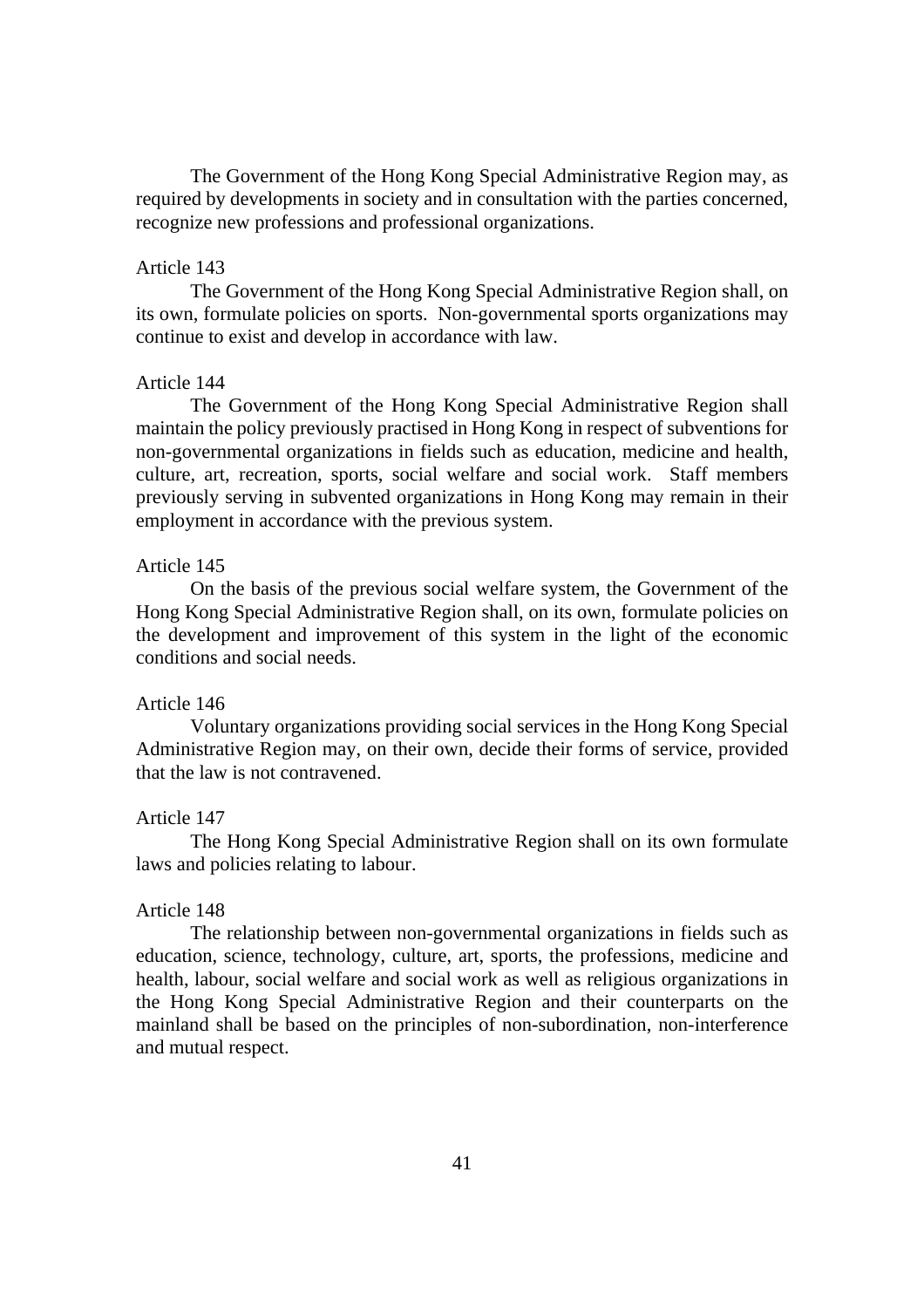The Government of the Hong Kong Special Administrative Region may, as required by developments in society and in consultation with the parties concerned, recognize new professions and professional organizations.

Article 143

The Government of the Hong Kong Special Administrative Region shall, on its own, formulate policies on sports. Non-governmental sports organizations may continue to exist and develop in accordance with law.

Article 144

The Government of the Hong Kong Special Administrative Region shall maintain the policy previously practised in Hong Kong in respect of subventions for non-governmental organizations in fields such as education, medicine and health, culture, art, recreation, sports, social welfare and social work. Staff members previously serving in subvented organizations in Hong Kong may remain in their employment in accordance with the previous system.

Article 145

On the basis of the previous social welfare system, the Government of the Hong Kong Special Administrative Region shall, on its own, formulate policies on the development and improvement of this system in the light of the economic conditions and social needs.

Article 146

Voluntary organizations providing social services in the Hong Kong Special Administrative Region may, on their own, decide their forms of service, provided that the law is not contravened.

Article 147

The Hong Kong Special Administrative Region shall on its own formulate laws and policies relating to labour.

Article 148

The relationship between non-governmental organizations in fields such as education, science, technology, culture, art, sports, the professions, medicine and health, labour, social welfare and social work as well as religious organizations in the Hong Kong Special Administrative Region and their counterparts on the mainland shall be based on the principles of non-subordination, non-interference and mutual respect.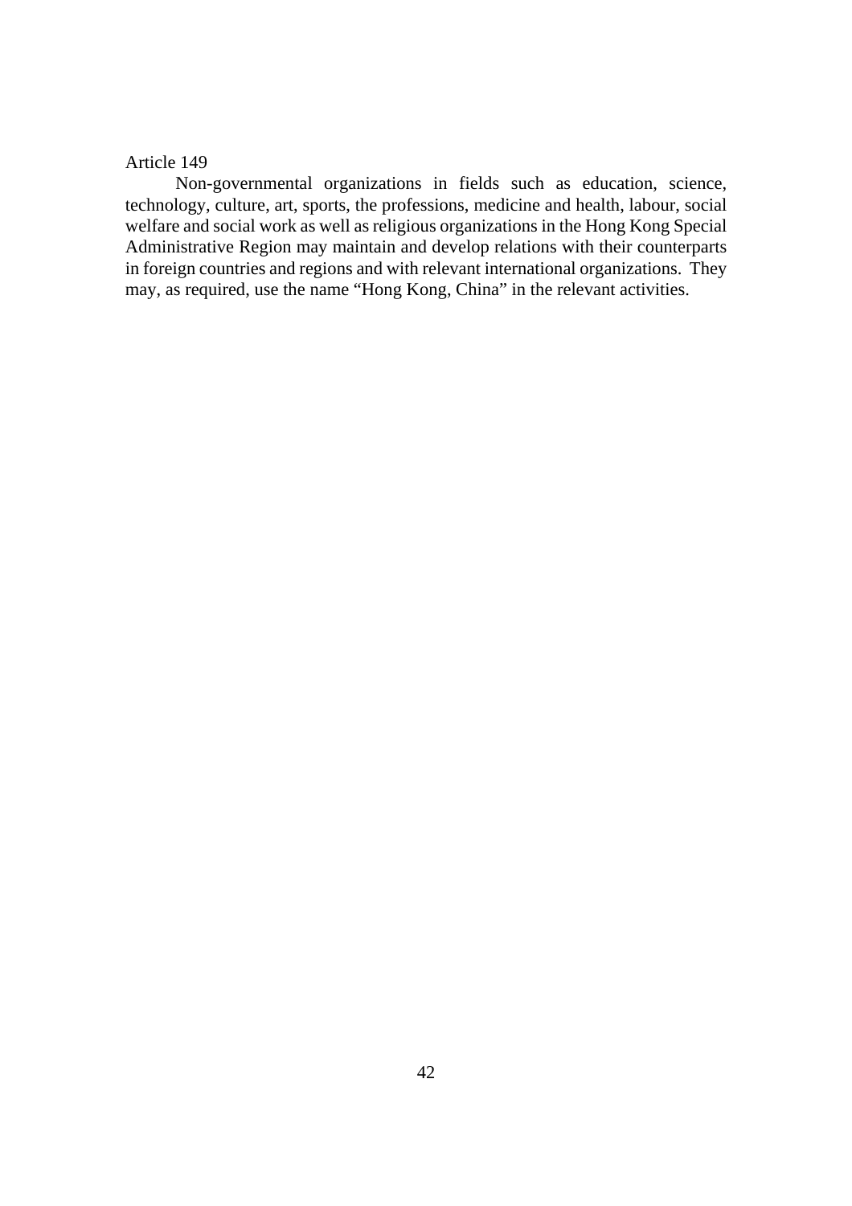Article 149

Non-governmental organizations in fields such as education, science, technology, culture, art, sports, the professions, medicine and health, labour, social welfare and social work as well as religious organizations in the Hong Kong Special Administrative Region may maintain and develop relations with their counterparts in foreign countries and regions and with relevant international organizations. They may, as required, use the name "Hong Kong, China" in the relevant activities.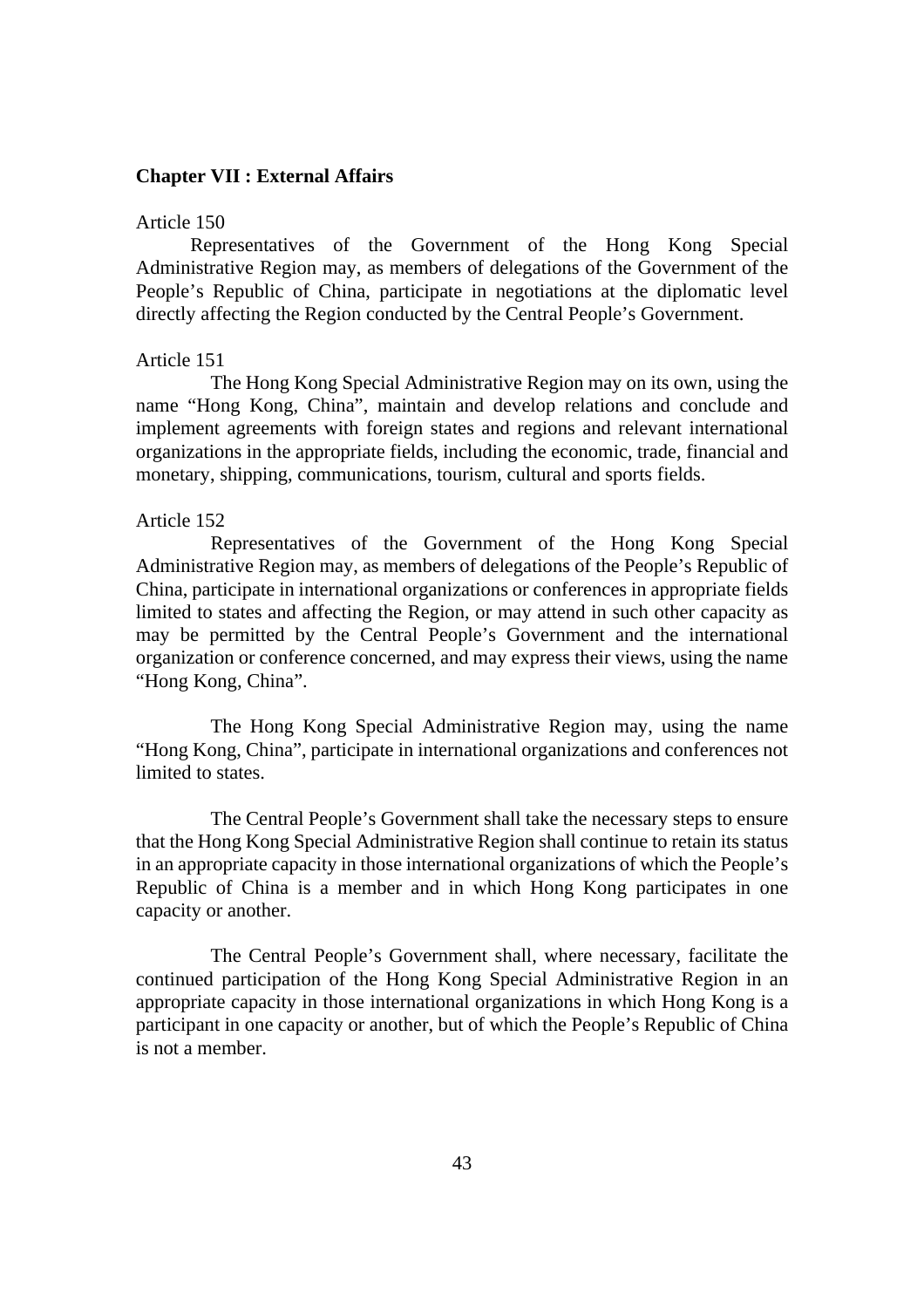## Chapter VII : External Affairs

Article 150

Representatives of the Government of the Hong Kong Special Administrative Region may, as members of delegations of the Government of the People's Republic of China, participate in negotiations at the diplomatic level directly affecting the Region conducted by the Central People's Government.

Article 151

The Hong Kong Special Administrative Region may on its own, using the name "Hong Kong, China", maintain and develop relations and conclude and implement agreements with foreign states and regions and relevant international organizations in the appropriate fields, including the economic, trade, financial and monetary, shipping, communications, tourism, cultural and sports fields.

Article 152

Representatives of the Government of the Hong Kong Special Administrative Region may, as members of delegations of the People's Republic of China, participate in international organizations or conferences in appropriate fields limited to states and affecting the Region, or may attend in such other capacity as may be permitted by the Central People's Government and the international organization or conference concerned, and may express their views, using the name "Hong Kong, China".

The Hong Kong Special Administrative Region may, using the name "Hong Kong, China", participate in international organizations and conferences not limited to states.

The Central People's Government shall take the necessary steps to ensure that the Hong Kong Special Administrative Region shall continue to retain its status in an appropriate capacity in those international organizations of which the People's Republic of China is a member and in which Hong Kong participates in one capacity or another.

The Central People's Government shall, where necessary, facilitate the continued participation of the Hong Kong Special Administrative Region in an appropriate capacity in those international organizations in which Hong Kong is a participant in one capacity or another, but of which the People's Republic of China is not a member.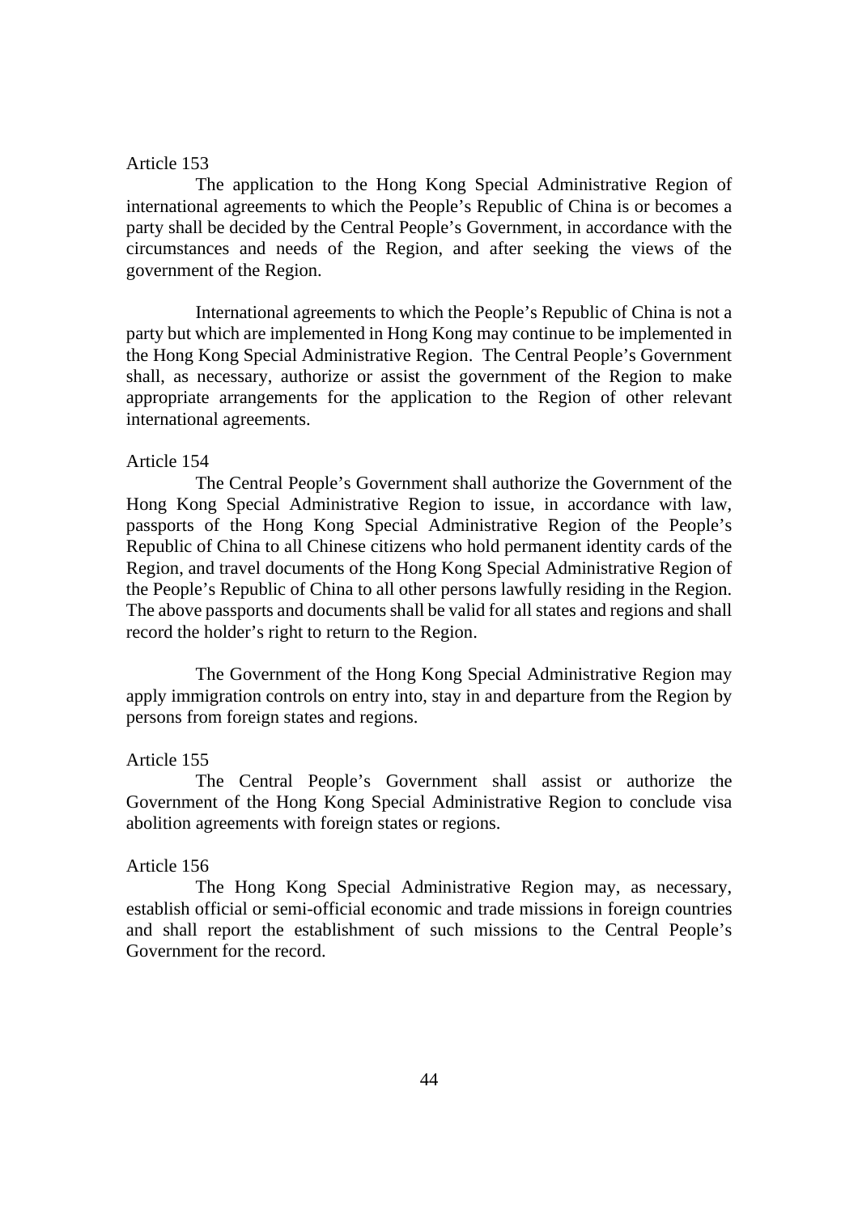Article 153

The application to the Hong Kong Special Administrative Region of international agreements to which the People's Republic of China is or becomes a party shall be decided by the Central People's Government, in accordance with the circumstances and needs of the Region, and after seeking the views of the government of the Region.

International agreements to which the People's Republic of China is not a party but which are implemented in Hong Kong may continue to be implemented in the Hong Kong Special Administrative Region. The Central People's Government shall, as necessary, authorize or assist the government of the Region to make appropriate arrangements for the application to the Region of other relevant international agreements.

Article 154

The Central People's Government shall authorize the Government of the Hong Kong Special Administrative Region to issue, in accordance with law, passports of the Hong Kong Special Administrative Region of the People's Republic of China to all Chinese citizens who hold permanent identity cards of the Region, and travel documents of the Hong Kong Special Administrative Region of the People's Republic of China to all other persons lawfully residing in the Region. The above passports and documents shall be valid for all states and regions and shall record the holder's right to return to the Region.

The Government of the Hong Kong Special Administrative Region may apply immigration controls on entry into, stay in and departure from the Region by persons from foreign states and regions.

Article 155

The Central People's Government shall assist or authorize the Government of the Hong Kong Special Administrative Region to conclude visa abolition agreements with foreign states or regions.

Article 156

The Hong Kong Special Administrative Region may, as necessary, establish official or semi-official economic and trade missions in foreign countries and shall report the establishment of such missions to the Central People's Government for the record.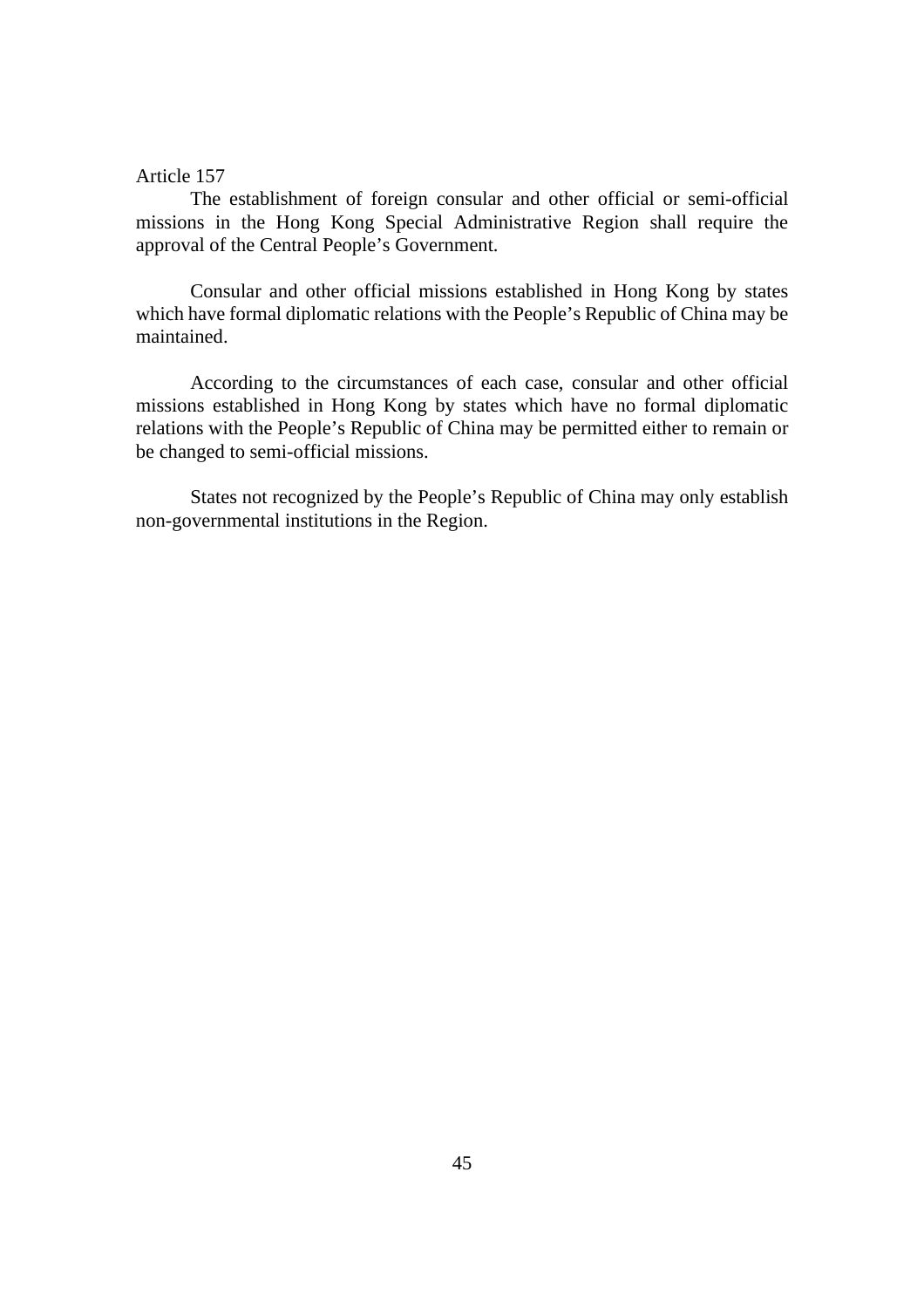Article 157

The establishment of foreign consular and other official or semi-official missions in the Hong Kong Special Administrative Region shall require the approval of the Central People's Government.

Consular and other official missions established in Hong Kong by states which have formal diplomatic relations with the People's Republic of China may be maintained.

According to the circumstances of each case, consular and other official missions established in Hong Kong by states which have no formal diplomatic relations with the People's Republic of China may be permitted either to remain or be changed to semi-official missions.

States not recognized by the People's Republic of China may only establish non-governmental institutions in the Region.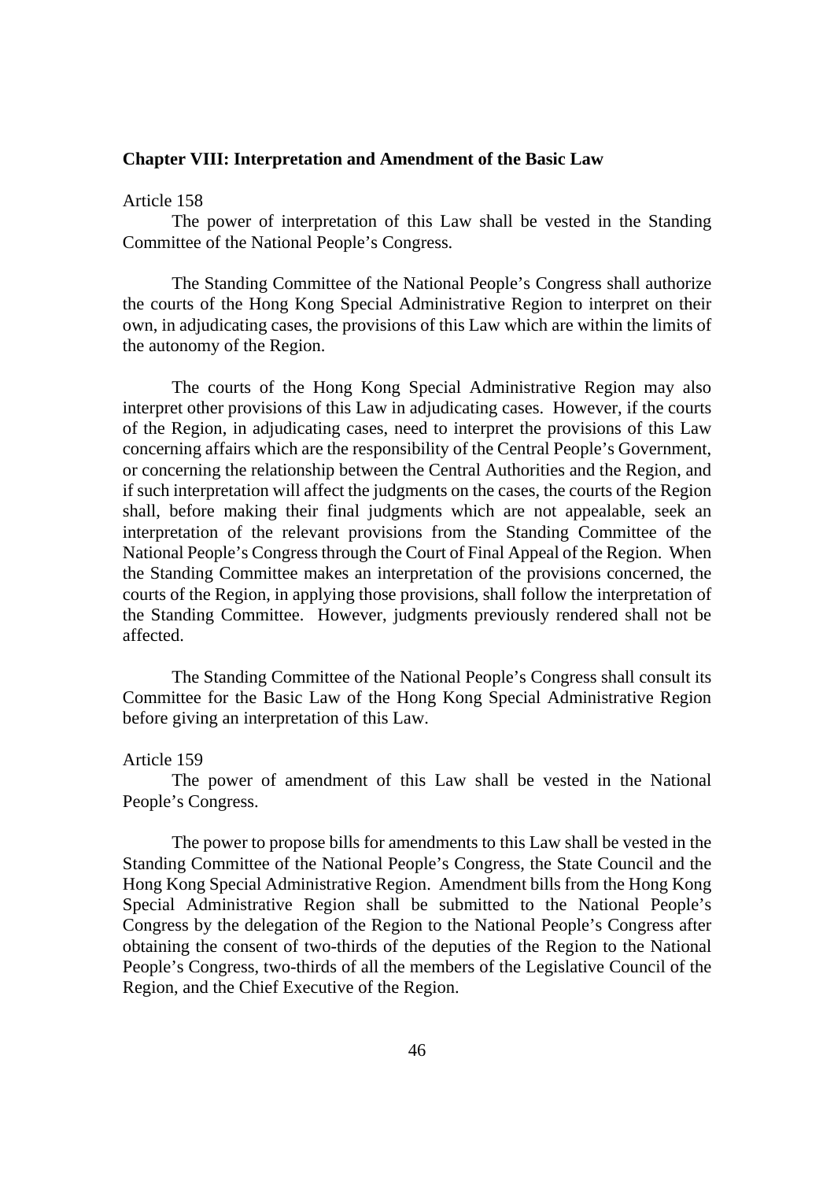## Chapter VIII: Interpretation and Amendment of the Basic Law

Article 158

The power of interpretation of this Law shall be vested in the Standing Committee of the National People's Congress.

The Standing Committee of the National People's Congress shall authorize the courts of the Hong Kong Special Administrative Region to interpret on their own, in adjudicating cases, the provisions of this Law which are within the limits of the autonomy of the Region.

The courts of the Hong Kong Special Administrative Region may also interpret other provisions of this Law in adjudicating cases. However, if the courts of the Region, in adjudicating cases, need to interpret the provisions of this Law concerning affairs which are the responsibility of the Central People's Government, or concerning the relationship between the Central Authorities and the Region, and if such interpretation will affect the judgments on the cases, the courts of the Region shall, before making their final judgments which are not appealable, seek an interpretation of the relevant provisions from the Standing Committee of the National People's Congress through the Court of Final Appeal of the Region. When the Standing Committee makes an interpretation of the provisions concerned, the courts of the Region, in applying those provisions, shall follow the interpretation of the Standing Committee. However, judgments previously rendered shall not be affected.

The Standing Committee of the National People's Congress shall consult its Committee for the Basic Law of the Hong Kong Special Administrative Region before giving an interpretation of this Law.

Article 159

The power of amendment of this Law shall be vested in the National People's Congress.

The power to propose bills for amendments to this Law shall be vested in the Standing Committee of the National People's Congress, the State Council and the Hong Kong Special Administrative Region. Amendment bills from the Hong Kong Special Administrative Region shall be submitted to the National People's Congress by the delegation of the Region to the National People's Congress after obtaining the consent of two-thirds of the deputies of the Region to the National People's Congress, two-thirds of all the members of the Legislative Council of the Region, and the Chief Executive of the Region.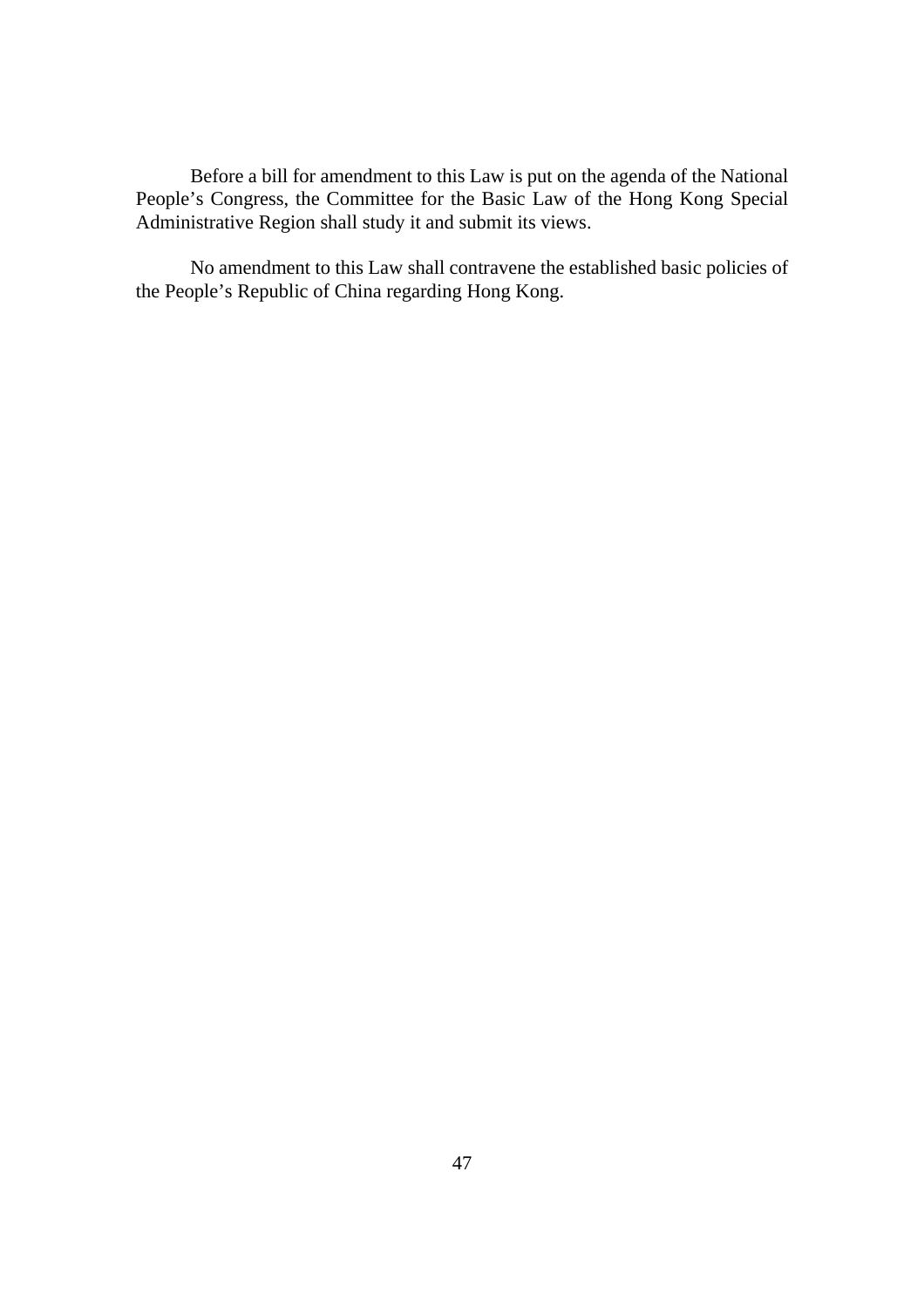Before a bill for amendment to this Law is put on the agenda of the National People's Congress, the Committee for the Basic Law of the Hong Kong Special Administrative Region shall study it and submit its views.

No amendment to this Law shall contravene the established basic policies of the People's Republic of China regarding Hong Kong.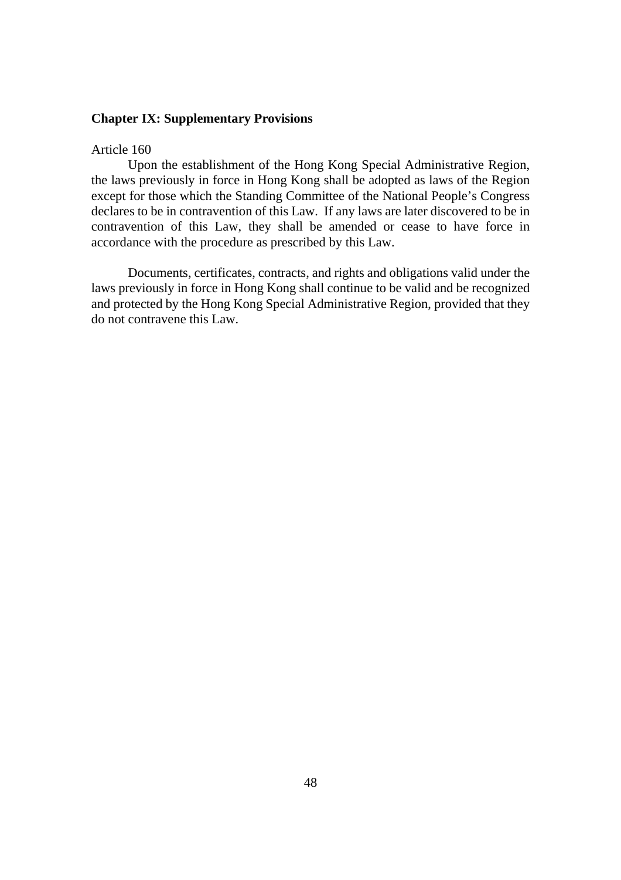## Chapter IX: Supplementary Provisions

Article 160

Upon the establishment of the Hong Kong Special Administrative Region, the laws previously in force in Hong Kong shall be adopted as laws of the Region except for those which the Standing Committee of the National People's Congress declares to be in contravention of this Law. If any laws are later discovered to be in contravention of this Law, they shall be amended or cease to have force in accordance with the procedure as prescribed by this Law.

Documents, certificates, contracts, and rights and obligations valid under the laws previously in force in Hong Kong shall continue to be valid and be recognized and protected by the Hong Kong Special Administrative Region, provided that they do not contravene this Law.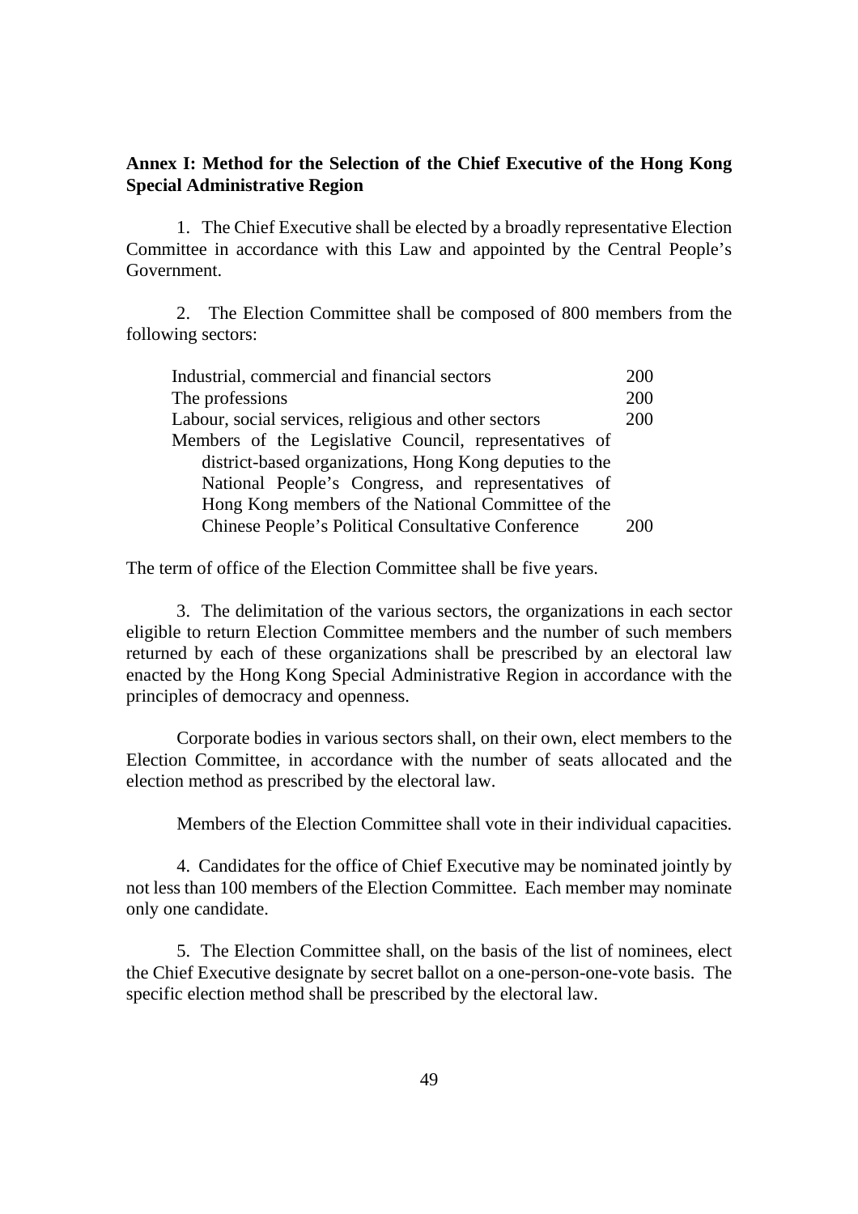**Annex I: Method for the Selection of the Chief Executive of the Hong Kong Special Administrative Region**

1. The Chief Executive shall be elected by a broadly representative Election Committee in accordance with this Law and appointed by the Central People's Government.

2. The Election Committee shall be composed of 800 members from the following sectors:

| | |
|---|---|
| Industrial, commercial and financial sectors | 200 |
| The professions | 200 |
| Labour, social services, religious and other sectors | 200 |
| Members of the Legislative Council, representatives of district-based organizations, Hong Kong deputies to the National People's Congress, and representatives of Hong Kong members of the National Committee of the Chinese People's Political Consultative Conference | 200 |

The term of office of the Election Committee shall be five years.

3. The delimitation of the various sectors, the organizations in each sector eligible to return Election Committee members and the number of such members returned by each of these organizations shall be prescribed by an electoral law enacted by the Hong Kong Special Administrative Region in accordance with the principles of democracy and openness.

Corporate bodies in various sectors shall, on their own, elect members to the Election Committee, in accordance with the number of seats allocated and the election method as prescribed by the electoral law.

Members of the Election Committee shall vote in their individual capacities.

4. Candidates for the office of Chief Executive may be nominated jointly by not less than 100 members of the Election Committee. Each member may nominate only one candidate.

5. The Election Committee shall, on the basis of the list of nominees, elect the Chief Executive designate by secret ballot on a one-person-one-vote basis. The specific election method shall be prescribed by the electoral law.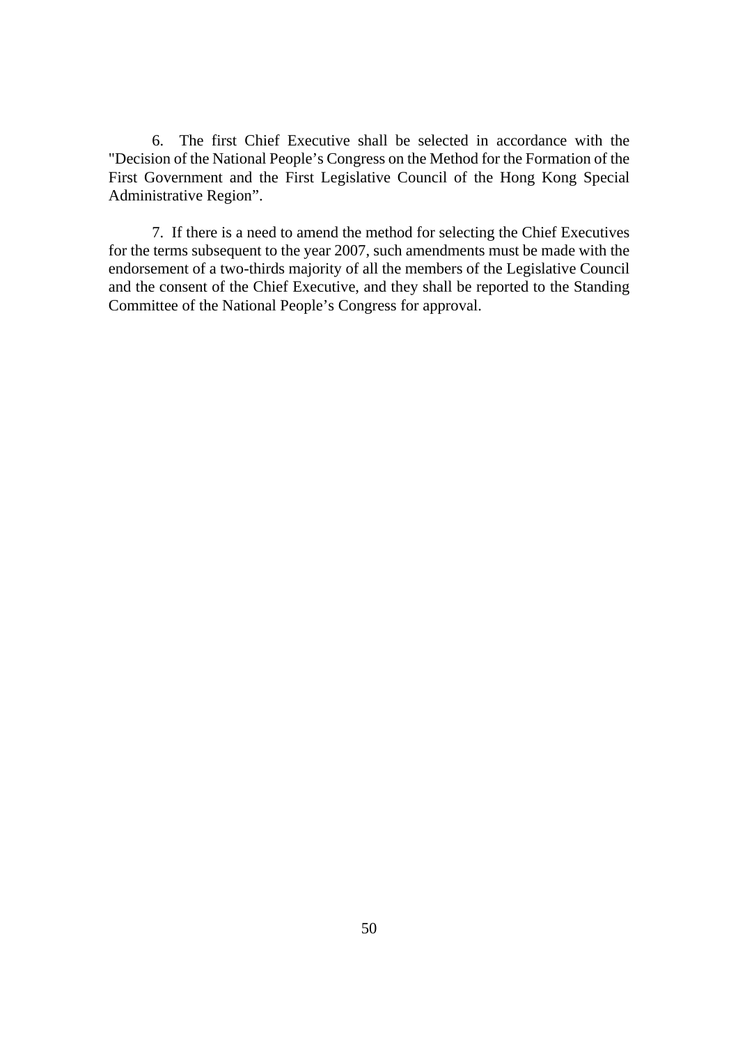6. The first Chief Executive shall be selected in accordance with the "Decision of the National People's Congress on the Method for the Formation of the First Government and the First Legislative Council of the Hong Kong Special Administrative Region".

7. If there is a need to amend the method for selecting the Chief Executives for the terms subsequent to the year 2007, such amendments must be made with the endorsement of a two-thirds majority of all the members of the Legislative Council and the consent of the Chief Executive, and they shall be reported to the Standing Committee of the National People's Congress for approval.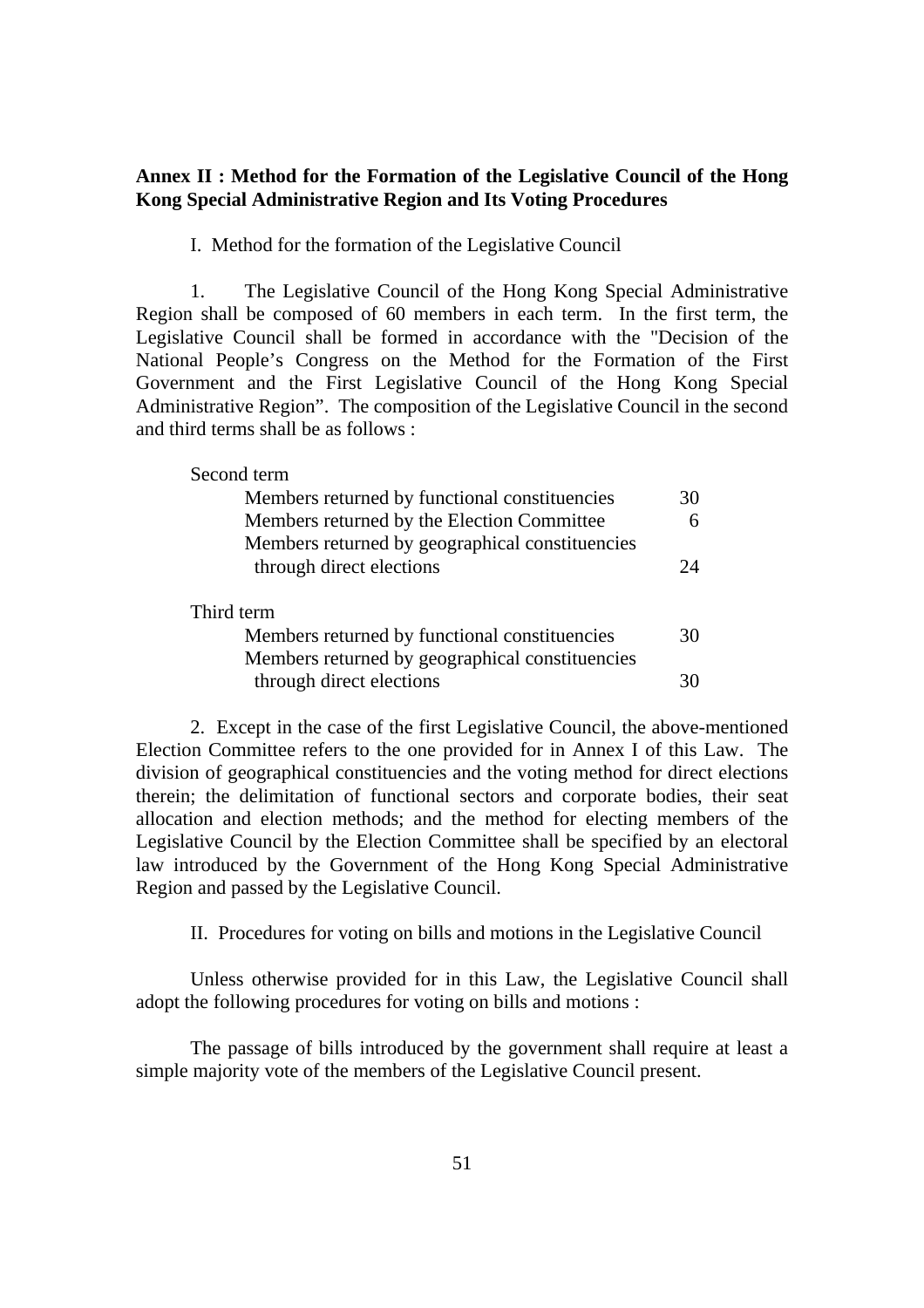## Annex II : Method for the Formation of the Legislative Council of the Hong Kong Special Administrative Region and Its Voting Procedures

I. Method for the formation of the Legislative Council

1. The Legislative Council of the Hong Kong Special Administrative Region shall be composed of 60 members in each term. In the first term, the Legislative Council shall be formed in accordance with the "Decision of the National People's Congress on the Method for the Formation of the First Government and the First Legislative Council of the Hong Kong Special Administrative Region". The composition of the Legislative Council in the second and third terms shall be as follows :

| Second term | |
|---|---|
| Members returned by functional constituencies | 30 |
| Members returned by the Election Committee | 6 |
| Members returned by geographical constituencies through direct elections | 24 |

| Third term | |
|---|---|
| Members returned by functional constituencies | 30 |
| Members returned by geographical constituencies through direct elections | 30 |

2. Except in the case of the first Legislative Council, the above-mentioned Election Committee refers to the one provided for in Annex I of this Law. The division of geographical constituencies and the voting method for direct elections therein; the delimitation of functional sectors and corporate bodies, their seat allocation and election methods; and the method for electing members of the Legislative Council by the Election Committee shall be specified by an electoral law introduced by the Government of the Hong Kong Special Administrative Region and passed by the Legislative Council.

II. Procedures for voting on bills and motions in the Legislative Council

Unless otherwise provided for in this Law, the Legislative Council shall adopt the following procedures for voting on bills and motions :

The passage of bills introduced by the government shall require at least a simple majority vote of the members of the Legislative Council present.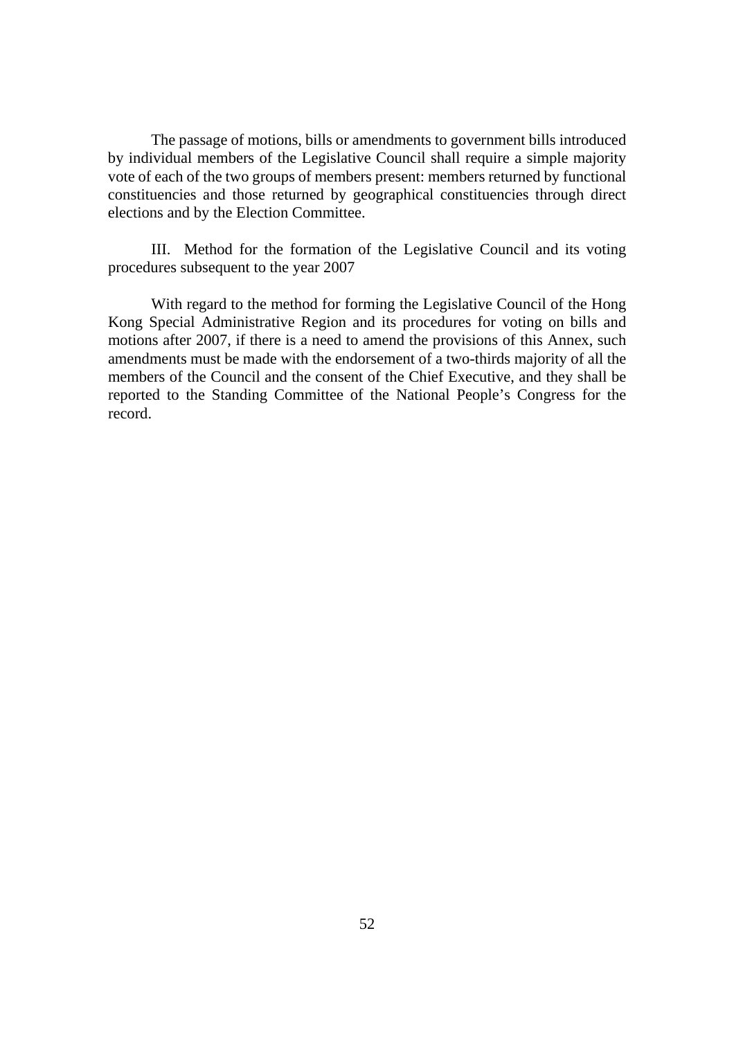The passage of motions, bills or amendments to government bills introduced by individual members of the Legislative Council shall require a simple majority vote of each of the two groups of members present: members returned by functional constituencies and those returned by geographical constituencies through direct elections and by the Election Committee.

III. Method for the formation of the Legislative Council and its voting procedures subsequent to the year 2007

With regard to the method for forming the Legislative Council of the Hong Kong Special Administrative Region and its procedures for voting on bills and motions after 2007, if there is a need to amend the provisions of this Annex, such amendments must be made with the endorsement of a two-thirds majority of all the members of the Council and the consent of the Chief Executive, and they shall be reported to the Standing Committee of the National People's Congress for the record.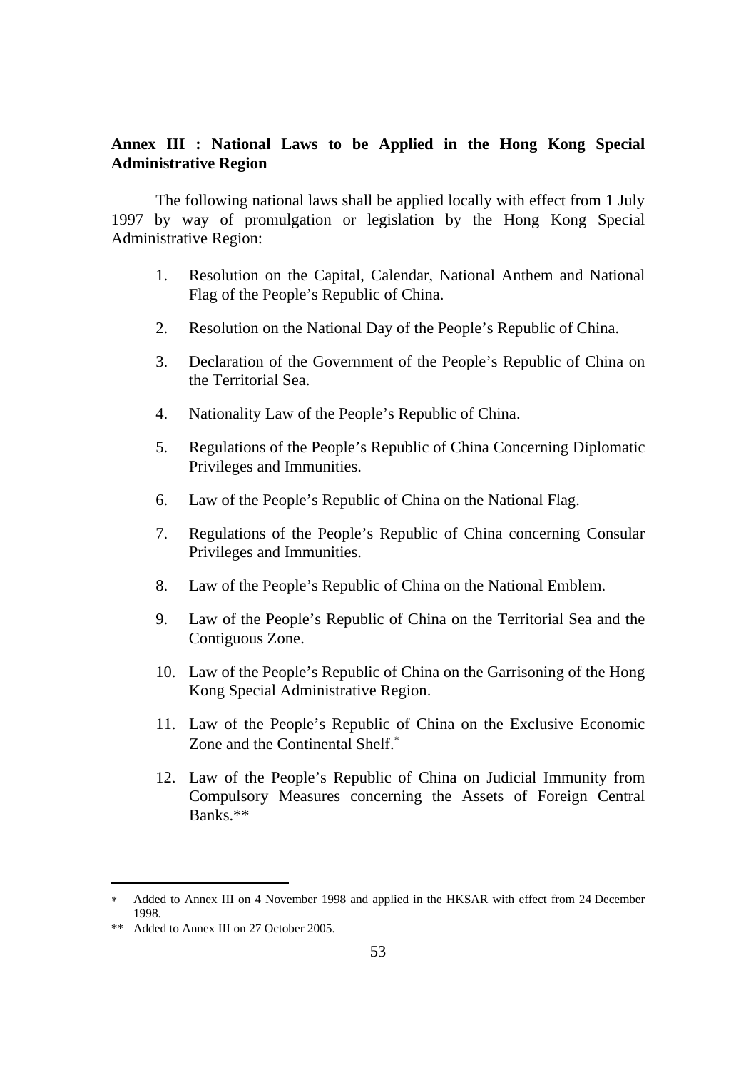## Annex III : National Laws to be Applied in the Hong Kong Special Administrative Region

The following national laws shall be applied locally with effect from 1 July 1997 by way of promulgation or legislation by the Hong Kong Special Administrative Region:

1. Resolution on the Capital, Calendar, National Anthem and National Flag of the People's Republic of China.

2. Resolution on the National Day of the People's Republic of China.

3. Declaration of the Government of the People's Republic of China on the Territorial Sea.

4. Nationality Law of the People's Republic of China.

5. Regulations of the People's Republic of China Concerning Diplomatic Privileges and Immunities.

6. Law of the People's Republic of China on the National Flag.

7. Regulations of the People's Republic of China concerning Consular Privileges and Immunities.

8. Law of the People's Republic of China on the National Emblem.

9. Law of the People's Republic of China on the Territorial Sea and the Contiguous Zone.

10. Law of the People's Republic of China on the Garrisoning of the Hong Kong Special Administrative Region.

11. Law of the People's Republic of China on the Exclusive Economic Zone and the Continental Shelf.*

12. Law of the People's Republic of China on Judicial Immunity from Compulsory Measures concerning the Assets of Foreign Central Banks.**

---

\* Added to Annex III on 4 November 1998 and applied in the HKSAR with effect from 24 December 1998.

\*\* Added to Annex III on 27 October 2005.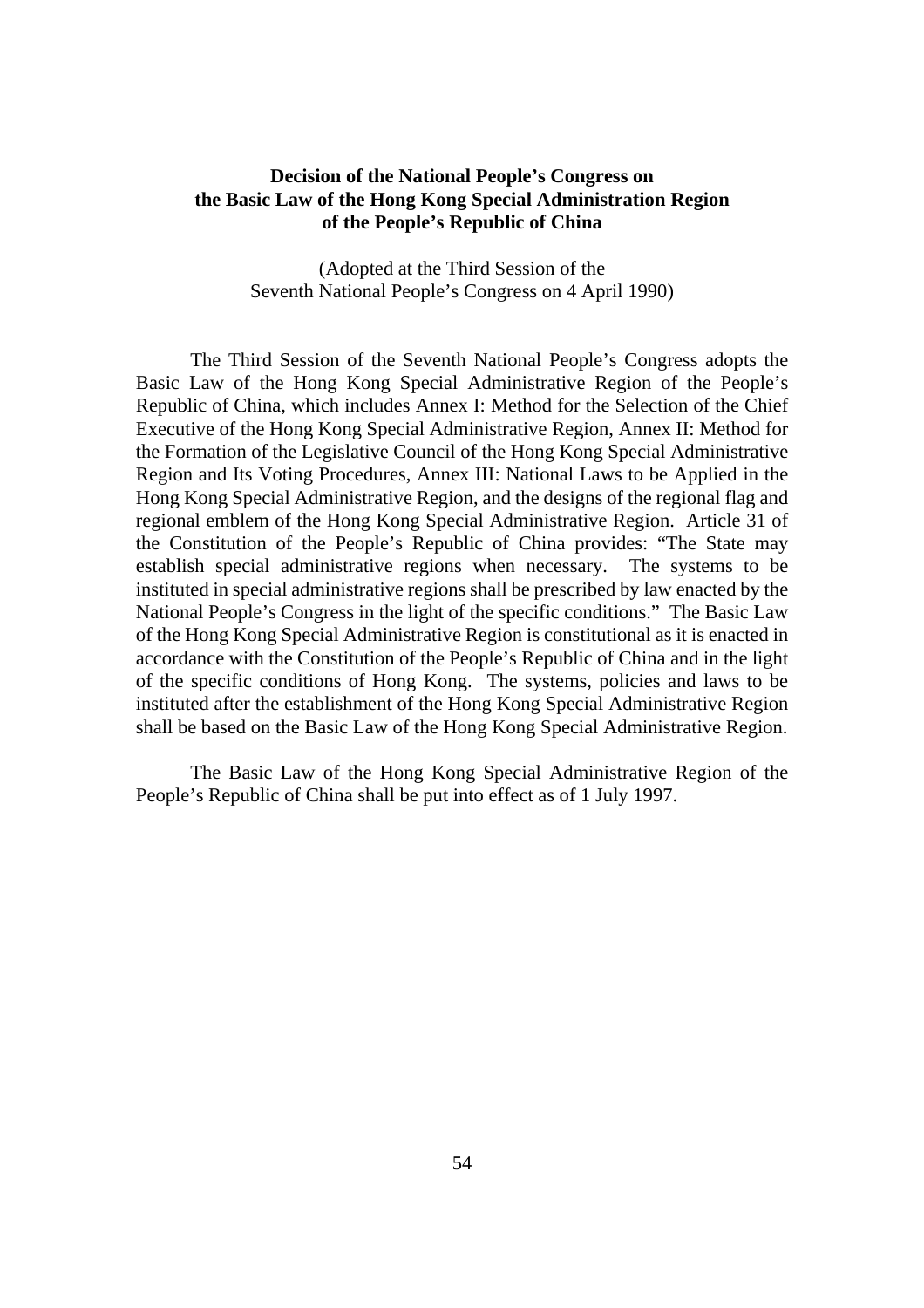**Decision of the National People's Congress on the Basic Law of the Hong Kong Special Administration Region of the People's Republic of China**

(Adopted at the Third Session of the Seventh National People's Congress on 4 April 1990)

The Third Session of the Seventh National People's Congress adopts the Basic Law of the Hong Kong Special Administrative Region of the People's Republic of China, which includes Annex I: Method for the Selection of the Chief Executive of the Hong Kong Special Administrative Region, Annex II: Method for the Formation of the Legislative Council of the Hong Kong Special Administrative Region and Its Voting Procedures, Annex III: National Laws to be Applied in the Hong Kong Special Administrative Region, and the designs of the regional flag and regional emblem of the Hong Kong Special Administrative Region. Article 31 of the Constitution of the People's Republic of China provides: "The State may establish special administrative regions when necessary. The systems to be instituted in special administrative regions shall be prescribed by law enacted by the National People's Congress in the light of the specific conditions." The Basic Law of the Hong Kong Special Administrative Region is constitutional as it is enacted in accordance with the Constitution of the People's Republic of China and in the light of the specific conditions of Hong Kong. The systems, policies and laws to be instituted after the establishment of the Hong Kong Special Administrative Region shall be based on the Basic Law of the Hong Kong Special Administrative Region.

The Basic Law of the Hong Kong Special Administrative Region of the People's Republic of China shall be put into effect as of 1 July 1997.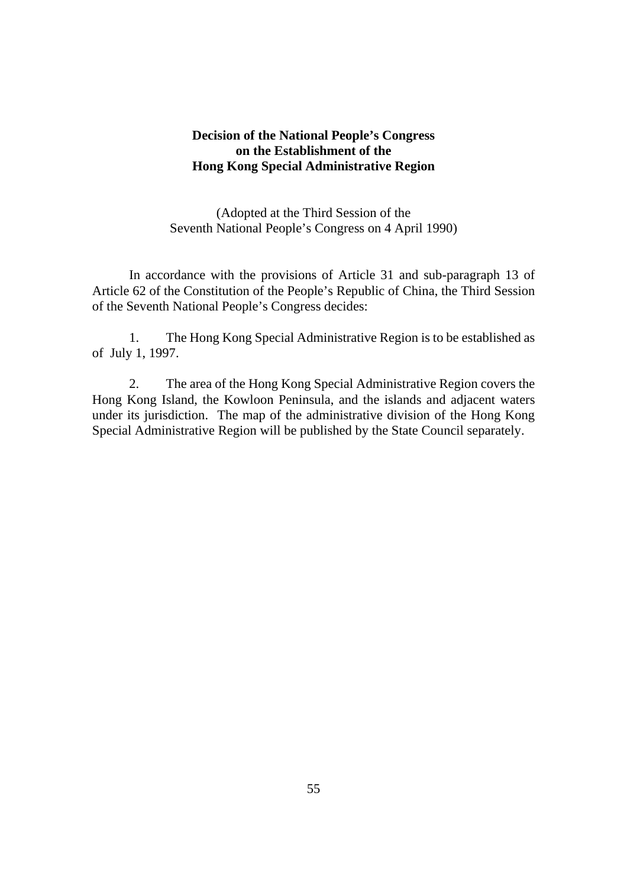# Decision of the National People's Congress on the Establishment of the Hong Kong Special Administrative Region

(Adopted at the Third Session of the Seventh National People's Congress on 4 April 1990)

In accordance with the provisions of Article 31 and sub-paragraph 13 of Article 62 of the Constitution of the People's Republic of China, the Third Session of the Seventh National People's Congress decides:

1. The Hong Kong Special Administrative Region is to be established as of July 1, 1997.

2. The area of the Hong Kong Special Administrative Region covers the Hong Kong Island, the Kowloon Peninsula, and the islands and adjacent waters under its jurisdiction. The map of the administrative division of the Hong Kong Special Administrative Region will be published by the State Council separately.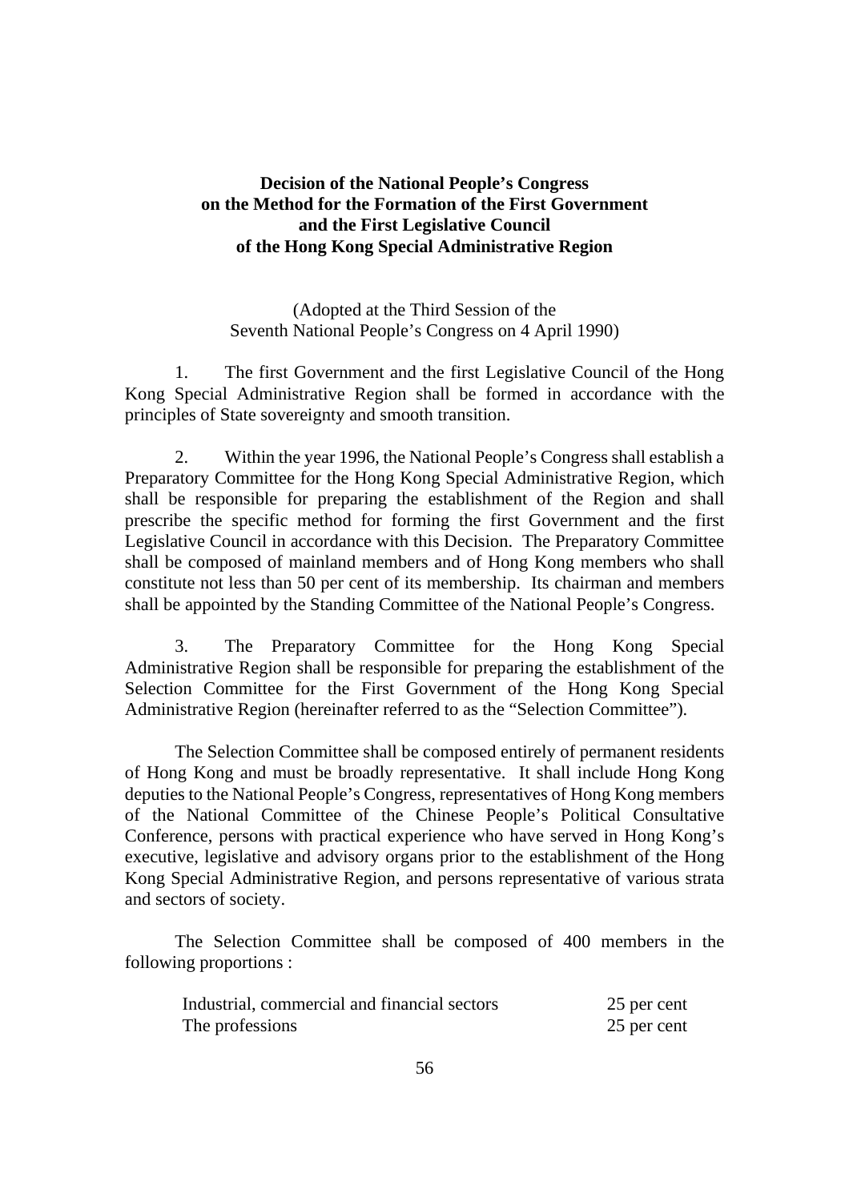**Decision of the National People's Congress on the Method for the Formation of the First Government and the First Legislative Council of the Hong Kong Special Administrative Region**

(Adopted at the Third Session of the Seventh National People's Congress on 4 April 1990)

1. The first Government and the first Legislative Council of the Hong Kong Special Administrative Region shall be formed in accordance with the principles of State sovereignty and smooth transition.

2. Within the year 1996, the National People's Congress shall establish a Preparatory Committee for the Hong Kong Special Administrative Region, which shall be responsible for preparing the establishment of the Region and shall prescribe the specific method for forming the first Government and the first Legislative Council in accordance with this Decision. The Preparatory Committee shall be composed of mainland members and of Hong Kong members who shall constitute not less than 50 per cent of its membership. Its chairman and members shall be appointed by the Standing Committee of the National People's Congress.

3. The Preparatory Committee for the Hong Kong Special Administrative Region shall be responsible for preparing the establishment of the Selection Committee for the First Government of the Hong Kong Special Administrative Region (hereinafter referred to as the "Selection Committee").

The Selection Committee shall be composed entirely of permanent residents of Hong Kong and must be broadly representative. It shall include Hong Kong deputies to the National People's Congress, representatives of Hong Kong members of the National Committee of the Chinese People's Political Consultative Conference, persons with practical experience who have served in Hong Kong's executive, legislative and advisory organs prior to the establishment of the Hong Kong Special Administrative Region, and persons representative of various strata and sectors of society.

The Selection Committee shall be composed of 400 members in the following proportions :

| | |
|---|---|
| Industrial, commercial and financial sectors | 25 per cent |
| The professions | 25 per cent |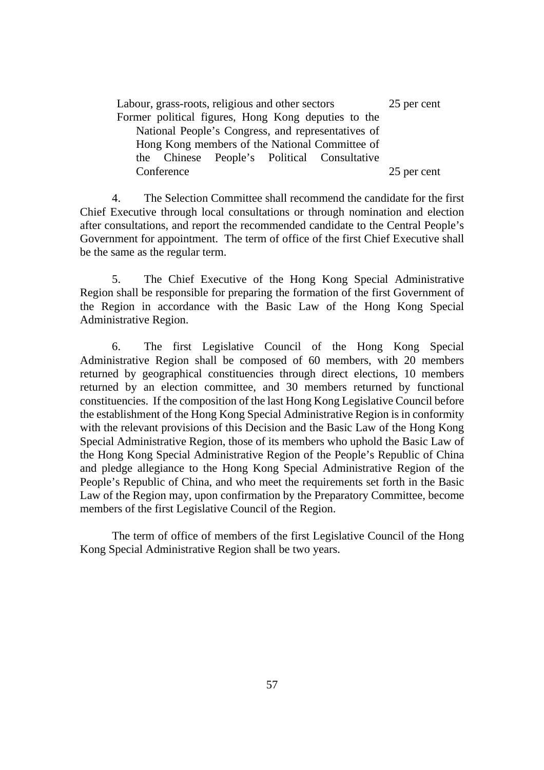| | |
|---|---|
| Labour, grass-roots, religious and other sectors | 25 per cent |
| Former political figures, Hong Kong deputies to the National People's Congress, and representatives of Hong Kong members of the National Committee of the Chinese People's Political Consultative Conference | 25 per cent |

4. The Selection Committee shall recommend the candidate for the first Chief Executive through local consultations or through nomination and election after consultations, and report the recommended candidate to the Central People's Government for appointment. The term of office of the first Chief Executive shall be the same as the regular term.

5. The Chief Executive of the Hong Kong Special Administrative Region shall be responsible for preparing the formation of the first Government of the Region in accordance with the Basic Law of the Hong Kong Special Administrative Region.

6. The first Legislative Council of the Hong Kong Special Administrative Region shall be composed of 60 members, with 20 members returned by geographical constituencies through direct elections, 10 members returned by an election committee, and 30 members returned by functional constituencies. If the composition of the last Hong Kong Legislative Council before the establishment of the Hong Kong Special Administrative Region is in conformity with the relevant provisions of this Decision and the Basic Law of the Hong Kong Special Administrative Region, those of its members who uphold the Basic Law of the Hong Kong Special Administrative Region of the People's Republic of China and pledge allegiance to the Hong Kong Special Administrative Region of the People's Republic of China, and who meet the requirements set forth in the Basic Law of the Region may, upon confirmation by the Preparatory Committee, become members of the first Legislative Council of the Region.

The term of office of members of the first Legislative Council of the Hong Kong Special Administrative Region shall be two years.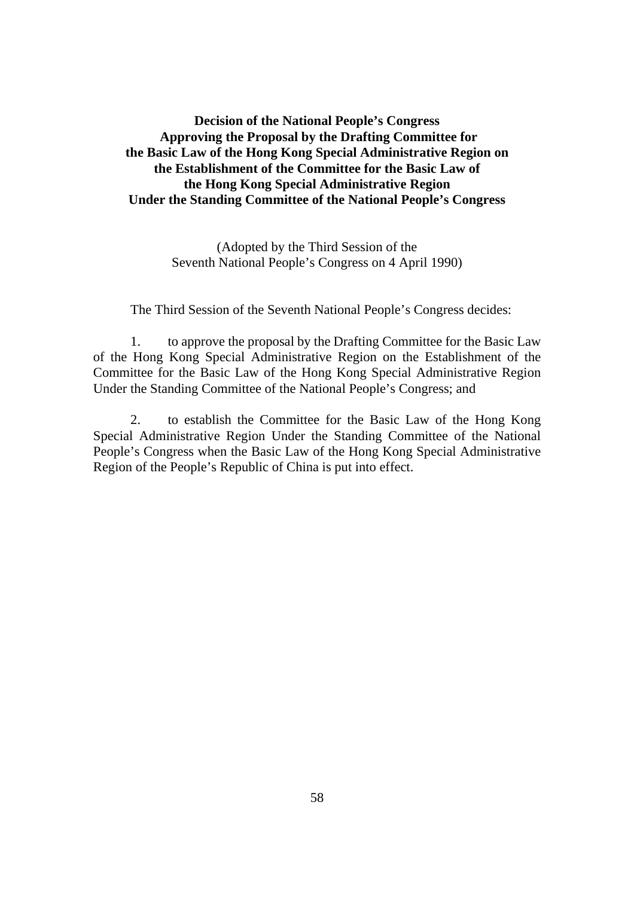# Decision of the National People's Congress Approving the Proposal by the Drafting Committee for the Basic Law of the Hong Kong Special Administrative Region on the Establishment of the Committee for the Basic Law of the Hong Kong Special Administrative Region Under the Standing Committee of the National People's Congress

(Adopted by the Third Session of the Seventh National People's Congress on 4 April 1990)

The Third Session of the Seventh National People's Congress decides:

1. to approve the proposal by the Drafting Committee for the Basic Law of the Hong Kong Special Administrative Region on the Establishment of the Committee for the Basic Law of the Hong Kong Special Administrative Region Under the Standing Committee of the National People's Congress; and

2. to establish the Committee for the Basic Law of the Hong Kong Special Administrative Region Under the Standing Committee of the National People's Congress when the Basic Law of the Hong Kong Special Administrative Region of the People's Republic of China is put into effect.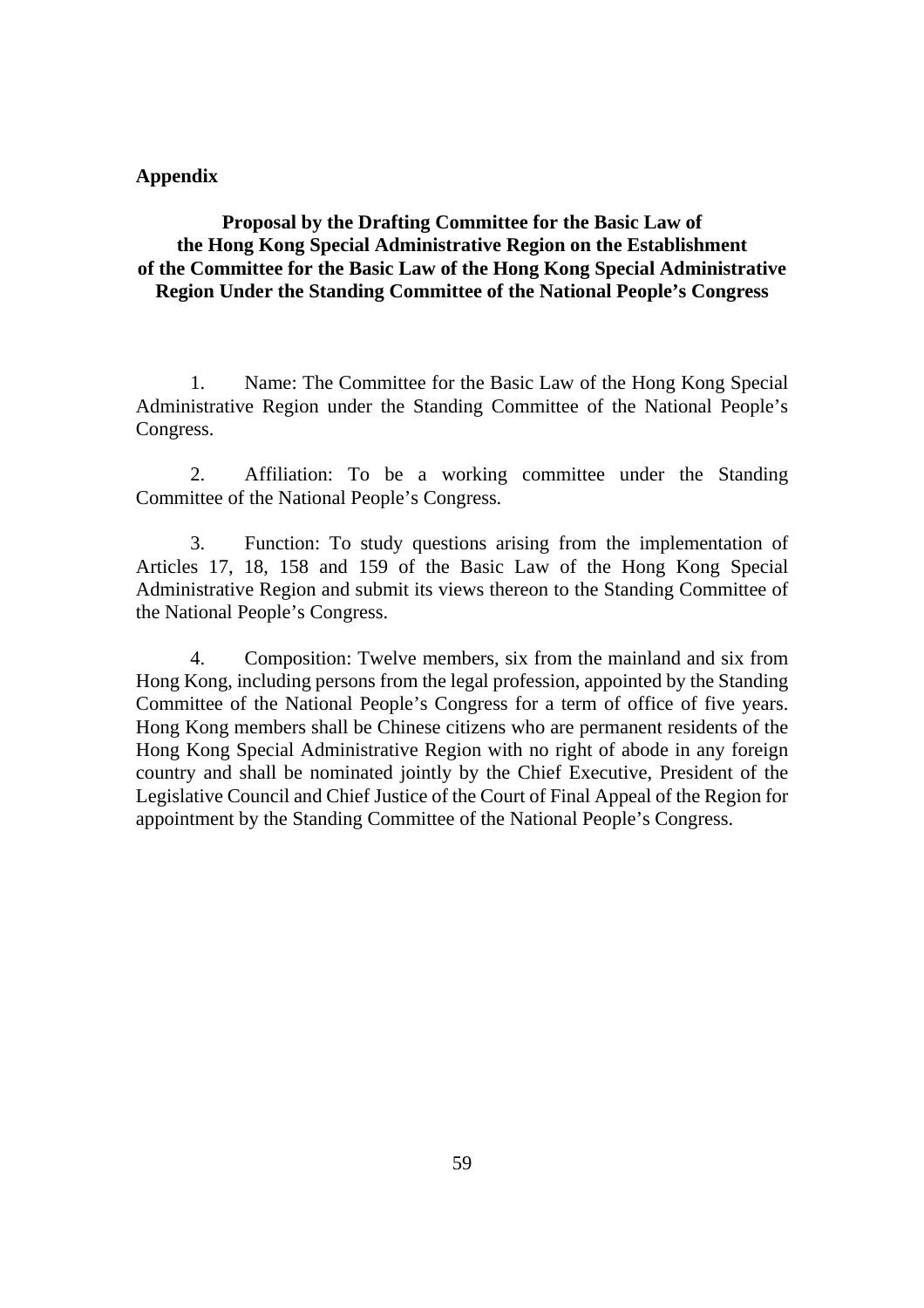**Appendix**

## Proposal by the Drafting Committee for the Basic Law of the Hong Kong Special Administrative Region on the Establishment of the Committee for the Basic Law of the Hong Kong Special Administrative Region Under the Standing Committee of the National People's Congress

1. Name: The Committee for the Basic Law of the Hong Kong Special Administrative Region under the Standing Committee of the National People's Congress.

2. Affiliation: To be a working committee under the Standing Committee of the National People's Congress.

3. Function: To study questions arising from the implementation of Articles 17, 18, 158 and 159 of the Basic Law of the Hong Kong Special Administrative Region and submit its views thereon to the Standing Committee of the National People's Congress.

4. Composition: Twelve members, six from the mainland and six from Hong Kong, including persons from the legal profession, appointed by the Standing Committee of the National People's Congress for a term of office of five years. Hong Kong members shall be Chinese citizens who are permanent residents of the Hong Kong Special Administrative Region with no right of abode in any foreign country and shall be nominated jointly by the Chief Executive, President of the Legislative Council and Chief Justice of the Court of Final Appeal of the Region for appointment by the Standing Committee of the National People's Congress.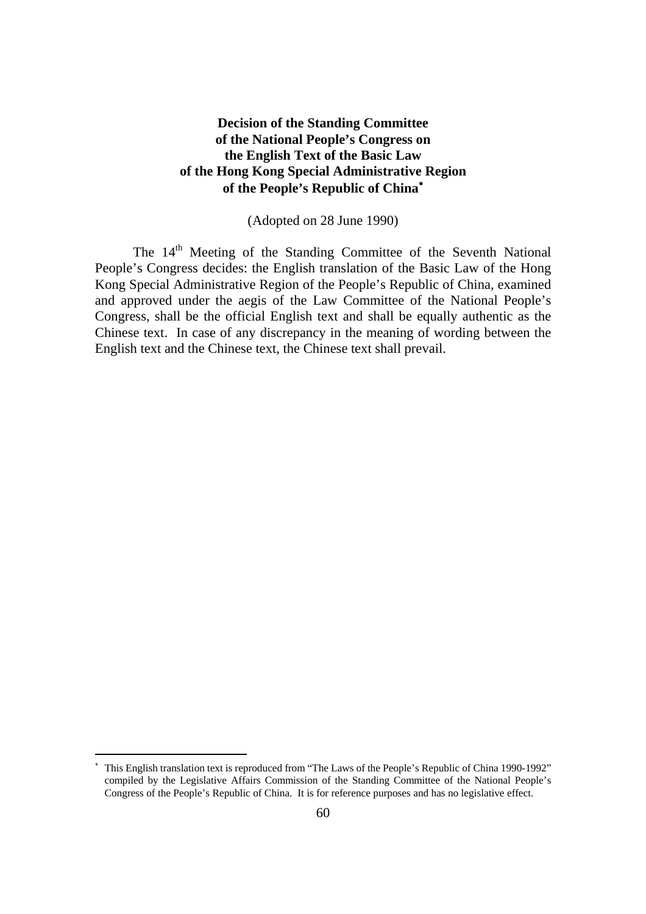**Decision of the Standing Committee of the National People's Congress on the English Text of the Basic Law of the Hong Kong Special Administrative Region of the People's Republic of China***

(Adopted on 28 June 1990)

The 14th Meeting of the Standing Committee of the Seventh National People's Congress decides: the English translation of the Basic Law of the Hong Kong Special Administrative Region of the People's Republic of China, examined and approved under the aegis of the Law Committee of the National People's Congress, shall be the official English text and shall be equally authentic as the Chinese text. In case of any discrepancy in the meaning of wording between the English text and the Chinese text, the Chinese text shall prevail.

---

* This English translation text is reproduced from "The Laws of the People's Republic of China 1990-1992" compiled by the Legislative Affairs Commission of the Standing Committee of the National People's Congress of the People's Republic of China. It is for reference purposes and has no legislative effect.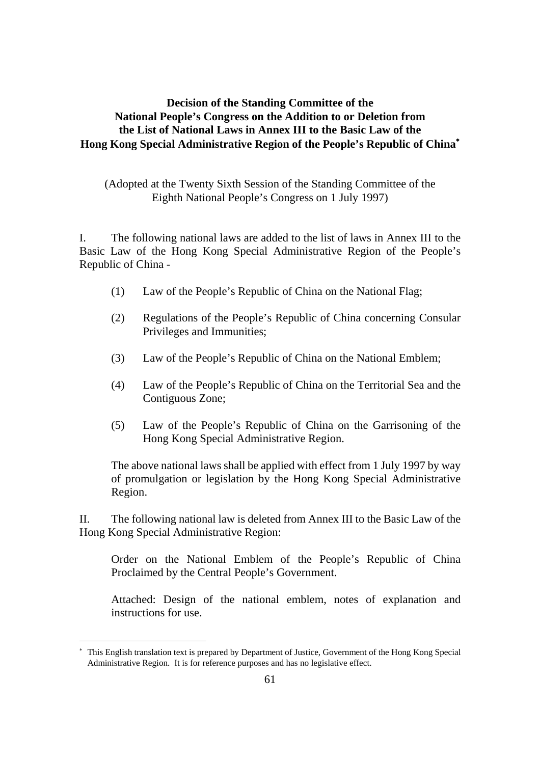# Decision of the Standing Committee of the National People's Congress on the Addition to or Deletion from the List of National Laws in Annex III to the Basic Law of the Hong Kong Special Administrative Region of the People's Republic of China*

(Adopted at the Twenty Sixth Session of the Standing Committee of the Eighth National People's Congress on 1 July 1997)

I. The following national laws are added to the list of laws in Annex III to the Basic Law of the Hong Kong Special Administrative Region of the People's Republic of China -

(1) Law of the People's Republic of China on the National Flag;

(2) Regulations of the People's Republic of China concerning Consular Privileges and Immunities;

(3) Law of the People's Republic of China on the National Emblem;

(4) Law of the People's Republic of China on the Territorial Sea and the Contiguous Zone;

(5) Law of the People's Republic of China on the Garrisoning of the Hong Kong Special Administrative Region.

The above national laws shall be applied with effect from 1 July 1997 by way of promulgation or legislation by the Hong Kong Special Administrative Region.

II. The following national law is deleted from Annex III to the Basic Law of the Hong Kong Special Administrative Region:

Order on the National Emblem of the People's Republic of China Proclaimed by the Central People's Government.

Attached: Design of the national emblem, notes of explanation and instructions for use.

---

* This English translation text is prepared by Department of Justice, Government of the Hong Kong Special Administrative Region. It is for reference purposes and has no legislative effect.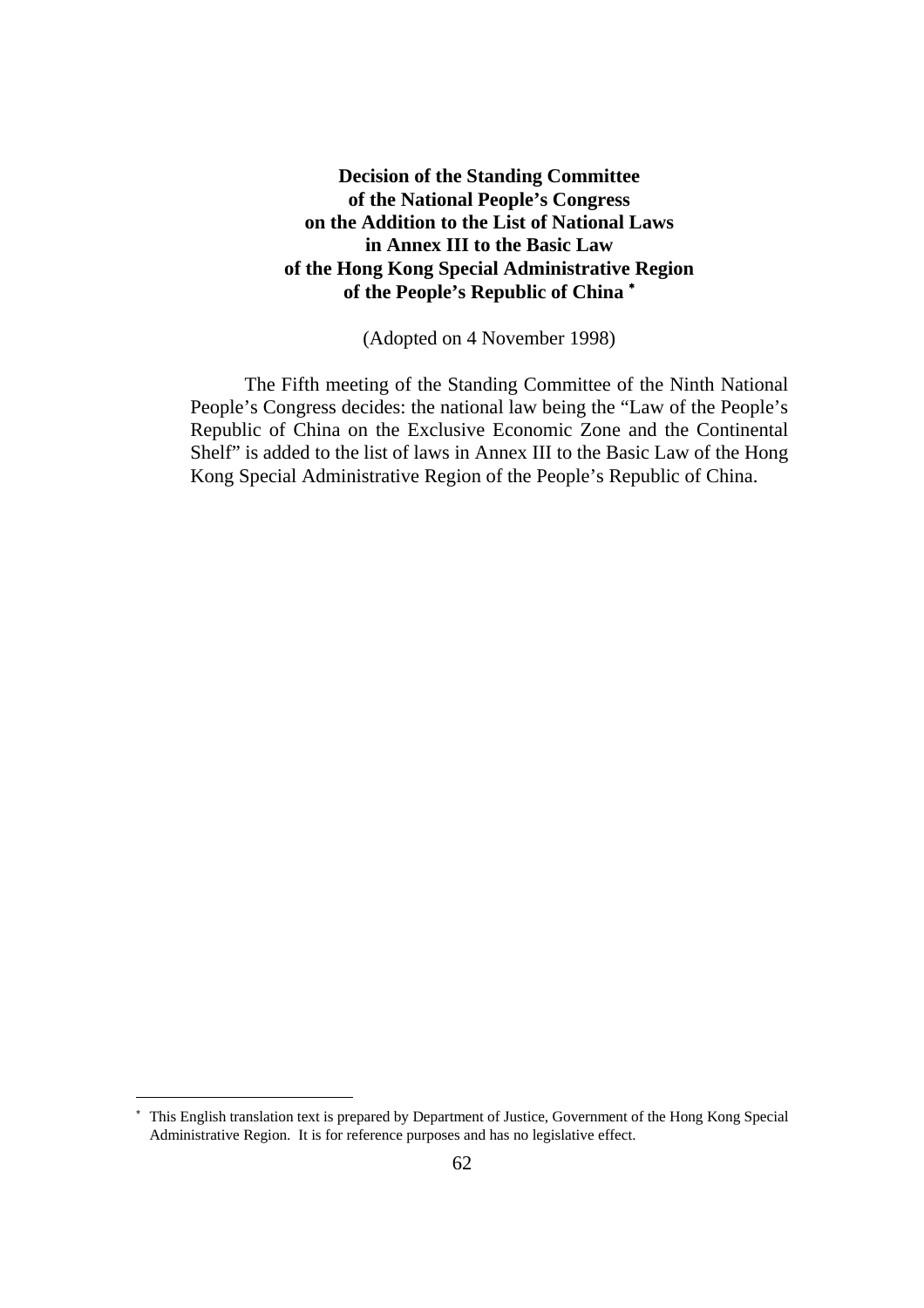# Decision of the Standing Committee of the National People's Congress on the Addition to the List of National Laws in Annex III to the Basic Law of the Hong Kong Special Administrative Region of the People's Republic of China *

(Adopted on 4 November 1998)

The Fifth meeting of the Standing Committee of the Ninth National People's Congress decides: the national law being the "Law of the People's Republic of China on the Exclusive Economic Zone and the Continental Shelf" is added to the list of laws in Annex III to the Basic Law of the Hong Kong Special Administrative Region of the People's Republic of China.

---

* This English translation text is prepared by Department of Justice, Government of the Hong Kong Special Administrative Region. It is for reference purposes and has no legislative effect.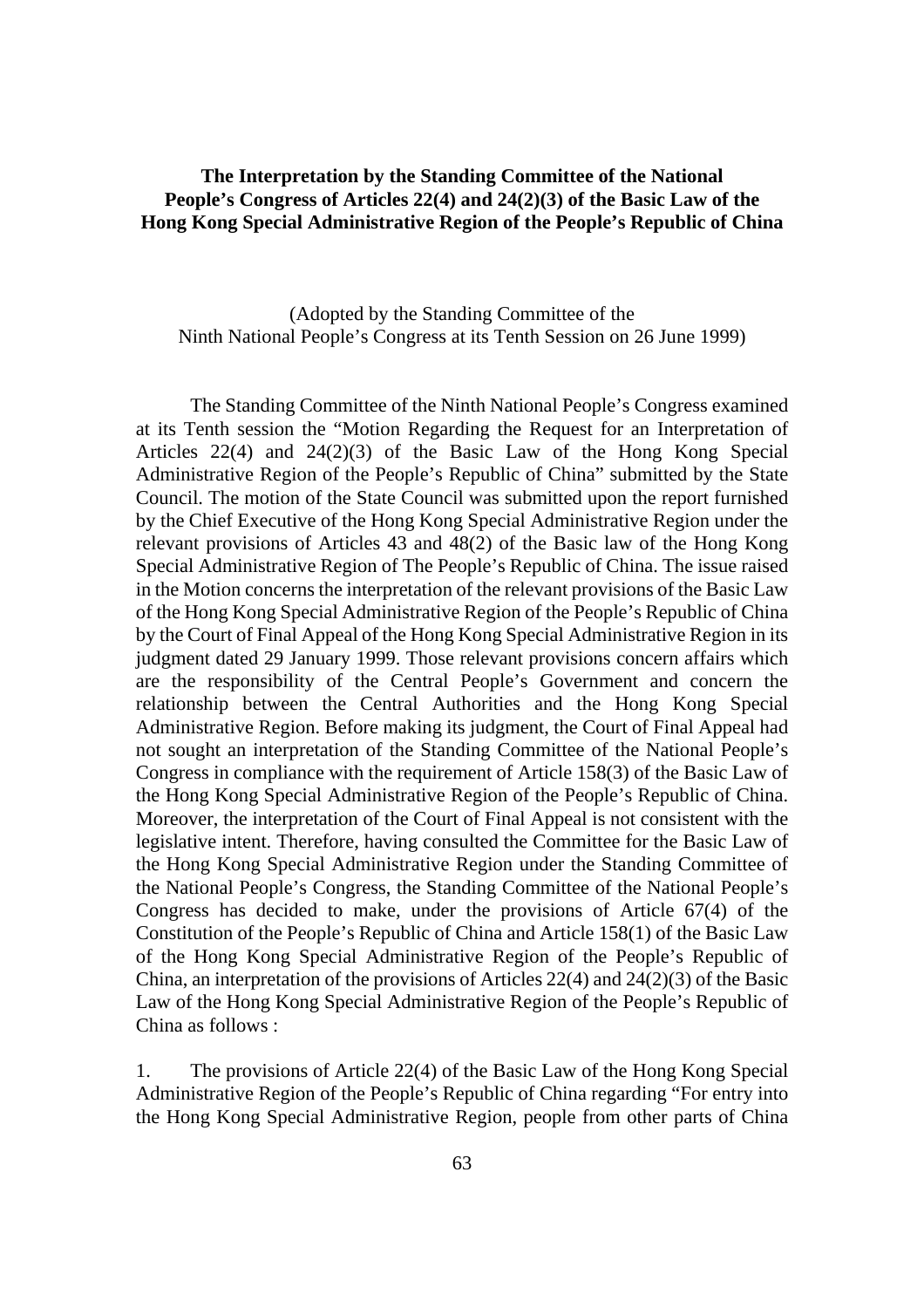**The Interpretation by the Standing Committee of the National People's Congress of Articles 22(4) and 24(2)(3) of the Basic Law of the Hong Kong Special Administrative Region of the People's Republic of China**

(Adopted by the Standing Committee of the Ninth National People's Congress at its Tenth Session on 26 June 1999)

The Standing Committee of the Ninth National People's Congress examined at its Tenth session the "Motion Regarding the Request for an Interpretation of Articles 22(4) and 24(2)(3) of the Basic Law of the Hong Kong Special Administrative Region of the People's Republic of China" submitted by the State Council. The motion of the State Council was submitted upon the report furnished by the Chief Executive of the Hong Kong Special Administrative Region under the relevant provisions of Articles 43 and 48(2) of the Basic law of the Hong Kong Special Administrative Region of The People's Republic of China. The issue raised in the Motion concerns the interpretation of the relevant provisions of the Basic Law of the Hong Kong Special Administrative Region of the People's Republic of China by the Court of Final Appeal of the Hong Kong Special Administrative Region in its judgment dated 29 January 1999. Those relevant provisions concern affairs which are the responsibility of the Central People's Government and concern the relationship between the Central Authorities and the Hong Kong Special Administrative Region. Before making its judgment, the Court of Final Appeal had not sought an interpretation of the Standing Committee of the National People's Congress in compliance with the requirement of Article 158(3) of the Basic Law of the Hong Kong Special Administrative Region of the People's Republic of China. Moreover, the interpretation of the Court of Final Appeal is not consistent with the legislative intent. Therefore, having consulted the Committee for the Basic Law of the Hong Kong Special Administrative Region under the Standing Committee of the National People's Congress, the Standing Committee of the National People's Congress has decided to make, under the provisions of Article 67(4) of the Constitution of the People's Republic of China and Article 158(1) of the Basic Law of the Hong Kong Special Administrative Region of the People's Republic of China, an interpretation of the provisions of Articles 22(4) and 24(2)(3) of the Basic Law of the Hong Kong Special Administrative Region of the People's Republic of China as follows :

1. The provisions of Article 22(4) of the Basic Law of the Hong Kong Special Administrative Region of the People's Republic of China regarding "For entry into the Hong Kong Special Administrative Region, people from other parts of China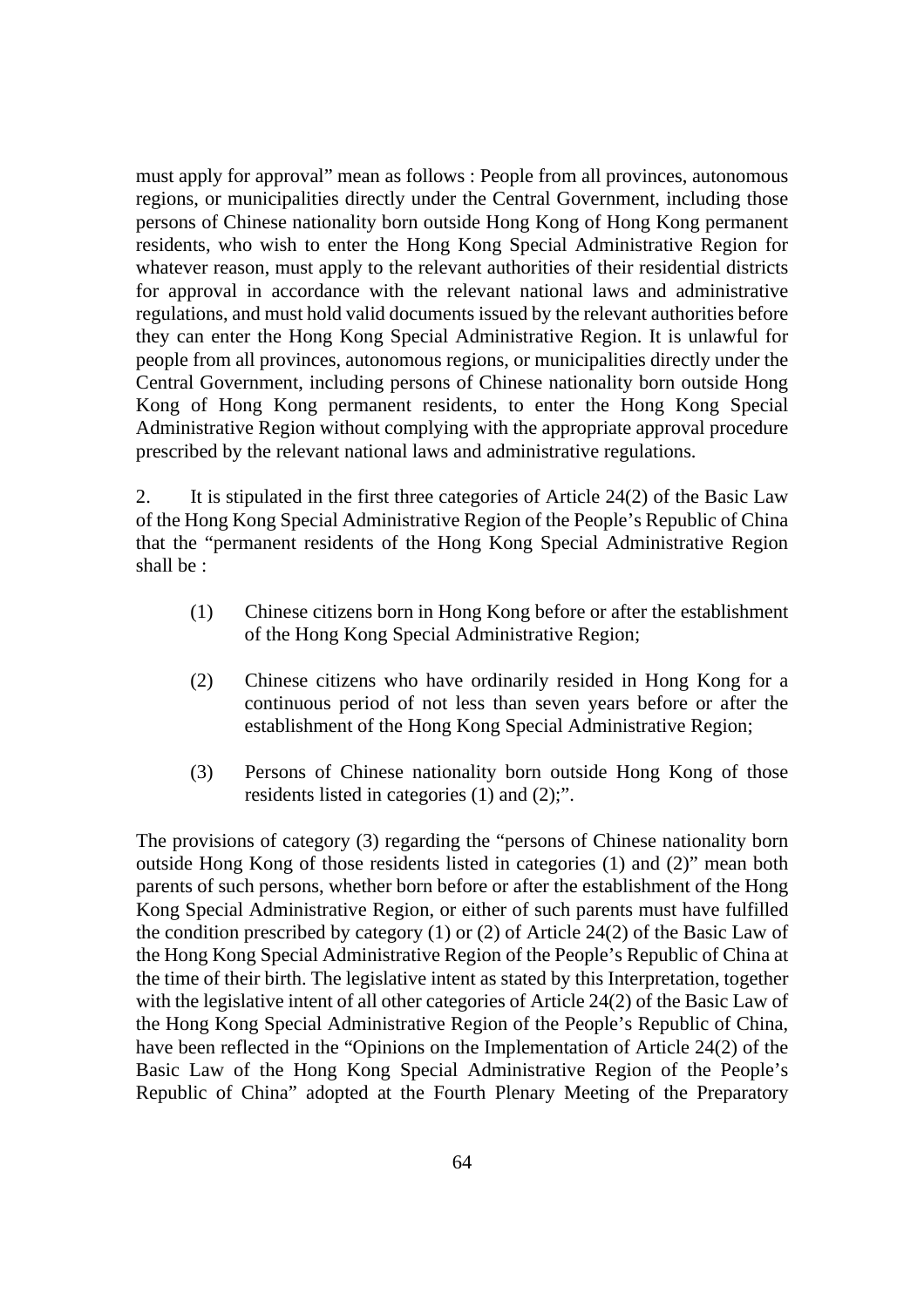must apply for approval" mean as follows : People from all provinces, autonomous regions, or municipalities directly under the Central Government, including those persons of Chinese nationality born outside Hong Kong of Hong Kong permanent residents, who wish to enter the Hong Kong Special Administrative Region for whatever reason, must apply to the relevant authorities of their residential districts for approval in accordance with the relevant national laws and administrative regulations, and must hold valid documents issued by the relevant authorities before they can enter the Hong Kong Special Administrative Region. It is unlawful for people from all provinces, autonomous regions, or municipalities directly under the Central Government, including persons of Chinese nationality born outside Hong Kong of Hong Kong permanent residents, to enter the Hong Kong Special Administrative Region without complying with the appropriate approval procedure prescribed by the relevant national laws and administrative regulations.

2. It is stipulated in the first three categories of Article 24(2) of the Basic Law of the Hong Kong Special Administrative Region of the People's Republic of China that the "permanent residents of the Hong Kong Special Administrative Region shall be :

(1) Chinese citizens born in Hong Kong before or after the establishment of the Hong Kong Special Administrative Region;

(2) Chinese citizens who have ordinarily resided in Hong Kong for a continuous period of not less than seven years before or after the establishment of the Hong Kong Special Administrative Region;

(3) Persons of Chinese nationality born outside Hong Kong of those residents listed in categories (1) and (2);".

The provisions of category (3) regarding the "persons of Chinese nationality born outside Hong Kong of those residents listed in categories (1) and (2)" mean both parents of such persons, whether born before or after the establishment of the Hong Kong Special Administrative Region, or either of such parents must have fulfilled the condition prescribed by category (1) or (2) of Article 24(2) of the Basic Law of the Hong Kong Special Administrative Region of the People's Republic of China at the time of their birth. The legislative intent as stated by this Interpretation, together with the legislative intent of all other categories of Article 24(2) of the Basic Law of the Hong Kong Special Administrative Region of the People's Republic of China, have been reflected in the "Opinions on the Implementation of Article 24(2) of the Basic Law of the Hong Kong Special Administrative Region of the People's Republic of China" adopted at the Fourth Plenary Meeting of the Preparatory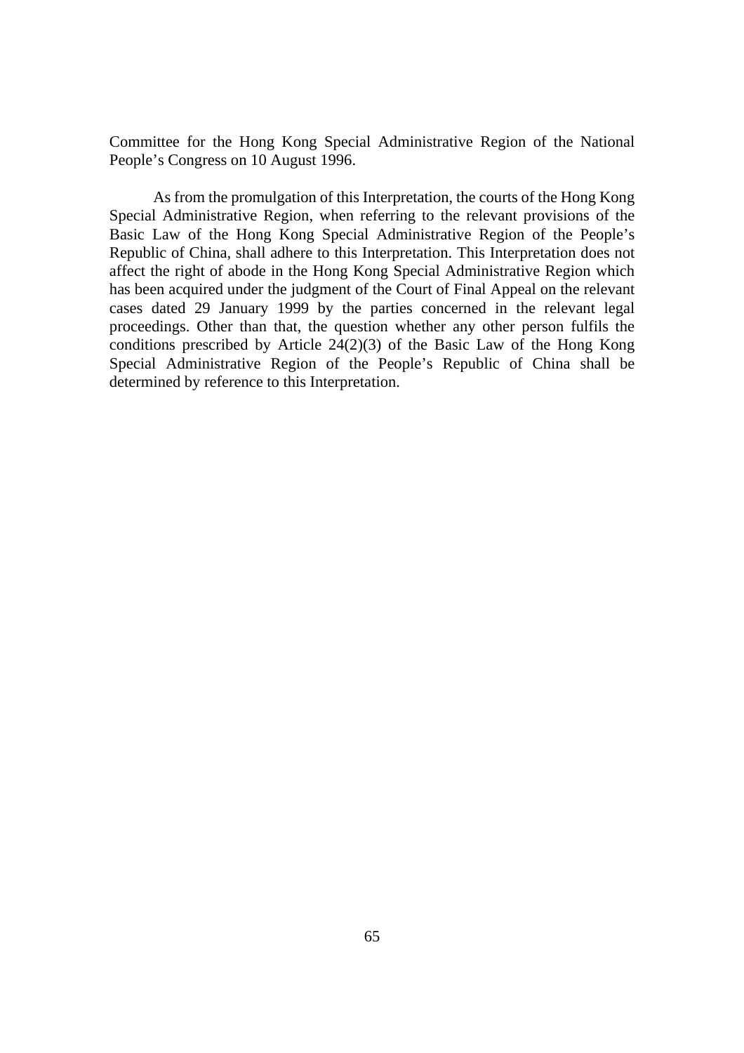Committee for the Hong Kong Special Administrative Region of the National People's Congress on 10 August 1996.

As from the promulgation of this Interpretation, the courts of the Hong Kong Special Administrative Region, when referring to the relevant provisions of the Basic Law of the Hong Kong Special Administrative Region of the People's Republic of China, shall adhere to this Interpretation. This Interpretation does not affect the right of abode in the Hong Kong Special Administrative Region which has been acquired under the judgment of the Court of Final Appeal on the relevant cases dated 29 January 1999 by the parties concerned in the relevant legal proceedings. Other than that, the question whether any other person fulfils the conditions prescribed by Article 24(2)(3) of the Basic Law of the Hong Kong Special Administrative Region of the People's Republic of China shall be determined by reference to this Interpretation.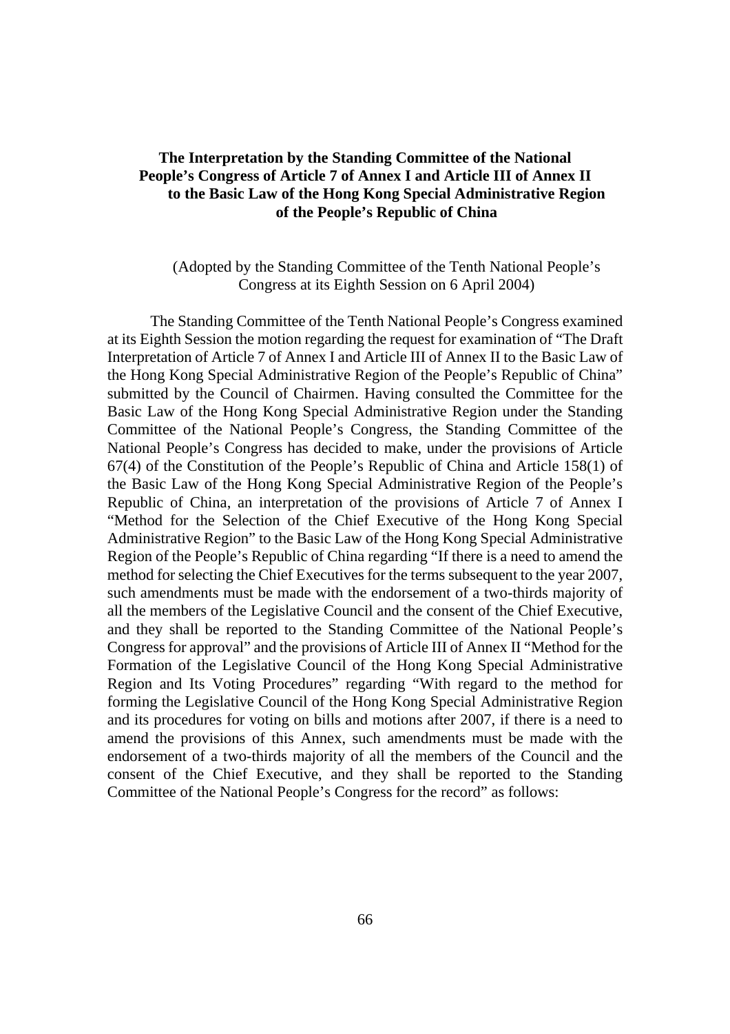## The Interpretation by the Standing Committee of the National People's Congress of Article 7 of Annex I and Article III of Annex II to the Basic Law of the Hong Kong Special Administrative Region of the People's Republic of China

(Adopted by the Standing Committee of the Tenth National People's Congress at its Eighth Session on 6 April 2004)

The Standing Committee of the Tenth National People's Congress examined at its Eighth Session the motion regarding the request for examination of "The Draft Interpretation of Article 7 of Annex I and Article III of Annex II to the Basic Law of the Hong Kong Special Administrative Region of the People's Republic of China" submitted by the Council of Chairmen. Having consulted the Committee for the Basic Law of the Hong Kong Special Administrative Region under the Standing Committee of the National People's Congress, the Standing Committee of the National People's Congress has decided to make, under the provisions of Article 67(4) of the Constitution of the People's Republic of China and Article 158(1) of the Basic Law of the Hong Kong Special Administrative Region of the People's Republic of China, an interpretation of the provisions of Article 7 of Annex I "Method for the Selection of the Chief Executive of the Hong Kong Special Administrative Region" to the Basic Law of the Hong Kong Special Administrative Region of the People's Republic of China regarding "If there is a need to amend the method for selecting the Chief Executives for the terms subsequent to the year 2007, such amendments must be made with the endorsement of a two-thirds majority of all the members of the Legislative Council and the consent of the Chief Executive, and they shall be reported to the Standing Committee of the National People's Congress for approval" and the provisions of Article III of Annex II "Method for the Formation of the Legislative Council of the Hong Kong Special Administrative Region and Its Voting Procedures" regarding "With regard to the method for forming the Legislative Council of the Hong Kong Special Administrative Region and its procedures for voting on bills and motions after 2007, if there is a need to amend the provisions of this Annex, such amendments must be made with the endorsement of a two-thirds majority of all the members of the Council and the consent of the Chief Executive, and they shall be reported to the Standing Committee of the National People's Congress for the record" as follows: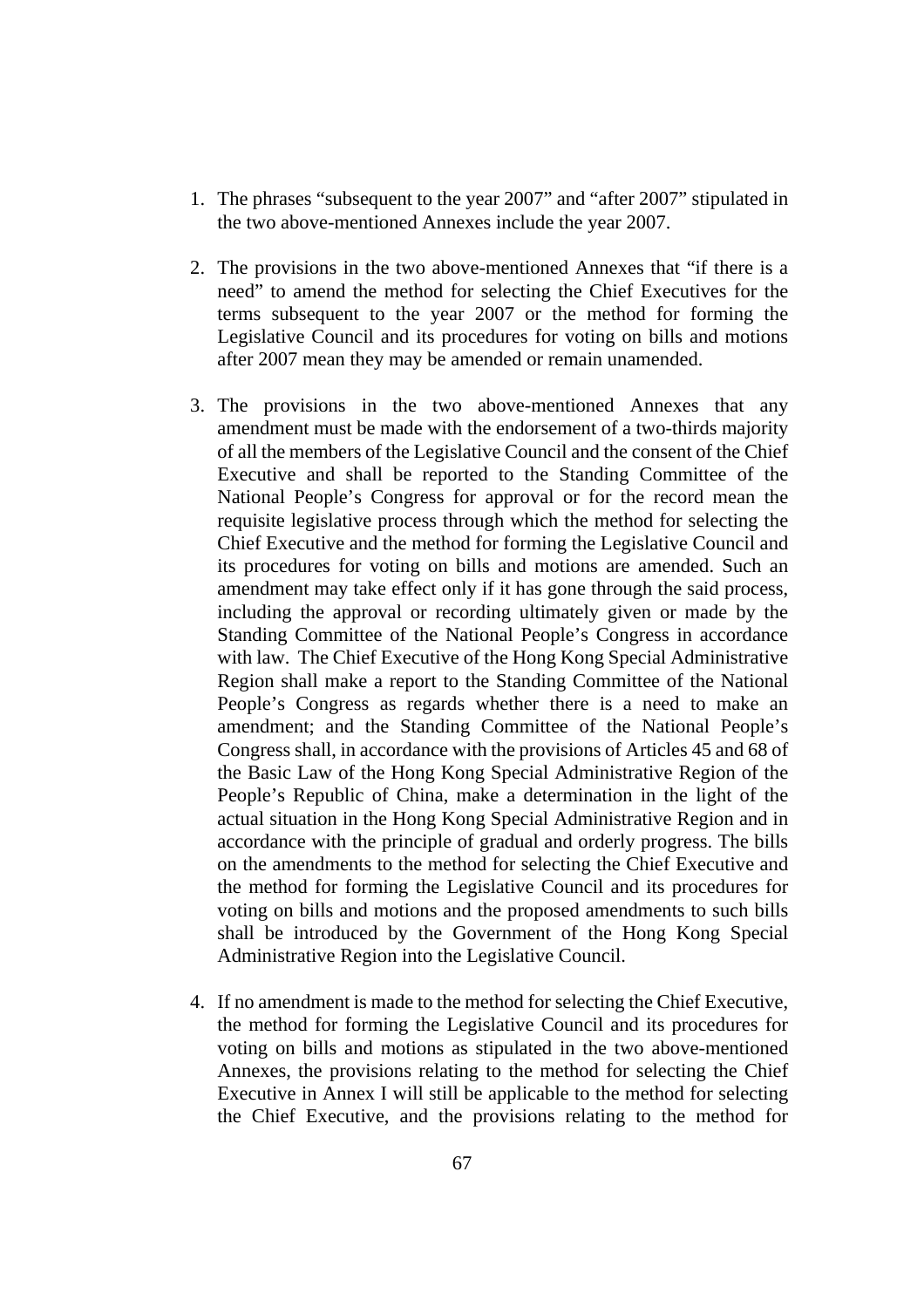1. The phrases "subsequent to the year 2007" and "after 2007" stipulated in the two above-mentioned Annexes include the year 2007.

2. The provisions in the two above-mentioned Annexes that "if there is a need" to amend the method for selecting the Chief Executives for the terms subsequent to the year 2007 or the method for forming the Legislative Council and its procedures for voting on bills and motions after 2007 mean they may be amended or remain unamended.

3. The provisions in the two above-mentioned Annexes that any amendment must be made with the endorsement of a two-thirds majority of all the members of the Legislative Council and the consent of the Chief Executive and shall be reported to the Standing Committee of the National People's Congress for approval or for the record mean the requisite legislative process through which the method for selecting the Chief Executive and the method for forming the Legislative Council and its procedures for voting on bills and motions are amended. Such an amendment may take effect only if it has gone through the said process, including the approval or recording ultimately given or made by the Standing Committee of the National People's Congress in accordance with law. The Chief Executive of the Hong Kong Special Administrative Region shall make a report to the Standing Committee of the National People's Congress as regards whether there is a need to make an amendment; and the Standing Committee of the National People's Congress shall, in accordance with the provisions of Articles 45 and 68 of the Basic Law of the Hong Kong Special Administrative Region of the People's Republic of China, make a determination in the light of the actual situation in the Hong Kong Special Administrative Region and in accordance with the principle of gradual and orderly progress. The bills on the amendments to the method for selecting the Chief Executive and the method for forming the Legislative Council and its procedures for voting on bills and motions and the proposed amendments to such bills shall be introduced by the Government of the Hong Kong Special Administrative Region into the Legislative Council.

4. If no amendment is made to the method for selecting the Chief Executive, the method for forming the Legislative Council and its procedures for voting on bills and motions as stipulated in the two above-mentioned Annexes, the provisions relating to the method for selecting the Chief Executive in Annex I will still be applicable to the method for selecting the Chief Executive, and the provisions relating to the method for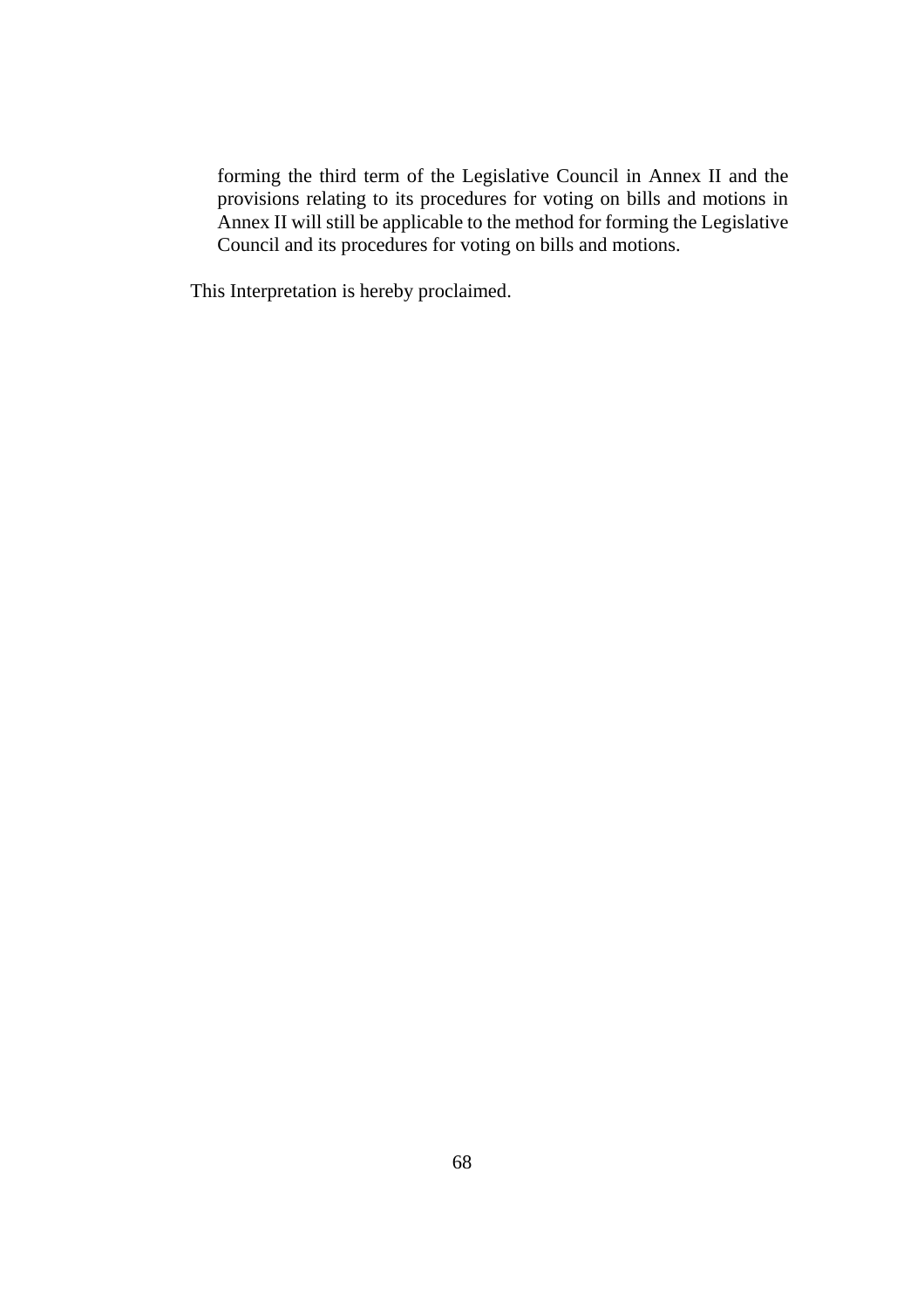forming the third term of the Legislative Council in Annex II and the provisions relating to its procedures for voting on bills and motions in Annex II will still be applicable to the method for forming the Legislative Council and its procedures for voting on bills and motions.

This Interpretation is hereby proclaimed.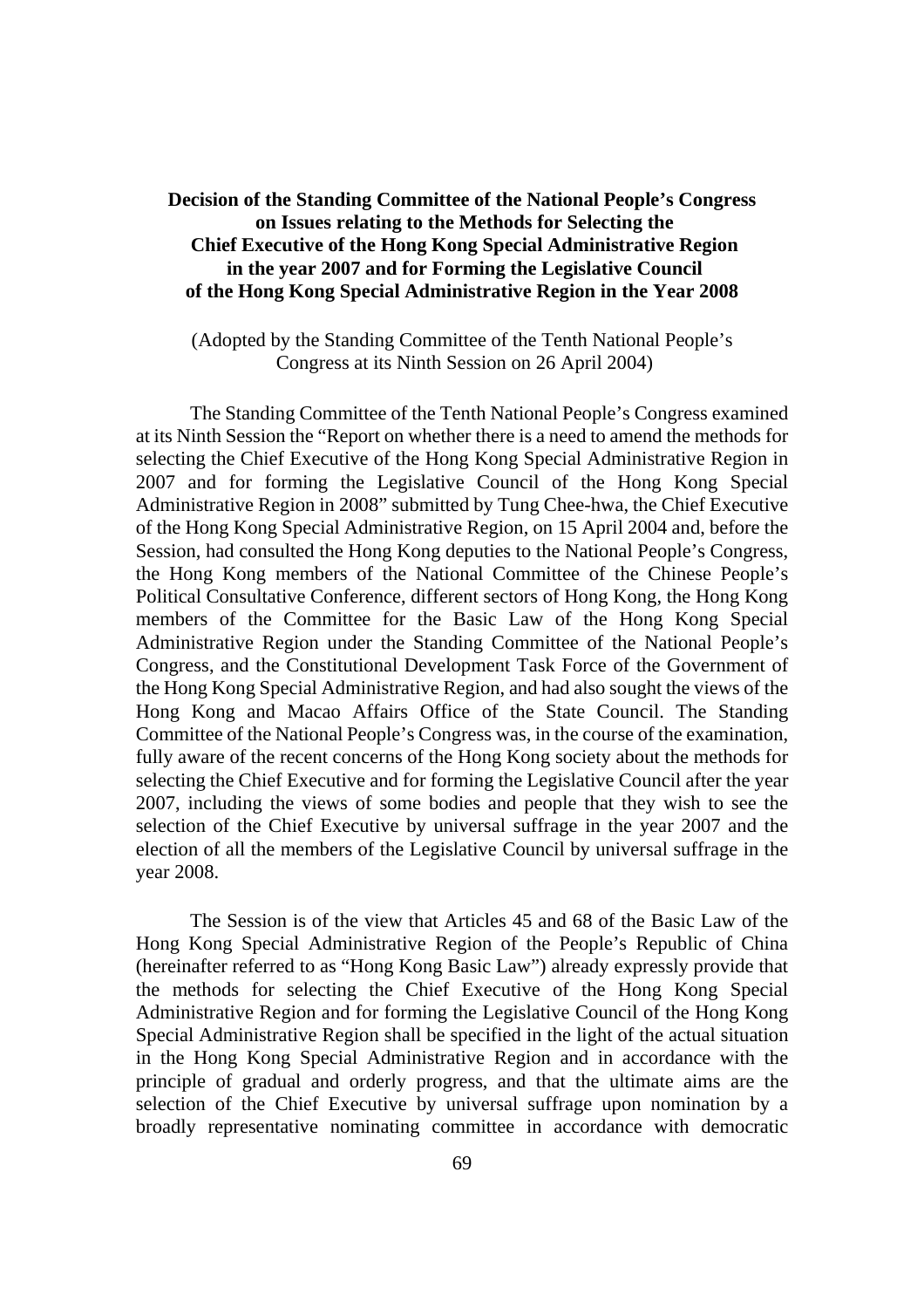**Decision of the Standing Committee of the National People's Congress on Issues relating to the Methods for Selecting the Chief Executive of the Hong Kong Special Administrative Region in the year 2007 and for Forming the Legislative Council of the Hong Kong Special Administrative Region in the Year 2008**

(Adopted by the Standing Committee of the Tenth National People's Congress at its Ninth Session on 26 April 2004)

The Standing Committee of the Tenth National People's Congress examined at its Ninth Session the "Report on whether there is a need to amend the methods for selecting the Chief Executive of the Hong Kong Special Administrative Region in 2007 and for forming the Legislative Council of the Hong Kong Special Administrative Region in 2008" submitted by Tung Chee-hwa, the Chief Executive of the Hong Kong Special Administrative Region, on 15 April 2004 and, before the Session, had consulted the Hong Kong deputies to the National People's Congress, the Hong Kong members of the National Committee of the Chinese People's Political Consultative Conference, different sectors of Hong Kong, the Hong Kong members of the Committee for the Basic Law of the Hong Kong Special Administrative Region under the Standing Committee of the National People's Congress, and the Constitutional Development Task Force of the Government of the Hong Kong Special Administrative Region, and had also sought the views of the Hong Kong and Macao Affairs Office of the State Council. The Standing Committee of the National People's Congress was, in the course of the examination, fully aware of the recent concerns of the Hong Kong society about the methods for selecting the Chief Executive and for forming the Legislative Council after the year 2007, including the views of some bodies and people that they wish to see the selection of the Chief Executive by universal suffrage in the year 2007 and the election of all the members of the Legislative Council by universal suffrage in the year 2008.

The Session is of the view that Articles 45 and 68 of the Basic Law of the Hong Kong Special Administrative Region of the People's Republic of China (hereinafter referred to as "Hong Kong Basic Law") already expressly provide that the methods for selecting the Chief Executive of the Hong Kong Special Administrative Region and for forming the Legislative Council of the Hong Kong Special Administrative Region shall be specified in the light of the actual situation in the Hong Kong Special Administrative Region and in accordance with the principle of gradual and orderly progress, and that the ultimate aims are the selection of the Chief Executive by universal suffrage upon nomination by a broadly representative nominating committee in accordance with democratic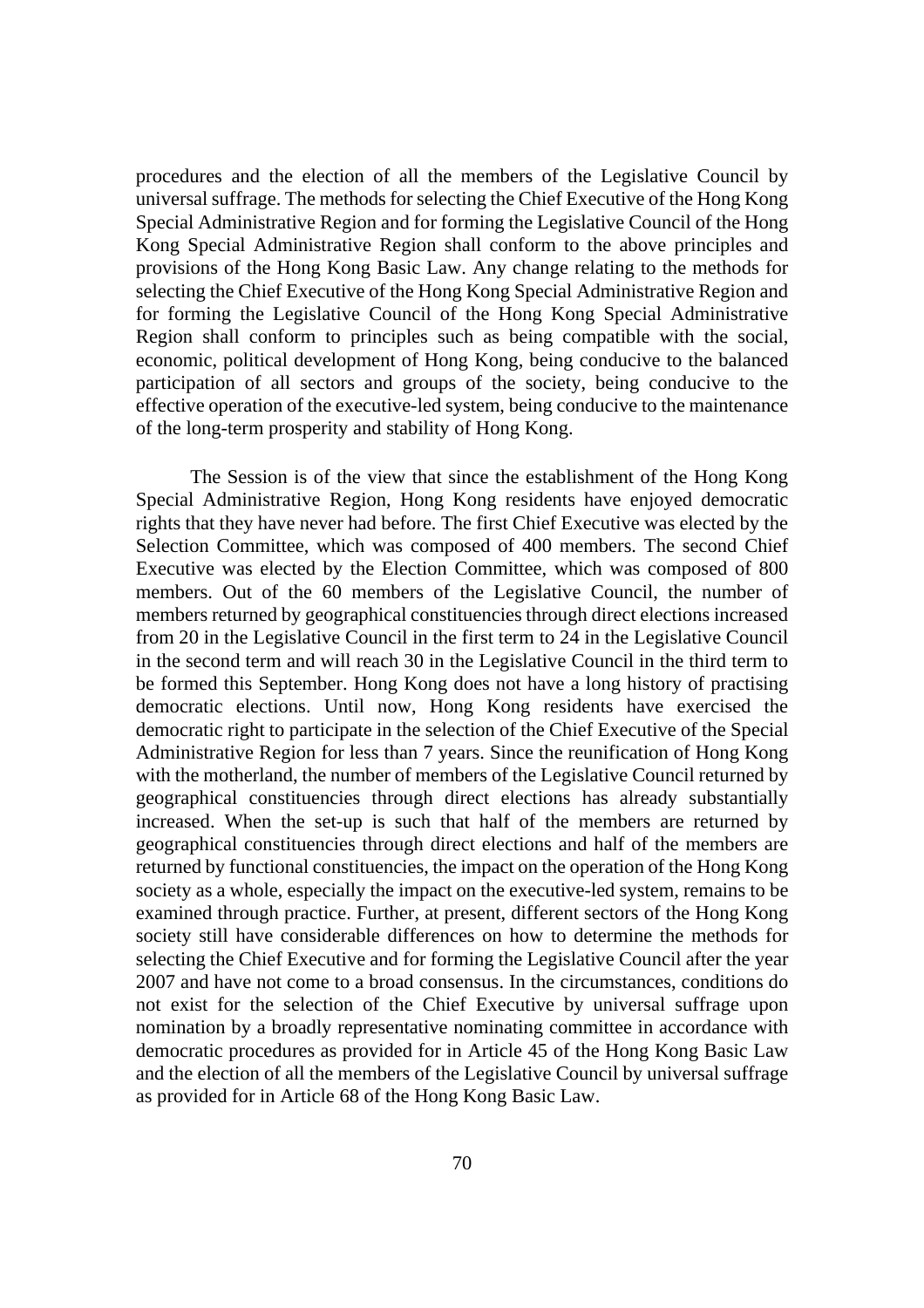procedures and the election of all the members of the Legislative Council by universal suffrage. The methods for selecting the Chief Executive of the Hong Kong Special Administrative Region and for forming the Legislative Council of the Hong Kong Special Administrative Region shall conform to the above principles and provisions of the Hong Kong Basic Law. Any change relating to the methods for selecting the Chief Executive of the Hong Kong Special Administrative Region and for forming the Legislative Council of the Hong Kong Special Administrative Region shall conform to principles such as being compatible with the social, economic, political development of Hong Kong, being conducive to the balanced participation of all sectors and groups of the society, being conducive to the effective operation of the executive-led system, being conducive to the maintenance of the long-term prosperity and stability of Hong Kong.

The Session is of the view that since the establishment of the Hong Kong Special Administrative Region, Hong Kong residents have enjoyed democratic rights that they have never had before. The first Chief Executive was elected by the Selection Committee, which was composed of 400 members. The second Chief Executive was elected by the Election Committee, which was composed of 800 members. Out of the 60 members of the Legislative Council, the number of members returned by geographical constituencies through direct elections increased from 20 in the Legislative Council in the first term to 24 in the Legislative Council in the second term and will reach 30 in the Legislative Council in the third term to be formed this September. Hong Kong does not have a long history of practising democratic elections. Until now, Hong Kong residents have exercised the democratic right to participate in the selection of the Chief Executive of the Special Administrative Region for less than 7 years. Since the reunification of Hong Kong with the motherland, the number of members of the Legislative Council returned by geographical constituencies through direct elections has already substantially increased. When the set-up is such that half of the members are returned by geographical constituencies through direct elections and half of the members are returned by functional constituencies, the impact on the operation of the Hong Kong society as a whole, especially the impact on the executive-led system, remains to be examined through practice. Further, at present, different sectors of the Hong Kong society still have considerable differences on how to determine the methods for selecting the Chief Executive and for forming the Legislative Council after the year 2007 and have not come to a broad consensus. In the circumstances, conditions do not exist for the selection of the Chief Executive by universal suffrage upon nomination by a broadly representative nominating committee in accordance with democratic procedures as provided for in Article 45 of the Hong Kong Basic Law and the election of all the members of the Legislative Council by universal suffrage as provided for in Article 68 of the Hong Kong Basic Law.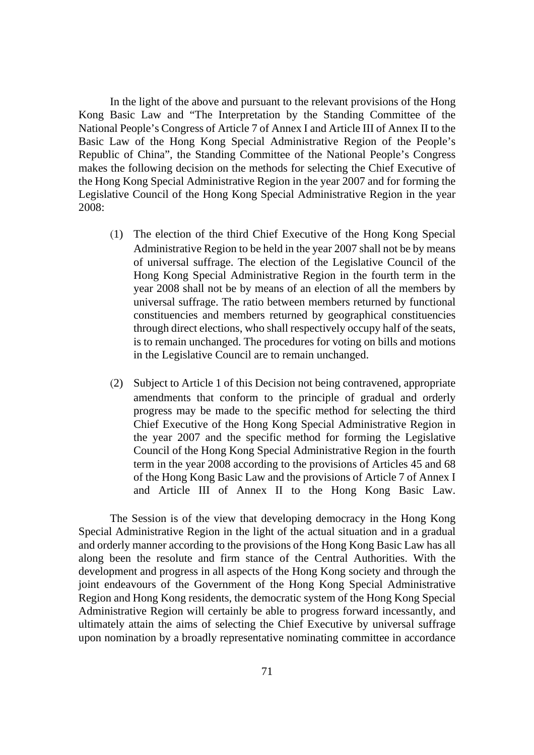In the light of the above and pursuant to the relevant provisions of the Hong Kong Basic Law and "The Interpretation by the Standing Committee of the National People's Congress of Article 7 of Annex I and Article III of Annex II to the Basic Law of the Hong Kong Special Administrative Region of the People's Republic of China", the Standing Committee of the National People's Congress makes the following decision on the methods for selecting the Chief Executive of the Hong Kong Special Administrative Region in the year 2007 and for forming the Legislative Council of the Hong Kong Special Administrative Region in the year 2008:

(1) The election of the third Chief Executive of the Hong Kong Special Administrative Region to be held in the year 2007 shall not be by means of universal suffrage. The election of the Legislative Council of the Hong Kong Special Administrative Region in the fourth term in the year 2008 shall not be by means of an election of all the members by universal suffrage. The ratio between members returned by functional constituencies and members returned by geographical constituencies through direct elections, who shall respectively occupy half of the seats, is to remain unchanged. The procedures for voting on bills and motions in the Legislative Council are to remain unchanged.

(2) Subject to Article 1 of this Decision not being contravened, appropriate amendments that conform to the principle of gradual and orderly progress may be made to the specific method for selecting the third Chief Executive of the Hong Kong Special Administrative Region in the year 2007 and the specific method for forming the Legislative Council of the Hong Kong Special Administrative Region in the fourth term in the year 2008 according to the provisions of Articles 45 and 68 of the Hong Kong Basic Law and the provisions of Article 7 of Annex I and Article III of Annex II to the Hong Kong Basic Law.

The Session is of the view that developing democracy in the Hong Kong Special Administrative Region in the light of the actual situation and in a gradual and orderly manner according to the provisions of the Hong Kong Basic Law has all along been the resolute and firm stance of the Central Authorities. With the development and progress in all aspects of the Hong Kong society and through the joint endeavours of the Government of the Hong Kong Special Administrative Region and Hong Kong residents, the democratic system of the Hong Kong Special Administrative Region will certainly be able to progress forward incessantly, and ultimately attain the aims of selecting the Chief Executive by universal suffrage upon nomination by a broadly representative nominating committee in accordance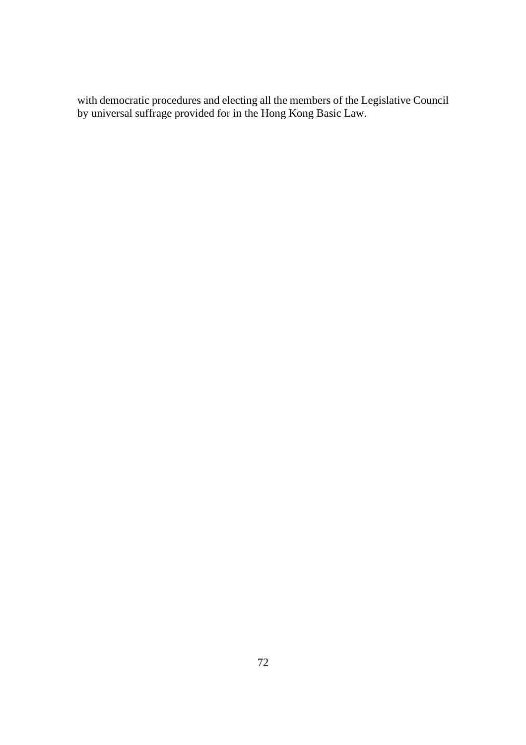with democratic procedures and electing all the members of the Legislative Council by universal suffrage provided for in the Hong Kong Basic Law.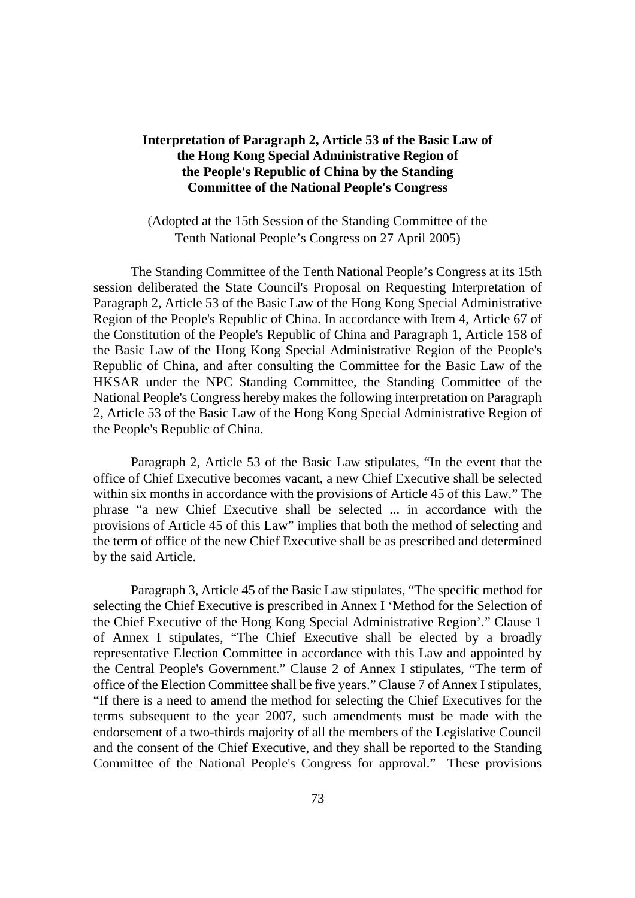**Interpretation of Paragraph 2, Article 53 of the Basic Law of the Hong Kong Special Administrative Region of the People's Republic of China by the Standing Committee of the National People's Congress**

(Adopted at the 15th Session of the Standing Committee of the Tenth National People's Congress on 27 April 2005)

The Standing Committee of the Tenth National People's Congress at its 15th session deliberated the State Council's Proposal on Requesting Interpretation of Paragraph 2, Article 53 of the Basic Law of the Hong Kong Special Administrative Region of the People's Republic of China. In accordance with Item 4, Article 67 of the Constitution of the People's Republic of China and Paragraph 1, Article 158 of the Basic Law of the Hong Kong Special Administrative Region of the People's Republic of China, and after consulting the Committee for the Basic Law of the HKSAR under the NPC Standing Committee, the Standing Committee of the National People's Congress hereby makes the following interpretation on Paragraph 2, Article 53 of the Basic Law of the Hong Kong Special Administrative Region of the People's Republic of China.

Paragraph 2, Article 53 of the Basic Law stipulates, "In the event that the office of Chief Executive becomes vacant, a new Chief Executive shall be selected within six months in accordance with the provisions of Article 45 of this Law." The phrase "a new Chief Executive shall be selected ... in accordance with the provisions of Article 45 of this Law" implies that both the method of selecting and the term of office of the new Chief Executive shall be as prescribed and determined by the said Article.

Paragraph 3, Article 45 of the Basic Law stipulates, "The specific method for selecting the Chief Executive is prescribed in Annex I 'Method for the Selection of the Chief Executive of the Hong Kong Special Administrative Region'." Clause 1 of Annex I stipulates, "The Chief Executive shall be elected by a broadly representative Election Committee in accordance with this Law and appointed by the Central People's Government." Clause 2 of Annex I stipulates, "The term of office of the Election Committee shall be five years." Clause 7 of Annex I stipulates, "If there is a need to amend the method for selecting the Chief Executives for the terms subsequent to the year 2007, such amendments must be made with the endorsement of a two-thirds majority of all the members of the Legislative Council and the consent of the Chief Executive, and they shall be reported to the Standing Committee of the National People's Congress for approval." These provisions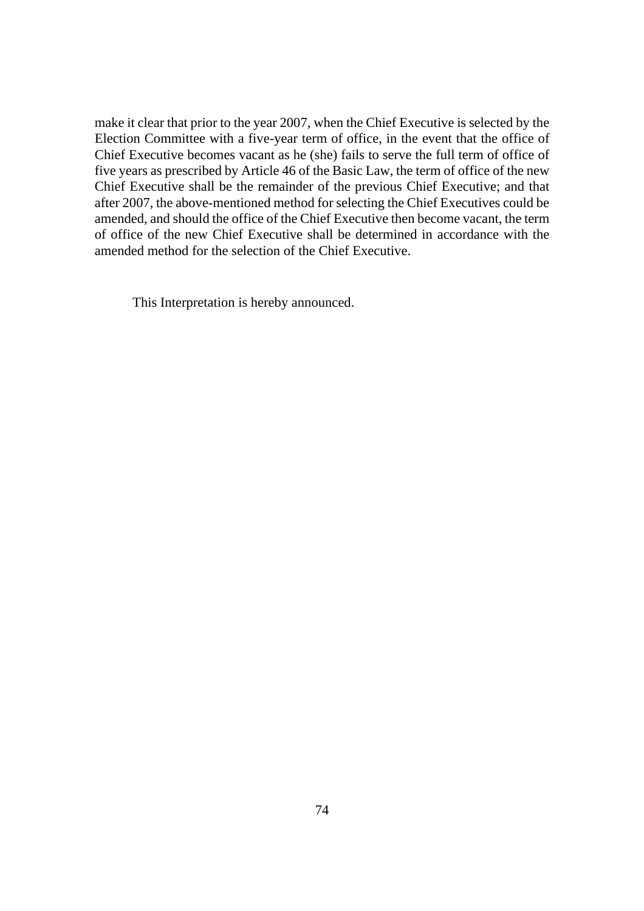make it clear that prior to the year 2007, when the Chief Executive is selected by the Election Committee with a five-year term of office, in the event that the office of Chief Executive becomes vacant as he (she) fails to serve the full term of office of five years as prescribed by Article 46 of the Basic Law, the term of office of the new Chief Executive shall be the remainder of the previous Chief Executive; and that after 2007, the above-mentioned method for selecting the Chief Executives could be amended, and should the office of the Chief Executive then become vacant, the term of office of the new Chief Executive shall be determined in accordance with the amended method for the selection of the Chief Executive.

This Interpretation is hereby announced.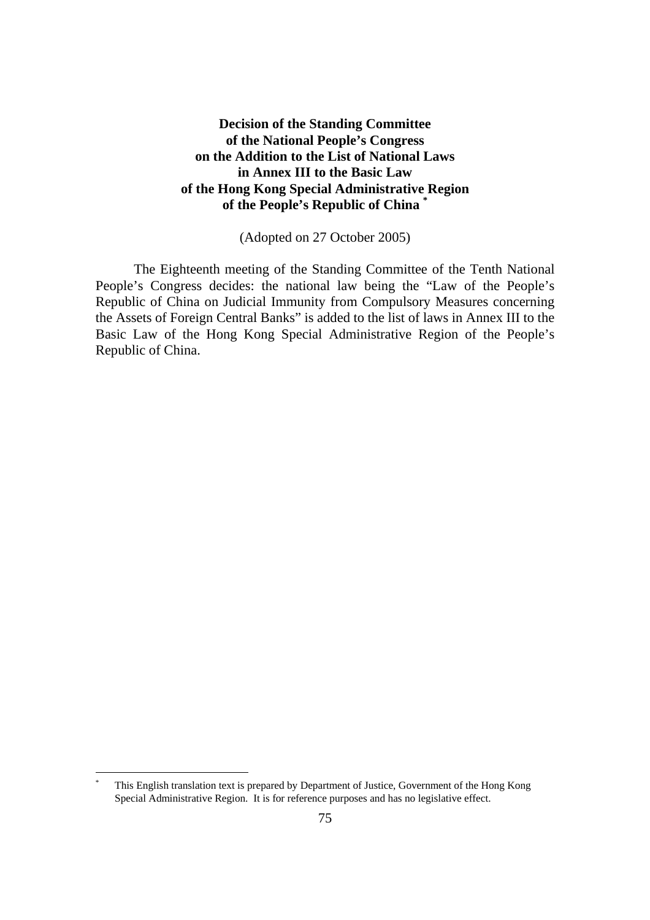# Decision of the Standing Committee of the National People's Congress on the Addition to the List of National Laws in Annex III to the Basic Law of the Hong Kong Special Administrative Region of the People's Republic of China *

(Adopted on 27 October 2005)

The Eighteenth meeting of the Standing Committee of the Tenth National People's Congress decides: the national law being the "Law of the People's Republic of China on Judicial Immunity from Compulsory Measures concerning the Assets of Foreign Central Banks" is added to the list of laws in Annex III to the Basic Law of the Hong Kong Special Administrative Region of the People's Republic of China.

---

* This English translation text is prepared by Department of Justice, Government of the Hong Kong Special Administrative Region. It is for reference purposes and has no legislative effect.